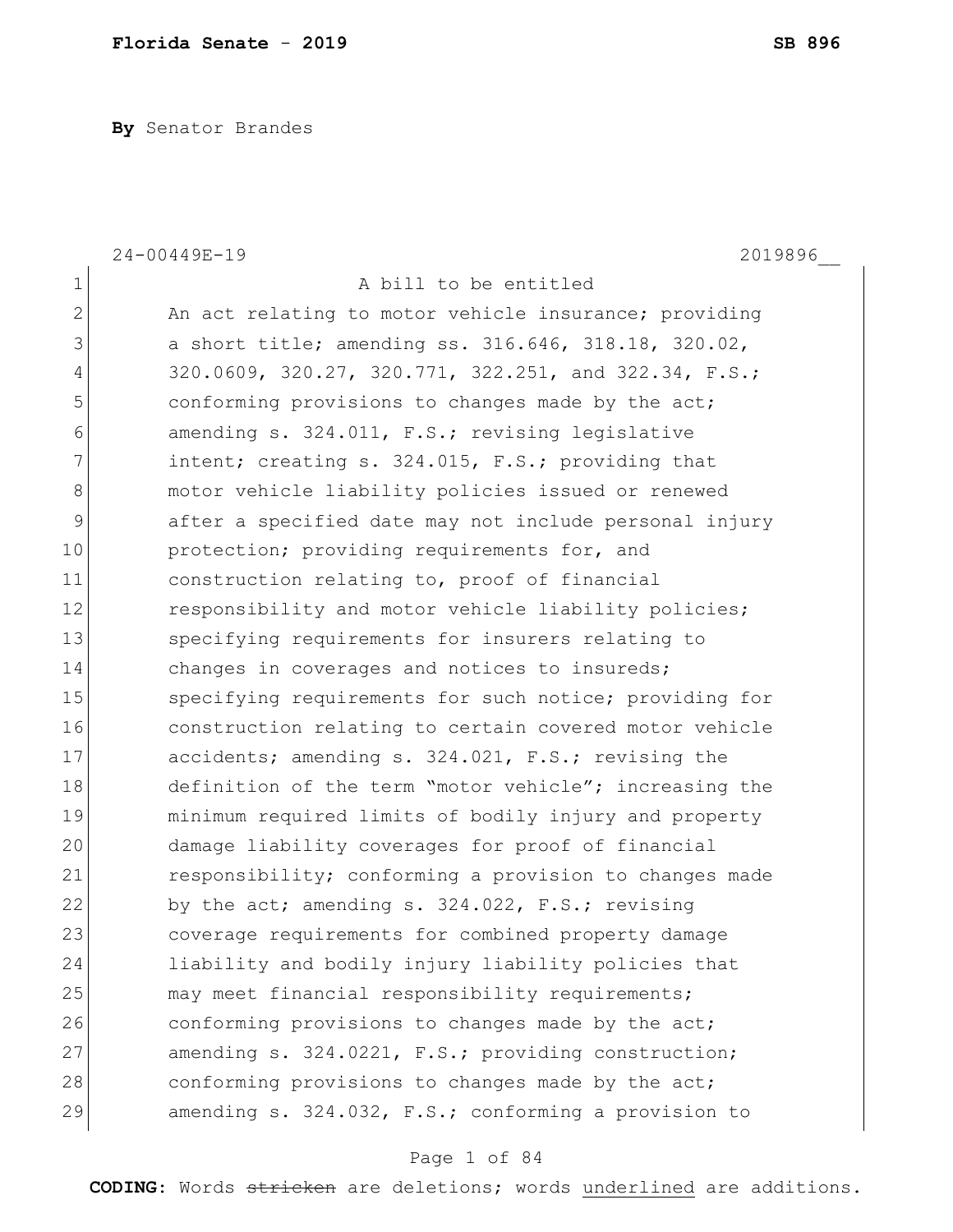**By** Senator Brandes

24-00449E-19 2019896__

1 A bill to be entitled
2 An act relating to motor vehicle insurance; providing
3 a short title; amending ss. 316.646, 318.18, 320.02,
4 320.0609, 320.27, 320.771, 322.251, and 322.34, F.S.;
5 conforming provisions to changes made by the act;
6 amending s. 324.011, F.S.; revising legislative
7 intent; creating s. 324.015, F.S.; providing that
8 motor vehicle liability policies issued or renewed
9 after a specified date may not include personal injury
10 protection; providing requirements for, and
11 construction relating to, proof of financial
12 responsibility and motor vehicle liability policies;
13 specifying requirements for insurers relating to
14 changes in coverages and notices to insureds;
15 specifying requirements for such notice; providing for
16 construction relating to certain covered motor vehicle
17 accidents; amending s. 324.021, F.S.; revising the
18 definition of the term "motor vehicle"; increasing the
19 minimum required limits of bodily injury and property
20 damage liability coverages for proof of financial
21 responsibility; conforming a provision to changes made
22 by the act; amending s. 324.022, F.S.; revising
23 coverage requirements for combined property damage
24 liability and bodily injury liability policies that
25 may meet financial responsibility requirements;
26 conforming provisions to changes made by the act;
27 amending s. 324.0221, F.S.; providing construction;
28 conforming provisions to changes made by the act;
29 amending s. 324.032, F.S.; conforming a provision to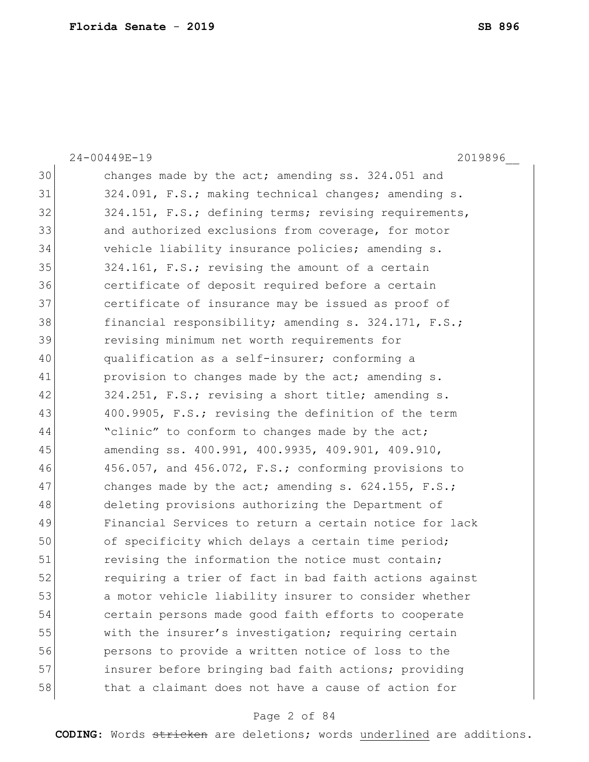24-00449E-19 2019896__

30 changes made by the act; amending ss. 324.051 and
31 324.091, F.S.; making technical changes; amending s.
32 324.151, F.S.; defining terms; revising requirements,
33 and authorized exclusions from coverage, for motor
34 vehicle liability insurance policies; amending s.
35 324.161, F.S.; revising the amount of a certain
36 certificate of deposit required before a certain
37 certificate of insurance may be issued as proof of
38 financial responsibility; amending s. 324.171, F.S.;
39 revising minimum net worth requirements for
40 qualification as a self-insurer; conforming a
41 provision to changes made by the act; amending s.
42 324.251, F.S.; revising a short title; amending s.
43 400.9905, F.S.; revising the definition of the term
44 "clinic" to conform to changes made by the act;
45 amending ss. 400.991, 400.9935, 409.901, 409.910,
46 456.057, and 456.072, F.S.; conforming provisions to
47 changes made by the act; amending s. 624.155, F.S.;
48 deleting provisions authorizing the Department of
49 Financial Services to return a certain notice for lack
50 of specificity which delays a certain time period;
51 revising the information the notice must contain;
52 requiring a trier of fact in bad faith actions against
53 a motor vehicle liability insurer to consider whether
54 certain persons made good faith efforts to cooperate
55 with the insurer's investigation; requiring certain
56 persons to provide a written notice of loss to the
57 insurer before bringing bad faith actions; providing
58 that a claimant does not have a cause of action for

**CODING:** Words ~~stricken~~ are deletions; words underlined are additions.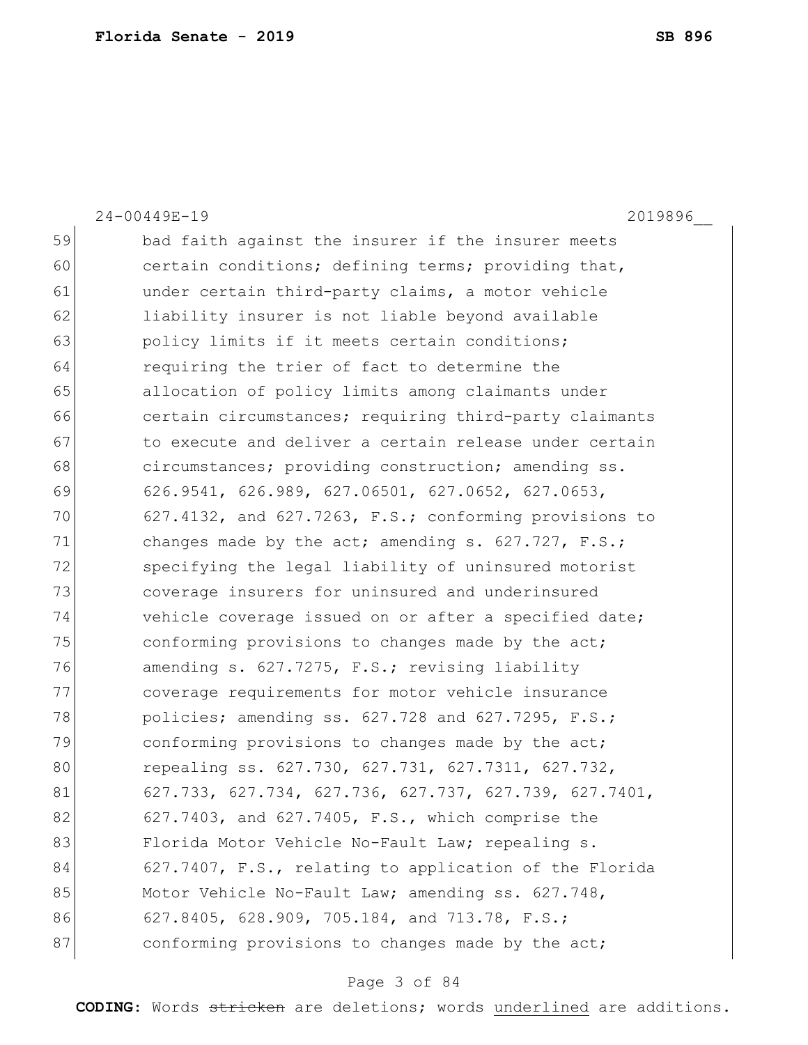59 bad faith against the insurer if the insurer meets
60 certain conditions; defining terms; providing that,
61 under certain third-party claims, a motor vehicle
62 liability insurer is not liable beyond available
63 policy limits if it meets certain conditions;
64 requiring the trier of fact to determine the
65 allocation of policy limits among claimants under
66 certain circumstances; requiring third-party claimants
67 to execute and deliver a certain release under certain
68 circumstances; providing construction; amending ss.
69 626.9541, 626.989, 627.06501, 627.0652, 627.0653,
70 627.4132, and 627.7263, F.S.; conforming provisions to
71 changes made by the act; amending s. 627.727, F.S.;
72 specifying the legal liability of uninsured motorist
73 coverage insurers for uninsured and underinsured
74 vehicle coverage issued on or after a specified date;
75 conforming provisions to changes made by the act;
76 amending s. 627.7275, F.S.; revising liability
77 coverage requirements for motor vehicle insurance
78 policies; amending ss. 627.728 and 627.7295, F.S.;
79 conforming provisions to changes made by the act;
80 repealing ss. 627.730, 627.731, 627.7311, 627.732,
81 627.733, 627.734, 627.736, 627.737, 627.739, 627.7401,
82 627.7403, and 627.7405, F.S., which comprise the
83 Florida Motor Vehicle No-Fault Law; repealing s.
84 627.7407, F.S., relating to application of the Florida
85 Motor Vehicle No-Fault Law; amending ss. 627.748,
86 627.8405, 628.909, 705.184, and 713.78, F.S.;
87 conforming provisions to changes made by the act;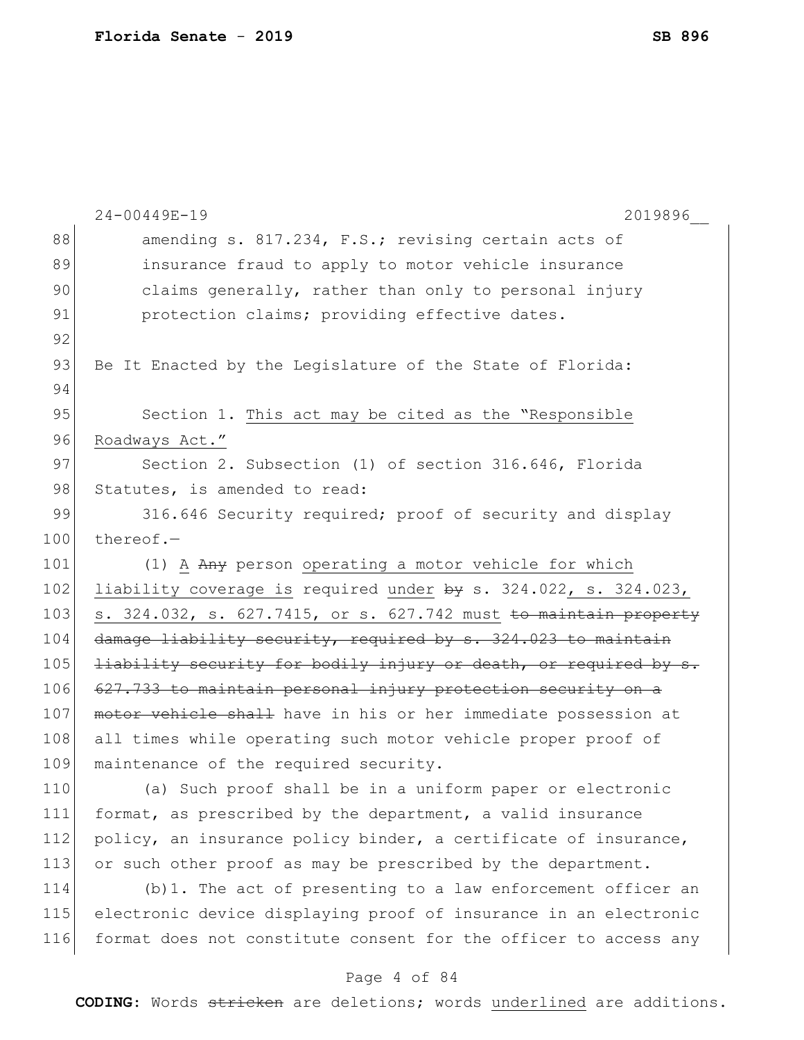amending s. 817.234, F.S.; revising certain acts of insurance fraud to apply to motor vehicle insurance claims generally, rather than only to personal injury protection claims; providing effective dates.

Be It Enacted by the Legislature of the State of Florida:

Section 1. <u>This act may be cited as the "Responsible Roadways Act."</u>

Section 2. Subsection (1) of section 316.646, Florida Statutes, is amended to read:

316.646 Security required; proof of security and display thereof.—

(1) <u>A</u> ~~Any~~ person <u>operating a motor vehicle for which liability coverage is</u> required <u>under</u> ~~by~~ s. 324.022<u>, s. 324.023, s. 324.032, s. 627.7415, or s. 627.742 must</u> ~~to maintain property damage liability security, required by s. 324.023 to maintain liability security for bodily injury or death, or required by s. 627.733 to maintain personal injury protection security on a motor vehicle shall~~ have in his or her immediate possession at all times while operating such motor vehicle proper proof of maintenance of the required security.

(a) Such proof shall be in a uniform paper or electronic format, as prescribed by the department, a valid insurance policy, an insurance policy binder, a certificate of insurance, or such other proof as may be prescribed by the department.

(b)1. The act of presenting to a law enforcement officer an electronic device displaying proof of insurance in an electronic format does not constitute consent for the officer to access any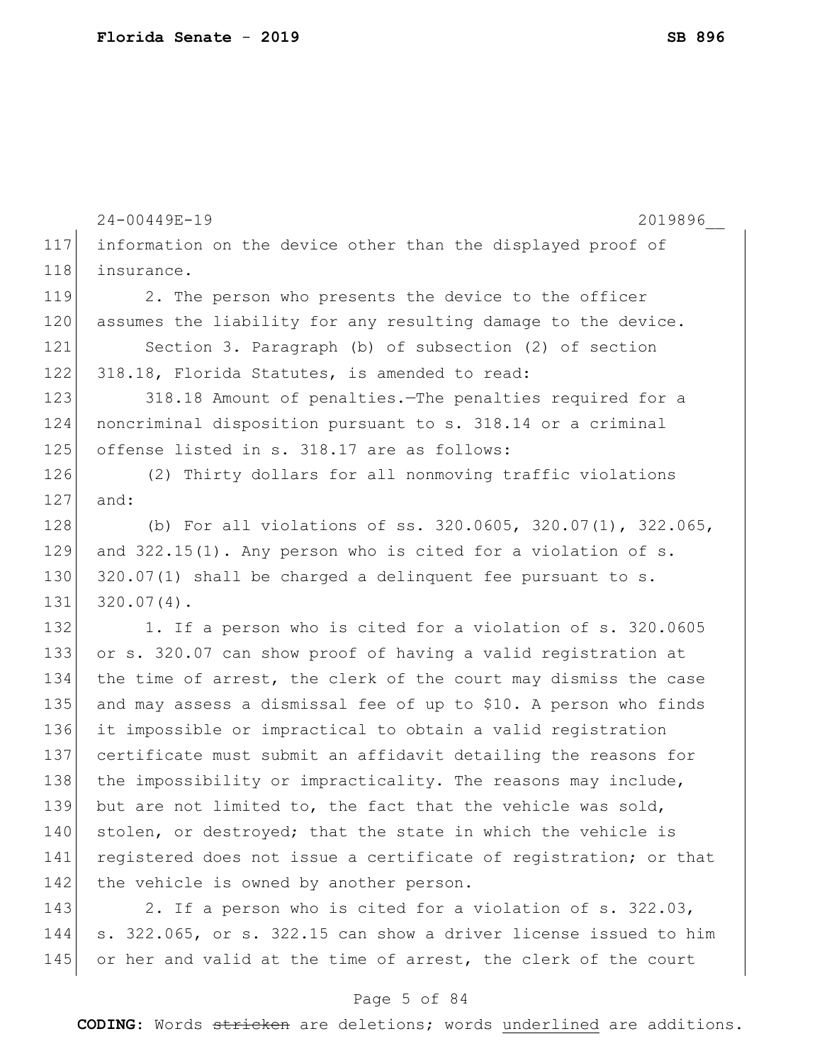information on the device other than the displayed proof of insurance.

2. The person who presents the device to the officer assumes the liability for any resulting damage to the device.

Section 3. Paragraph (b) of subsection (2) of section 318.18, Florida Statutes, is amended to read:

318.18 Amount of penalties.—The penalties required for a noncriminal disposition pursuant to s. 318.14 or a criminal offense listed in s. 318.17 are as follows:

(2) Thirty dollars for all nonmoving traffic violations and:

(b) For all violations of ss. 320.0605, 320.07(1), 322.065, and 322.15(1). Any person who is cited for a violation of s. 320.07(1) shall be charged a delinquent fee pursuant to s. 320.07(4).

1. If a person who is cited for a violation of s. 320.0605 or s. 320.07 can show proof of having a valid registration at the time of arrest, the clerk of the court may dismiss the case and may assess a dismissal fee of up to $10. A person who finds it impossible or impractical to obtain a valid registration certificate must submit an affidavit detailing the reasons for the impossibility or impracticality. The reasons may include, but are not limited to, the fact that the vehicle was sold, stolen, or destroyed; that the state in which the vehicle is registered does not issue a certificate of registration; or that the vehicle is owned by another person.

2. If a person who is cited for a violation of s. 322.03, s. 322.065, or s. 322.15 can show a driver license issued to him or her and valid at the time of arrest, the clerk of the court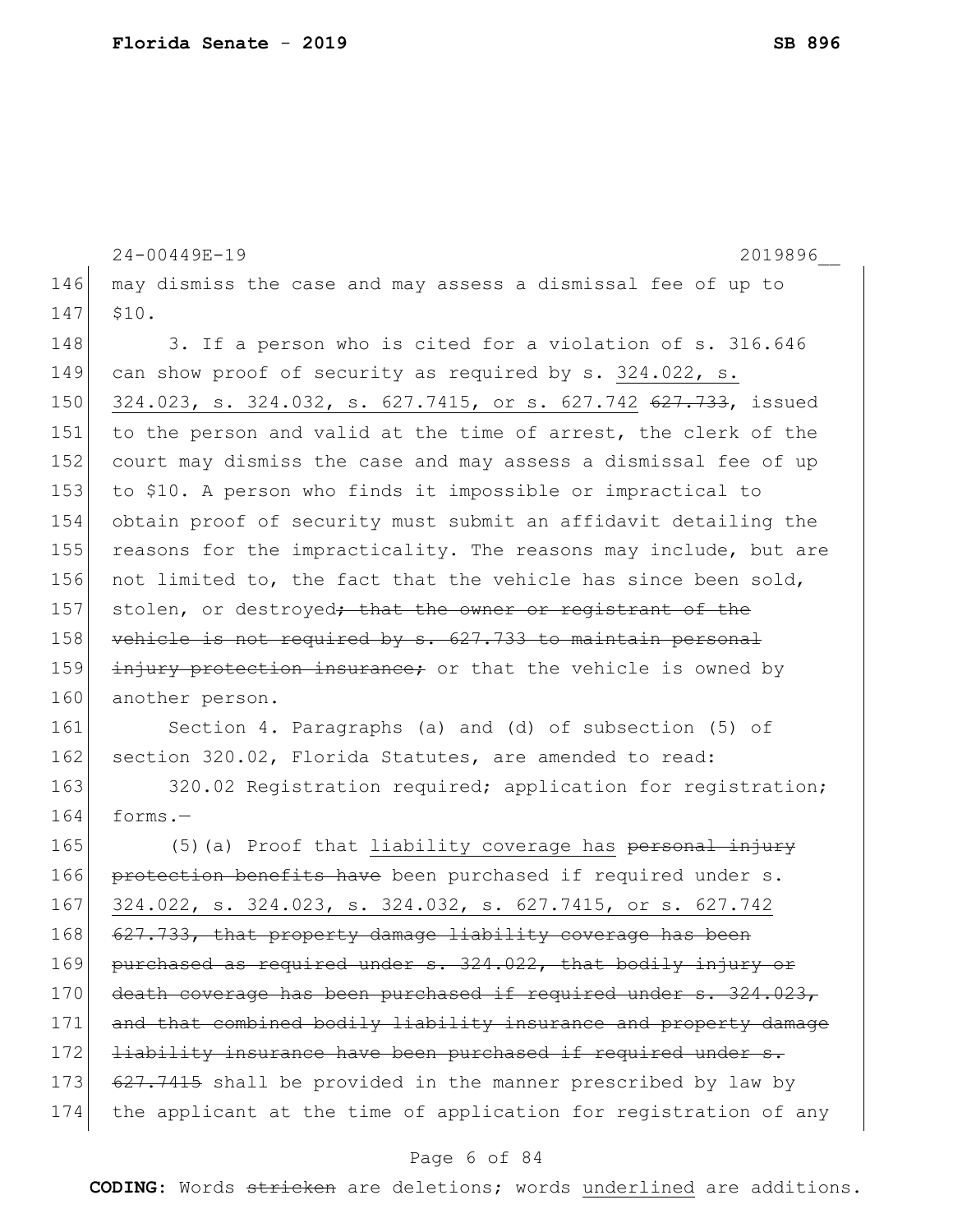24-00449E-19 2019896__

may dismiss the case and may assess a dismissal fee of up to $10.

3. If a person who is cited for a violation of s. 316.646 can show proof of security as required by s. <u>324.022, s. 324.023, s. 324.032, s. 627.7415, or s. 627.742</u> ~~627.733~~, issued to the person and valid at the time of arrest, the clerk of the court may dismiss the case and may assess a dismissal fee of up to $10. A person who finds it impossible or impractical to obtain proof of security must submit an affidavit detailing the reasons for the impracticality. The reasons may include, but are not limited to, the fact that the vehicle has since been sold, stolen, or destroyed~~; that the owner or registrant of the vehicle is not required by s. 627.733 to maintain personal injury protection insurance;~~ or that the vehicle is owned by another person.

Section 4. Paragraphs (a) and (d) of subsection (5) of section 320.02, Florida Statutes, are amended to read:

320.02 Registration required; application for registration; forms.—

(5)(a) Proof that <u>liability coverage has</u> ~~personal injury protection benefits have~~ been purchased if required under s. <u>324.022, s. 324.023, s. 324.032, s. 627.7415, or s. 627.742</u> ~~627.733, that property damage liability coverage has been purchased as required under s. 324.022, that bodily injury or death coverage has been purchased if required under s. 324.023, and that combined bodily liability insurance and property damage liability insurance have been purchased if required under s. 627.7415~~ shall be provided in the manner prescribed by law by the applicant at the time of application for registration of any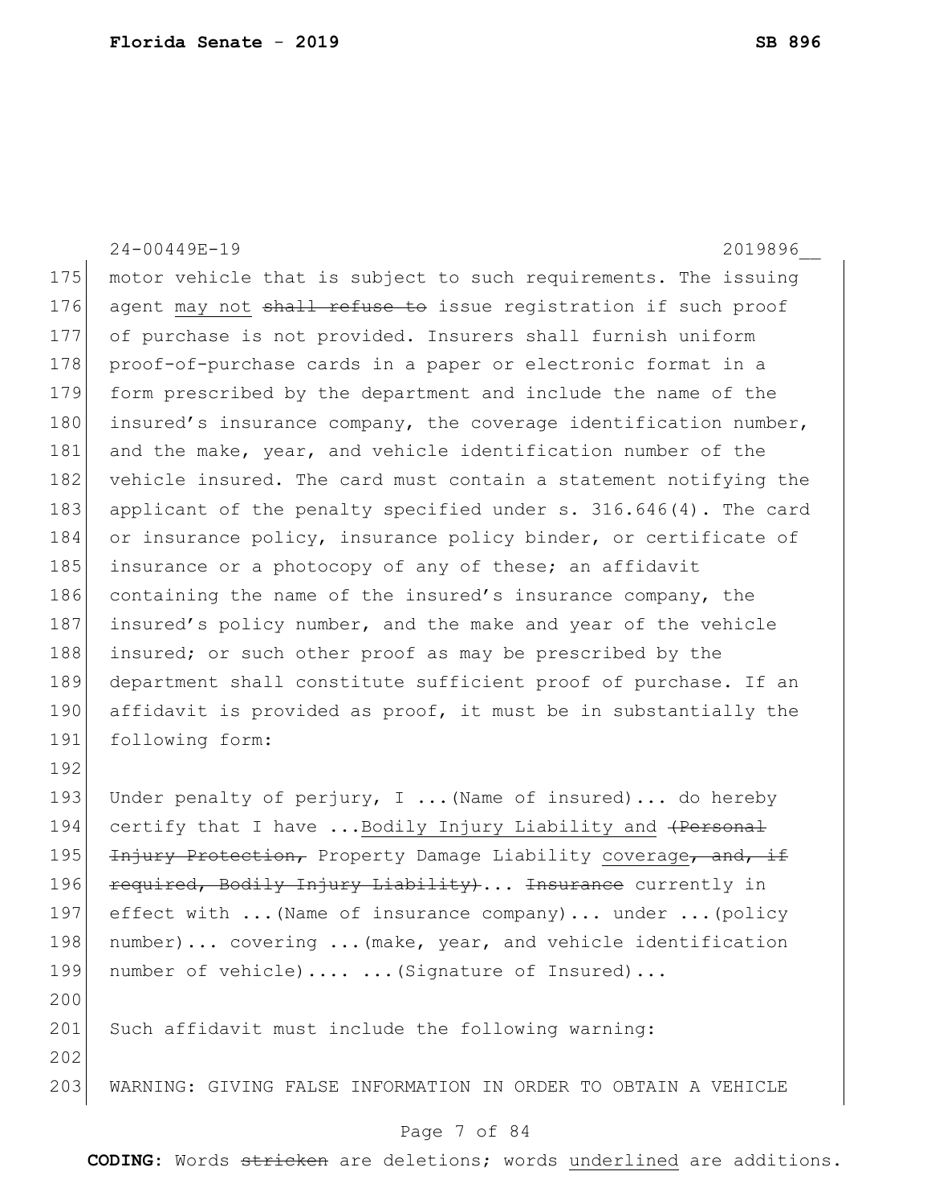24-00449E-19 2019896__

175 motor vehicle that is subject to such requirements. The issuing
176 agent <u>may not</u> ~~shall refuse to~~ issue registration if such proof
177 of purchase is not provided. Insurers shall furnish uniform
178 proof-of-purchase cards in a paper or electronic format in a
179 form prescribed by the department and include the name of the
180 insured's insurance company, the coverage identification number,
181 and the make, year, and vehicle identification number of the
182 vehicle insured. The card must contain a statement notifying the
183 applicant of the penalty specified under s. 316.646(4). The card
184 or insurance policy, insurance policy binder, or certificate of
185 insurance or a photocopy of any of these; an affidavit
186 containing the name of the insured's insurance company, the
187 insured's policy number, and the make and year of the vehicle
188 insured; or such other proof as may be prescribed by the
189 department shall constitute sufficient proof of purchase. If an
190 affidavit is provided as proof, it must be in substantially the
191 following form:

192

193 Under penalty of perjury, I ...(Name of insured)... do hereby
194 certify that I have ...<u>Bodily Injury Liability and</u> ~~(Personal~~
195 ~~Injury Protection,~~ Property Damage Liability <u>coverage</u>~~, and, if~~
196 ~~required, Bodily Injury Liability)~~... ~~Insurance~~ currently in
197 effect with ...(Name of insurance company)... under ...(policy
198 number)... covering ...(make, year, and vehicle identification
199 number of vehicle).... ...(Signature of Insured)...

200

201 Such affidavit must include the following warning:

202

203 WARNING: GIVING FALSE INFORMATION IN ORDER TO OBTAIN A VEHICLE

CODING: Words ~~stricken~~ are deletions; words <u>underlined</u> are additions.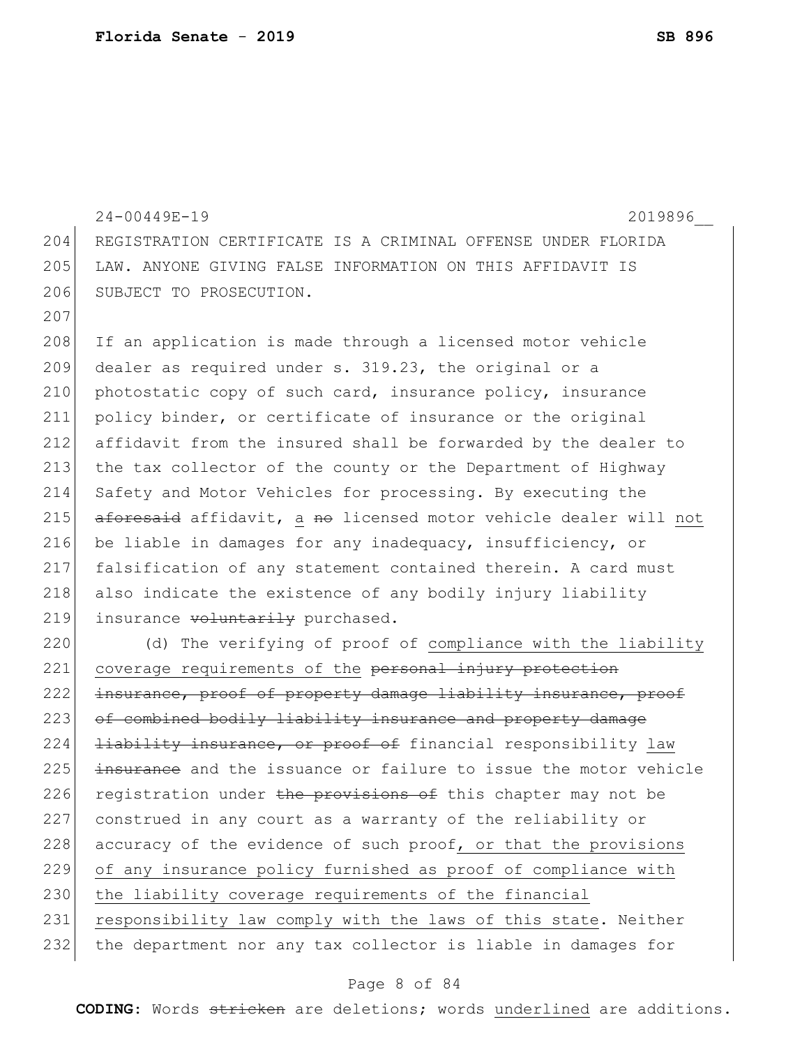REGISTRATION CERTIFICATE IS A CRIMINAL OFFENSE UNDER FLORIDA LAW. ANYONE GIVING FALSE INFORMATION ON THIS AFFIDAVIT IS SUBJECT TO PROSECUTION.

If an application is made through a licensed motor vehicle dealer as required under s. 319.23, the original or a photostatic copy of such card, insurance policy, insurance policy binder, or certificate of insurance or the original affidavit from the insured shall be forwarded by the dealer to the tax collector of the county or the Department of Highway Safety and Motor Vehicles for processing. By executing the ~~aforesaid~~ affidavit, <u>a</u> ~~no~~ licensed motor vehicle dealer will <u>not</u> be liable in damages for any inadequacy, insufficiency, or falsification of any statement contained therein. A card must also indicate the existence of any bodily injury liability insurance ~~voluntarily~~ purchased.

(d) The verifying of proof of <u>compliance with the liability coverage requirements of the</u> ~~personal injury protection insurance, proof of property damage liability insurance, proof of combined bodily liability insurance and property damage liability insurance, or proof of~~ financial responsibility <u>law</u> ~~insurance~~ and the issuance or failure to issue the motor vehicle registration under ~~the provisions of~~ this chapter may not be construed in any court as a warranty of the reliability or accuracy of the evidence of such proof<u>, or that the provisions of any insurance policy furnished as proof of compliance with the liability coverage requirements of the financial responsibility law comply with the laws of this state</u>. Neither the department nor any tax collector is liable in damages for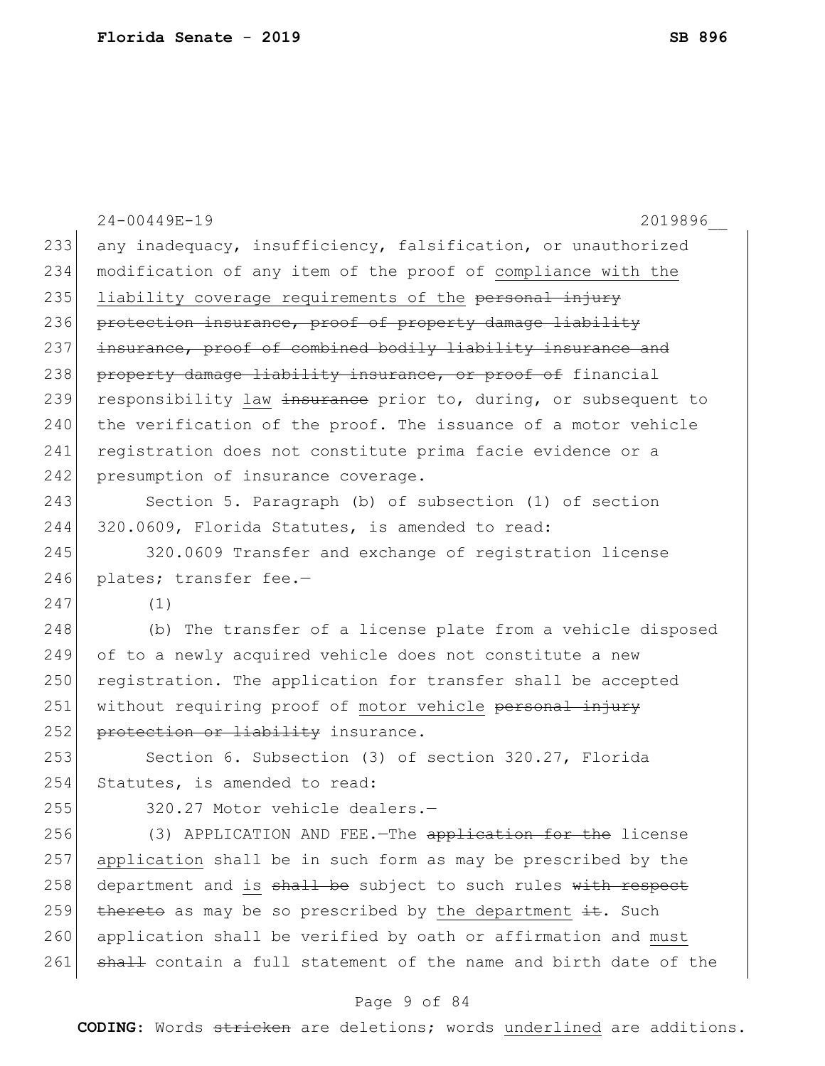any inadequacy, insufficiency, falsification, or unauthorized modification of any item of the proof of <u>compliance with the liability coverage requirements of the</u> ~~personal injury protection insurance, proof of property damage liability insurance, proof of combined bodily liability insurance and property damage liability insurance, or proof of~~ financial responsibility <u>law</u> ~~insurance~~ prior to, during, or subsequent to the verification of the proof. The issuance of a motor vehicle registration does not constitute prima facie evidence or a presumption of insurance coverage.

Section 5. Paragraph (b) of subsection (1) of section 320.0609, Florida Statutes, is amended to read:

320.0609 Transfer and exchange of registration license plates; transfer fee.—

(1)

(b) The transfer of a license plate from a vehicle disposed of to a newly acquired vehicle does not constitute a new registration. The application for transfer shall be accepted without requiring proof of <u>motor vehicle</u> ~~personal injury protection or liability~~ insurance.

Section 6. Subsection (3) of section 320.27, Florida Statutes, is amended to read:

320.27 Motor vehicle dealers.—

(3) APPLICATION AND FEE.—The ~~application for the~~ license <u>application</u> shall be in such form as may be prescribed by the department and <u>is</u> ~~shall be~~ subject to such rules ~~with respect thereto~~ as may be so prescribed by <u>the department</u> ~~it~~. Such application shall be verified by oath or affirmation and <u>must</u> ~~shall~~ contain a full statement of the name and birth date of the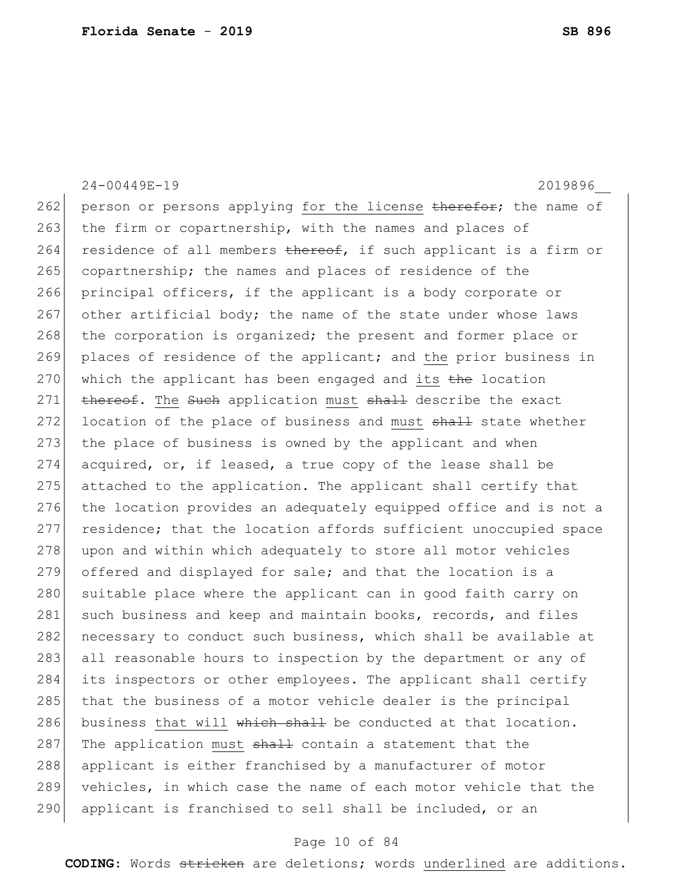262 person or persons applying <u>for the license</u> ~~therefor~~; the name of
263 the firm or copartnership, with the names and places of
264 residence of all members ~~thereof~~, if such applicant is a firm or
265 copartnership; the names and places of residence of the
266 principal officers, if the applicant is a body corporate or
267 other artificial body; the name of the state under whose laws
268 the corporation is organized; the present and former place or
269 places of residence of the applicant; and <u>the</u> prior business in
270 which the applicant has been engaged and <u>its</u> ~~the~~ location
271 ~~thereof~~. <u>The</u> ~~Such~~ application <u>must</u> ~~shall~~ describe the exact
272 location of the place of business and <u>must</u> ~~shall~~ state whether
273 the place of business is owned by the applicant and when
274 acquired, or, if leased, a true copy of the lease shall be
275 attached to the application. The applicant shall certify that
276 the location provides an adequately equipped office and is not a
277 residence; that the location affords sufficient unoccupied space
278 upon and within which adequately to store all motor vehicles
279 offered and displayed for sale; and that the location is a
280 suitable place where the applicant can in good faith carry on
281 such business and keep and maintain books, records, and files
282 necessary to conduct such business, which shall be available at
283 all reasonable hours to inspection by the department or any of
284 its inspectors or other employees. The applicant shall certify
285 that the business of a motor vehicle dealer is the principal
286 business <u>that will</u> ~~which shall~~ be conducted at that location.
287 The application <u>must</u> ~~shall~~ contain a statement that the
288 applicant is either franchised by a manufacturer of motor
289 vehicles, in which case the name of each motor vehicle that the
290 applicant is franchised to sell shall be included, or an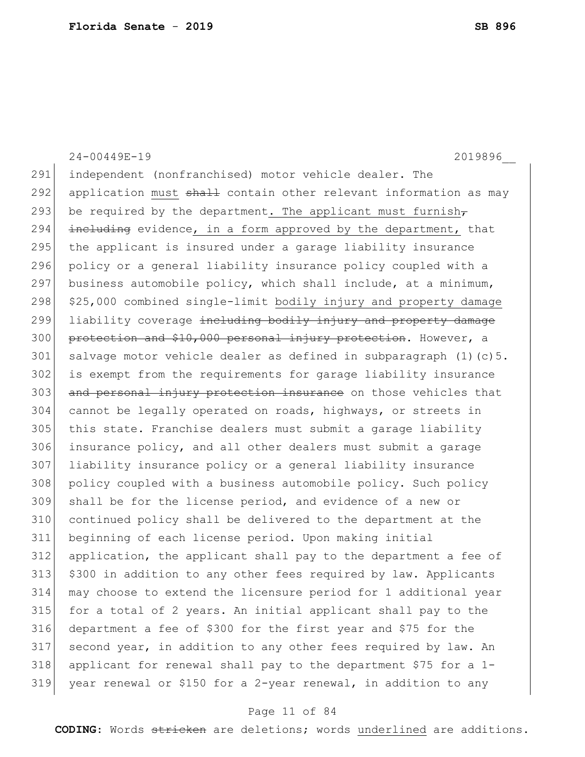independent (nonfranchised) motor vehicle dealer. The application must ~~shall~~ contain other relevant information as may be required by the department. The applicant must furnish~~,~~ ~~including~~ evidence, in a form approved by the department, that the applicant is insured under a garage liability insurance policy or a general liability insurance policy coupled with a business automobile policy, which shall include, at a minimum, $25,000 combined single-limit bodily injury and property damage liability coverage ~~including bodily injury and property damage protection and $10,000 personal injury protection~~. However, a salvage motor vehicle dealer as defined in subparagraph (1)(c)5. is exempt from the requirements for garage liability insurance ~~and personal injury protection insurance~~ on those vehicles that cannot be legally operated on roads, highways, or streets in this state. Franchise dealers must submit a garage liability insurance policy, and all other dealers must submit a garage liability insurance policy or a general liability insurance policy coupled with a business automobile policy. Such policy shall be for the license period, and evidence of a new or continued policy shall be delivered to the department at the beginning of each license period. Upon making initial application, the applicant shall pay to the department a fee of $300 in addition to any other fees required by law. Applicants may choose to extend the licensure period for 1 additional year for a total of 2 years. An initial applicant shall pay to the department a fee of $300 for the first year and $75 for the second year, in addition to any other fees required by law. An applicant for renewal shall pay to the department $75 for a 1-year renewal or $150 for a 2-year renewal, in addition to any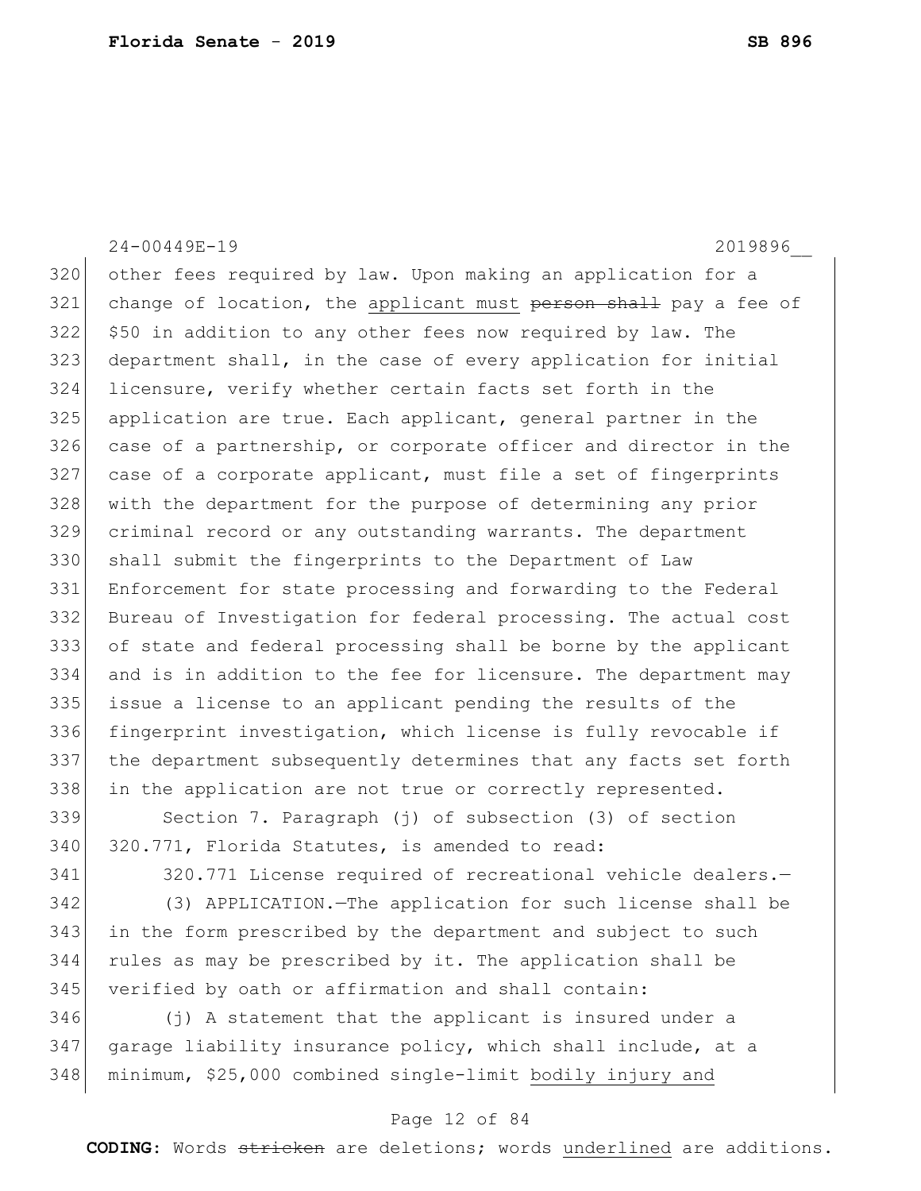other fees required by law. Upon making an application for a change of location, the <u>applicant must</u> ~~person shall~~ pay a fee of $50 in addition to any other fees now required by law. The department shall, in the case of every application for initial licensure, verify whether certain facts set forth in the application are true. Each applicant, general partner in the case of a partnership, or corporate officer and director in the case of a corporate applicant, must file a set of fingerprints with the department for the purpose of determining any prior criminal record or any outstanding warrants. The department shall submit the fingerprints to the Department of Law Enforcement for state processing and forwarding to the Federal Bureau of Investigation for federal processing. The actual cost of state and federal processing shall be borne by the applicant and is in addition to the fee for licensure. The department may issue a license to an applicant pending the results of the fingerprint investigation, which license is fully revocable if the department subsequently determines that any facts set forth in the application are not true or correctly represented.

Section 7. Paragraph (j) of subsection (3) of section 320.771, Florida Statutes, is amended to read:

320.771 License required of recreational vehicle dealers.—

(3) APPLICATION.—The application for such license shall be in the form prescribed by the department and subject to such rules as may be prescribed by it. The application shall be verified by oath or affirmation and shall contain:

(j) A statement that the applicant is insured under a garage liability insurance policy, which shall include, at a minimum, $25,000 combined single-limit <u>bodily injury and</u>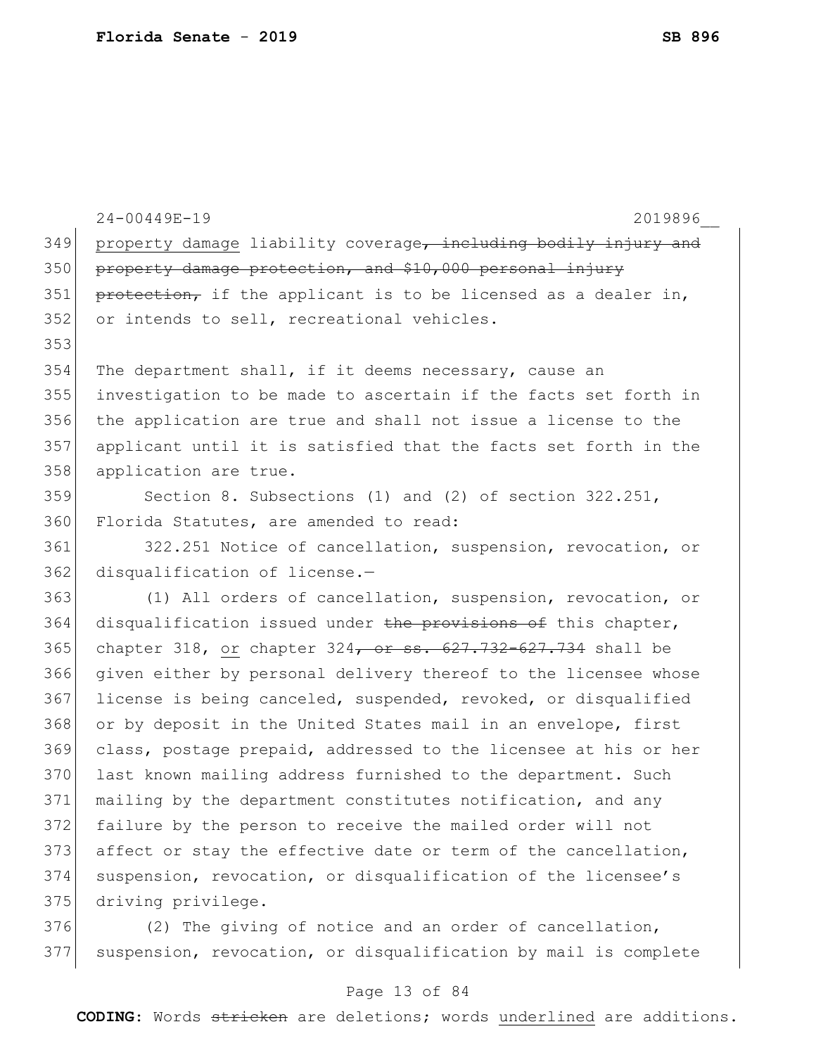property damage liability coverage~~, including bodily injury and property damage protection, and $10,000 personal injury protection,~~ if the applicant is to be licensed as a dealer in, or intends to sell, recreational vehicles.

The department shall, if it deems necessary, cause an investigation to be made to ascertain if the facts set forth in the application are true and shall not issue a license to the applicant until it is satisfied that the facts set forth in the application are true.

Section 8. Subsections (1) and (2) of section 322.251, Florida Statutes, are amended to read:

322.251 Notice of cancellation, suspension, revocation, or disqualification of license.—

(1) All orders of cancellation, suspension, revocation, or disqualification issued under ~~the provisions of~~ this chapter, chapter 318, <u>or</u> chapter 324~~, or ss. 627.732-627.734~~ shall be given either by personal delivery thereof to the licensee whose license is being canceled, suspended, revoked, or disqualified or by deposit in the United States mail in an envelope, first class, postage prepaid, addressed to the licensee at his or her last known mailing address furnished to the department. Such mailing by the department constitutes notification, and any failure by the person to receive the mailed order will not affect or stay the effective date or term of the cancellation, suspension, revocation, or disqualification of the licensee's driving privilege.

(2) The giving of notice and an order of cancellation, suspension, revocation, or disqualification by mail is complete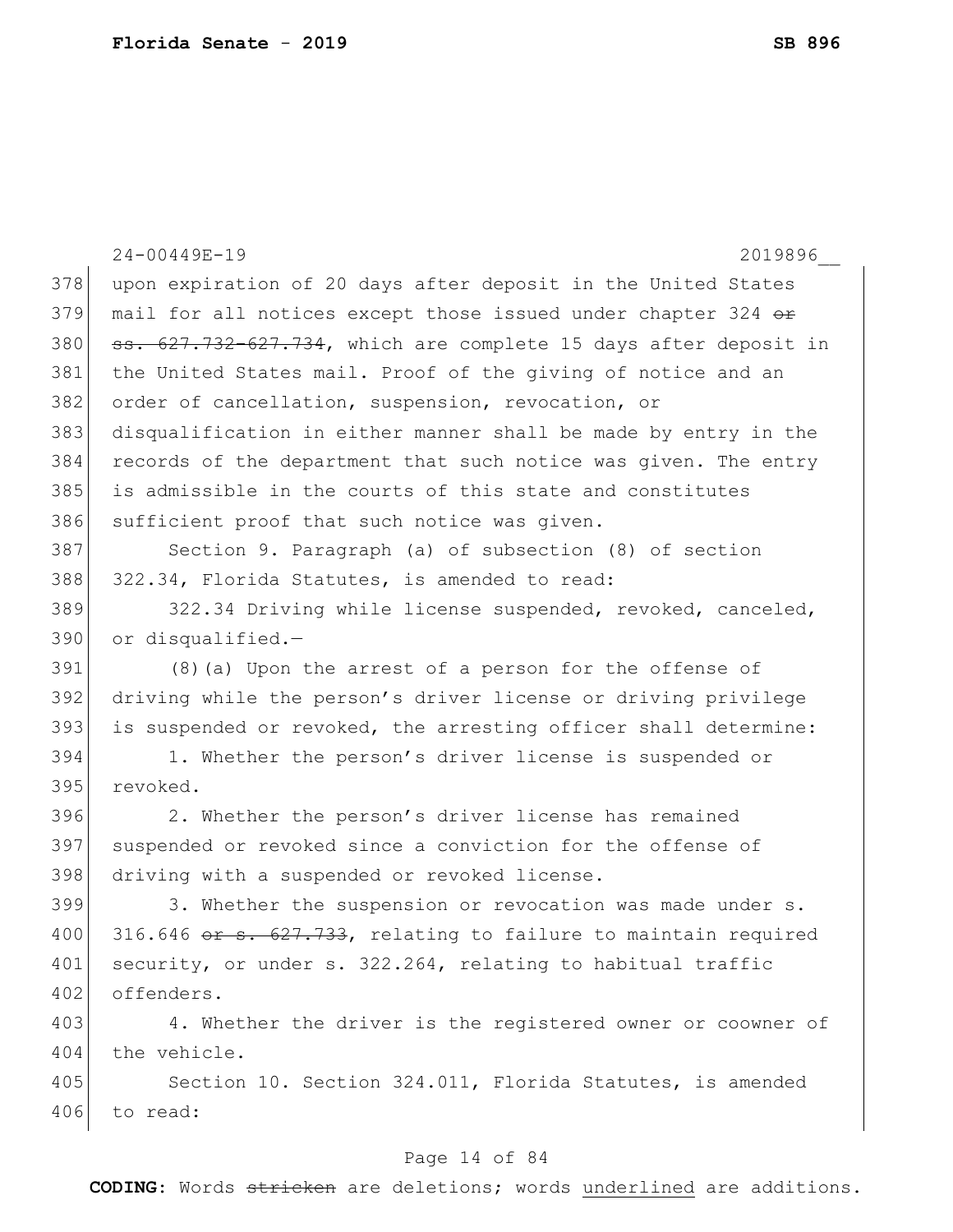upon expiration of 20 days after deposit in the United States mail for all notices except those issued under chapter 324 ~~or ss. 627.732-627.734~~, which are complete 15 days after deposit in the United States mail. Proof of the giving of notice and an order of cancellation, suspension, revocation, or disqualification in either manner shall be made by entry in the records of the department that such notice was given. The entry is admissible in the courts of this state and constitutes sufficient proof that such notice was given.

Section 9. Paragraph (a) of subsection (8) of section 322.34, Florida Statutes, is amended to read:

322.34 Driving while license suspended, revoked, canceled, or disqualified.—

(8)(a) Upon the arrest of a person for the offense of driving while the person's driver license or driving privilege is suspended or revoked, the arresting officer shall determine:

1. Whether the person's driver license is suspended or revoked.

2. Whether the person's driver license has remained suspended or revoked since a conviction for the offense of driving with a suspended or revoked license.

3. Whether the suspension or revocation was made under s. 316.646 ~~or s. 627.733~~, relating to failure to maintain required security, or under s. 322.264, relating to habitual traffic offenders.

4. Whether the driver is the registered owner or coowner of the vehicle.

Section 10. Section 324.011, Florida Statutes, is amended to read: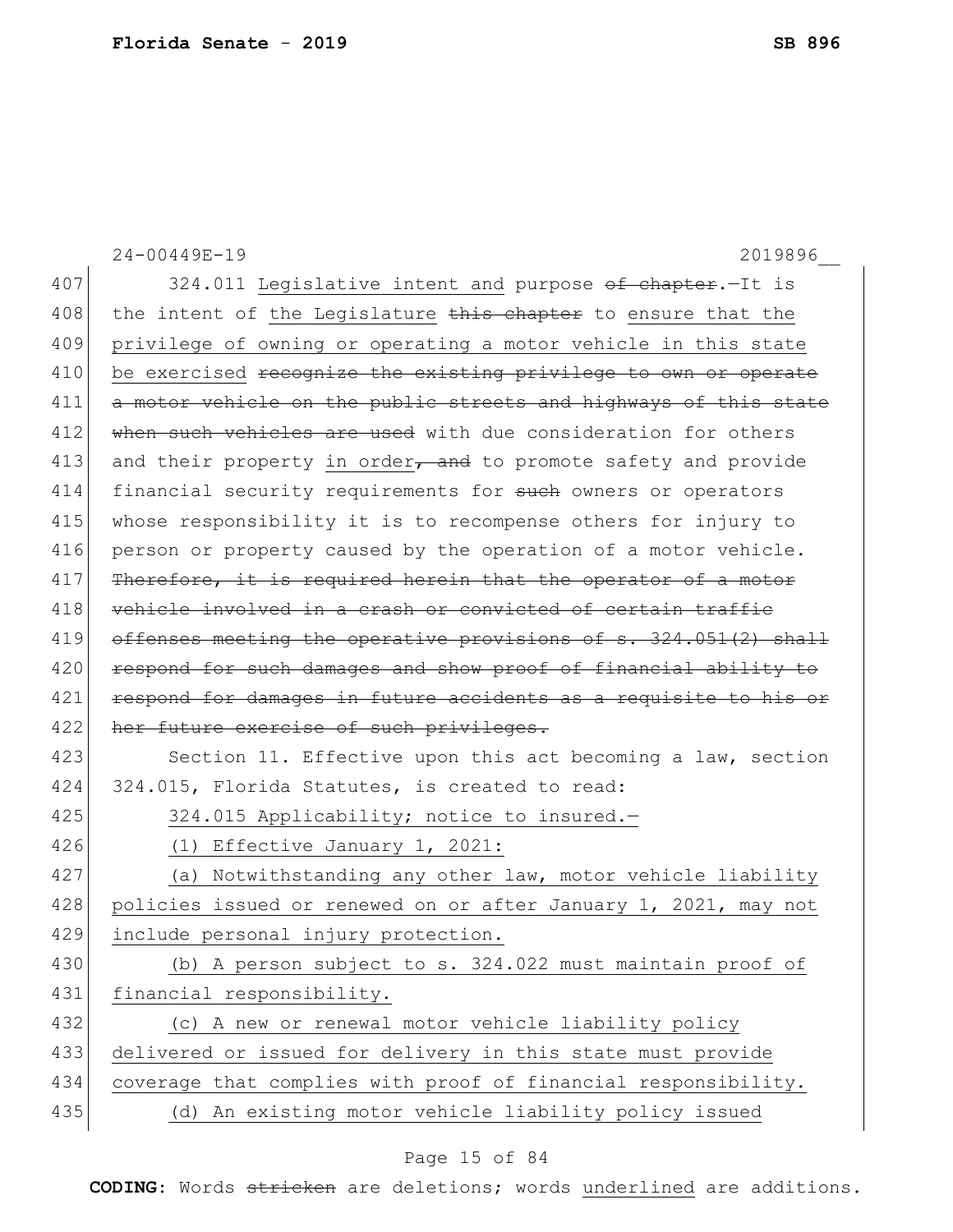24-00449E-19 2019896__

407 324.011 Legislative intent and purpose ~~of chapter~~.—It is
408 the intent of the Legislature ~~this chapter~~ to ensure that the
409 privilege of owning or operating a motor vehicle in this state
410 be exercised ~~recognize the existing privilege to own or operate~~
411 ~~a motor vehicle on the public streets and highways of this state~~
412 ~~when such vehicles are used~~ with due consideration for others
413 and their property in order~~, and~~ to promote safety and provide
414 financial security requirements for ~~such~~ owners or operators
415 whose responsibility it is to recompense others for injury to
416 person or property caused by the operation of a motor vehicle.
417 ~~Therefore, it is required herein that the operator of a motor~~
418 ~~vehicle involved in a crash or convicted of certain traffic~~
419 ~~offenses meeting the operative provisions of s. 324.051(2) shall~~
420 ~~respond for such damages and show proof of financial ability to~~
421 ~~respond for damages in future accidents as a requisite to his or~~
422 ~~her future exercise of such privileges.~~
423 Section 11. Effective upon this act becoming a law, section
424 324.015, Florida Statutes, is created to read:
425 <u>324.015 Applicability; notice to insured.—</u>
426 <u>(1) Effective January 1, 2021:</u>
427 <u>(a) Notwithstanding any other law, motor vehicle liability</u>
428 <u>policies issued or renewed on or after January 1, 2021, may not</u>
429 <u>include personal injury protection.</u>
430 <u>(b) A person subject to s. 324.022 must maintain proof of</u>
431 <u>financial responsibility.</u>
432 <u>(c) A new or renewal motor vehicle liability policy</u>
433 <u>delivered or issued for delivery in this state must provide</u>
434 <u>coverage that complies with proof of financial responsibility.</u>
435 <u>(d) An existing motor vehicle liability policy issued</u>

**CODING:** Words ~~stricken~~ are deletions; words <u>underlined</u> are additions.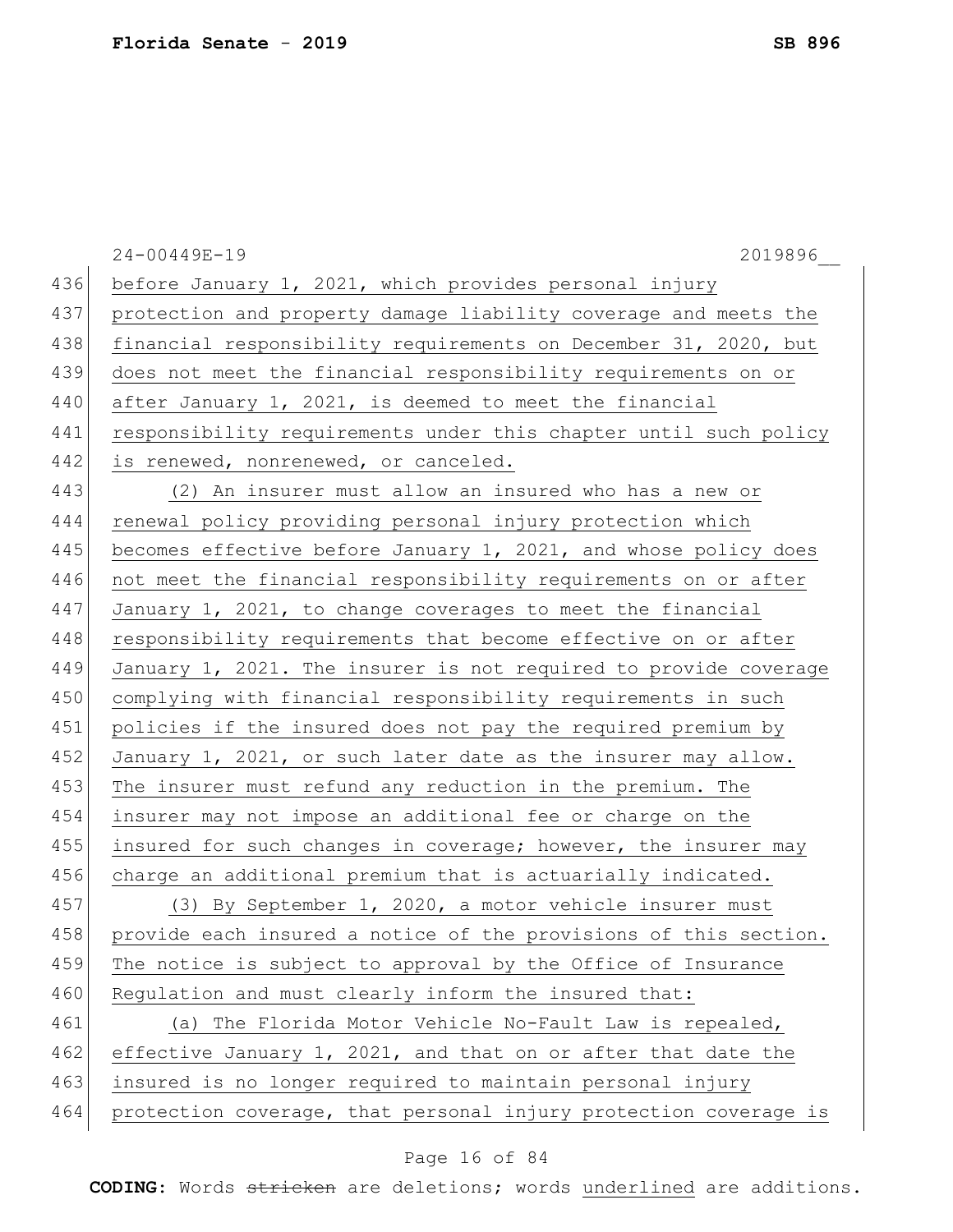before January 1, 2021, which provides personal injury protection and property damage liability coverage and meets the financial responsibility requirements on December 31, 2020, but does not meet the financial responsibility requirements on or after January 1, 2021, is deemed to meet the financial responsibility requirements under this chapter until such policy is renewed, nonrenewed, or canceled.

(2) An insurer must allow an insured who has a new or renewal policy providing personal injury protection which becomes effective before January 1, 2021, and whose policy does not meet the financial responsibility requirements on or after January 1, 2021, to change coverages to meet the financial responsibility requirements that become effective on or after January 1, 2021. The insurer is not required to provide coverage complying with financial responsibility requirements in such policies if the insured does not pay the required premium by January 1, 2021, or such later date as the insurer may allow. The insurer must refund any reduction in the premium. The insurer may not impose an additional fee or charge on the insured for such changes in coverage; however, the insurer may charge an additional premium that is actuarially indicated.

(3) By September 1, 2020, a motor vehicle insurer must provide each insured a notice of the provisions of this section. The notice is subject to approval by the Office of Insurance Regulation and must clearly inform the insured that:

(a) The Florida Motor Vehicle No-Fault Law is repealed, effective January 1, 2021, and that on or after that date the insured is no longer required to maintain personal injury protection coverage, that personal injury protection coverage is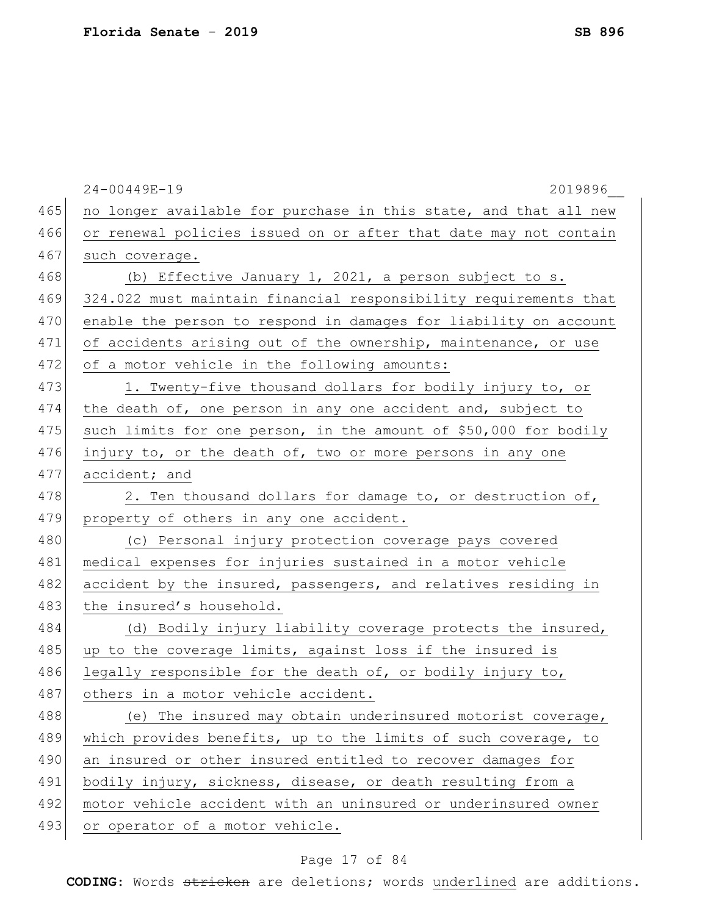no longer available for purchase in this state, and that all new or renewal policies issued on or after that date may not contain such coverage.

(b) Effective January 1, 2021, a person subject to s. 324.022 must maintain financial responsibility requirements that enable the person to respond in damages for liability on account of accidents arising out of the ownership, maintenance, or use of a motor vehicle in the following amounts:

1. Twenty-five thousand dollars for bodily injury to, or the death of, one person in any one accident and, subject to such limits for one person, in the amount of $50,000 for bodily injury to, or the death of, two or more persons in any one accident; and

2. Ten thousand dollars for damage to, or destruction of, property of others in any one accident.

(c) Personal injury protection coverage pays covered medical expenses for injuries sustained in a motor vehicle accident by the insured, passengers, and relatives residing in the insured's household.

(d) Bodily injury liability coverage protects the insured, up to the coverage limits, against loss if the insured is legally responsible for the death of, or bodily injury to, others in a motor vehicle accident.

(e) The insured may obtain underinsured motorist coverage, which provides benefits, up to the limits of such coverage, to an insured or other insured entitled to recover damages for bodily injury, sickness, disease, or death resulting from a motor vehicle accident with an uninsured or underinsured owner or operator of a motor vehicle.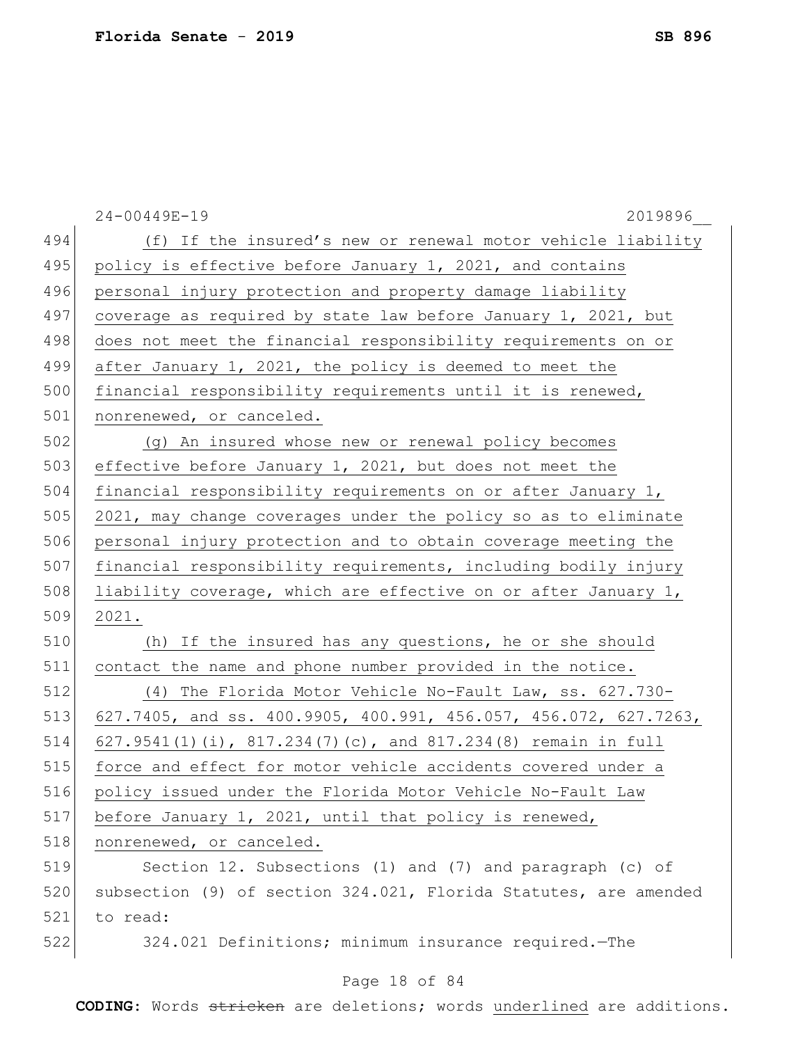(f) If the insured's new or renewal motor vehicle liability policy is effective before January 1, 2021, and contains personal injury protection and property damage liability coverage as required by state law before January 1, 2021, but does not meet the financial responsibility requirements on or after January 1, 2021, the policy is deemed to meet the financial responsibility requirements until it is renewed, nonrenewed, or canceled.

(g) An insured whose new or renewal policy becomes effective before January 1, 2021, but does not meet the financial responsibility requirements on or after January 1, 2021, may change coverages under the policy so as to eliminate personal injury protection and to obtain coverage meeting the financial responsibility requirements, including bodily injury liability coverage, which are effective on or after January 1, 2021.

(h) If the insured has any questions, he or she should contact the name and phone number provided in the notice.

(4) The Florida Motor Vehicle No-Fault Law, ss. 627.730-627.7405, and ss. 400.9905, 400.991, 456.057, 456.072, 627.7263, 627.9541(1)(i), 817.234(7)(c), and 817.234(8) remain in full force and effect for motor vehicle accidents covered under a policy issued under the Florida Motor Vehicle No-Fault Law before January 1, 2021, until that policy is renewed, nonrenewed, or canceled.

Section 12. Subsections (1) and (7) and paragraph (c) of subsection (9) of section 324.021, Florida Statutes, are amended to read:

324.021 Definitions; minimum insurance required.—The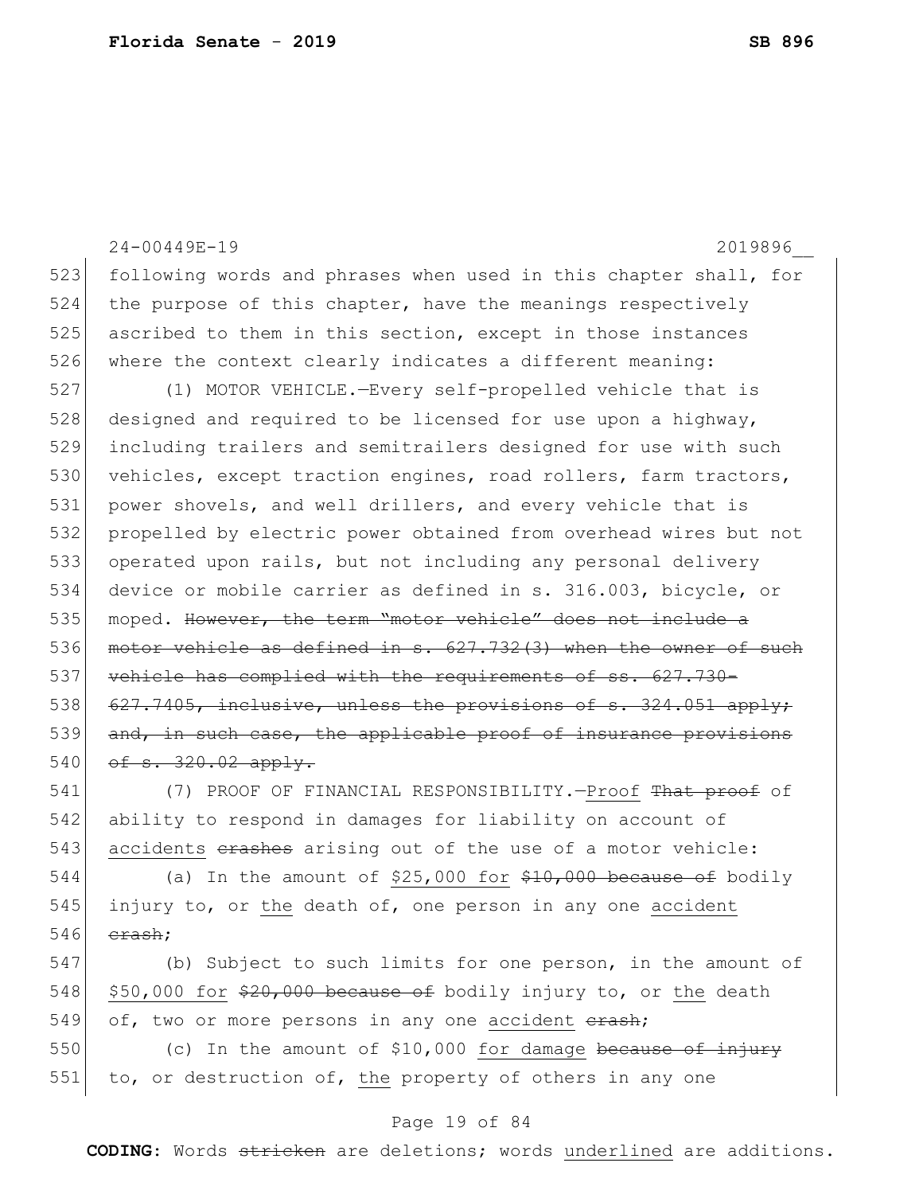following words and phrases when used in this chapter shall, for the purpose of this chapter, have the meanings respectively ascribed to them in this section, except in those instances where the context clearly indicates a different meaning:

(1) MOTOR VEHICLE.—Every self-propelled vehicle that is designed and required to be licensed for use upon a highway, including trailers and semitrailers designed for use with such vehicles, except traction engines, road rollers, farm tractors, power shovels, and well drillers, and every vehicle that is propelled by electric power obtained from overhead wires but not operated upon rails, but not including any personal delivery device or mobile carrier as defined in s. 316.003, bicycle, or moped. ~~However, the term "motor vehicle" does not include a motor vehicle as defined in s. 627.732(3) when the owner of such vehicle has complied with the requirements of ss. 627.730-627.7405, inclusive, unless the provisions of s. 324.051 apply; and, in such case, the applicable proof of insurance provisions of s. 320.02 apply.~~

(7) PROOF OF FINANCIAL RESPONSIBILITY.—Proof ~~That proof~~ of ability to respond in damages for liability on account of accidents ~~crashes~~ arising out of the use of a motor vehicle:

(a) In the amount of $25,000 for ~~$10,000 because of~~ bodily injury to, or the death of, one person in any one accident ~~crash~~;

(b) Subject to such limits for one person, in the amount of $50,000 for ~~$20,000 because of~~ bodily injury to, or the death of, two or more persons in any one accident ~~crash~~;

(c) In the amount of $10,000 for damage ~~because of injury~~ to, or destruction of, the property of others in any one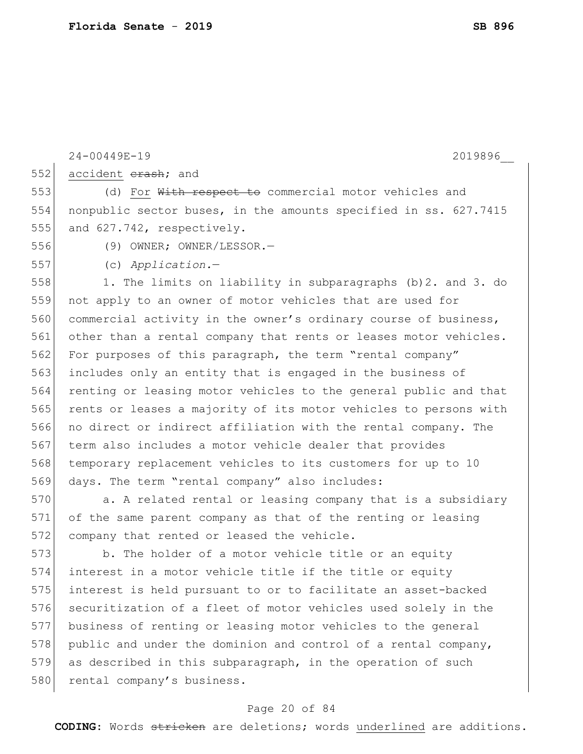accident ~~crash~~; and

(d) For ~~With respect to~~ commercial motor vehicles and nonpublic sector buses, in the amounts specified in ss. 627.7415 and 627.742, respectively.

(9) OWNER; OWNER/LESSOR.—

(c) *Application.*—

1. The limits on liability in subparagraphs (b)2. and 3. do not apply to an owner of motor vehicles that are used for commercial activity in the owner's ordinary course of business, other than a rental company that rents or leases motor vehicles. For purposes of this paragraph, the term "rental company" includes only an entity that is engaged in the business of renting or leasing motor vehicles to the general public and that rents or leases a majority of its motor vehicles to persons with no direct or indirect affiliation with the rental company. The term also includes a motor vehicle dealer that provides temporary replacement vehicles to its customers for up to 10 days. The term "rental company" also includes:

a. A related rental or leasing company that is a subsidiary of the same parent company as that of the renting or leasing company that rented or leased the vehicle.

b. The holder of a motor vehicle title or an equity interest in a motor vehicle title if the title or equity interest is held pursuant to or to facilitate an asset-backed securitization of a fleet of motor vehicles used solely in the business of renting or leasing motor vehicles to the general public and under the dominion and control of a rental company, as described in this subparagraph, in the operation of such rental company's business.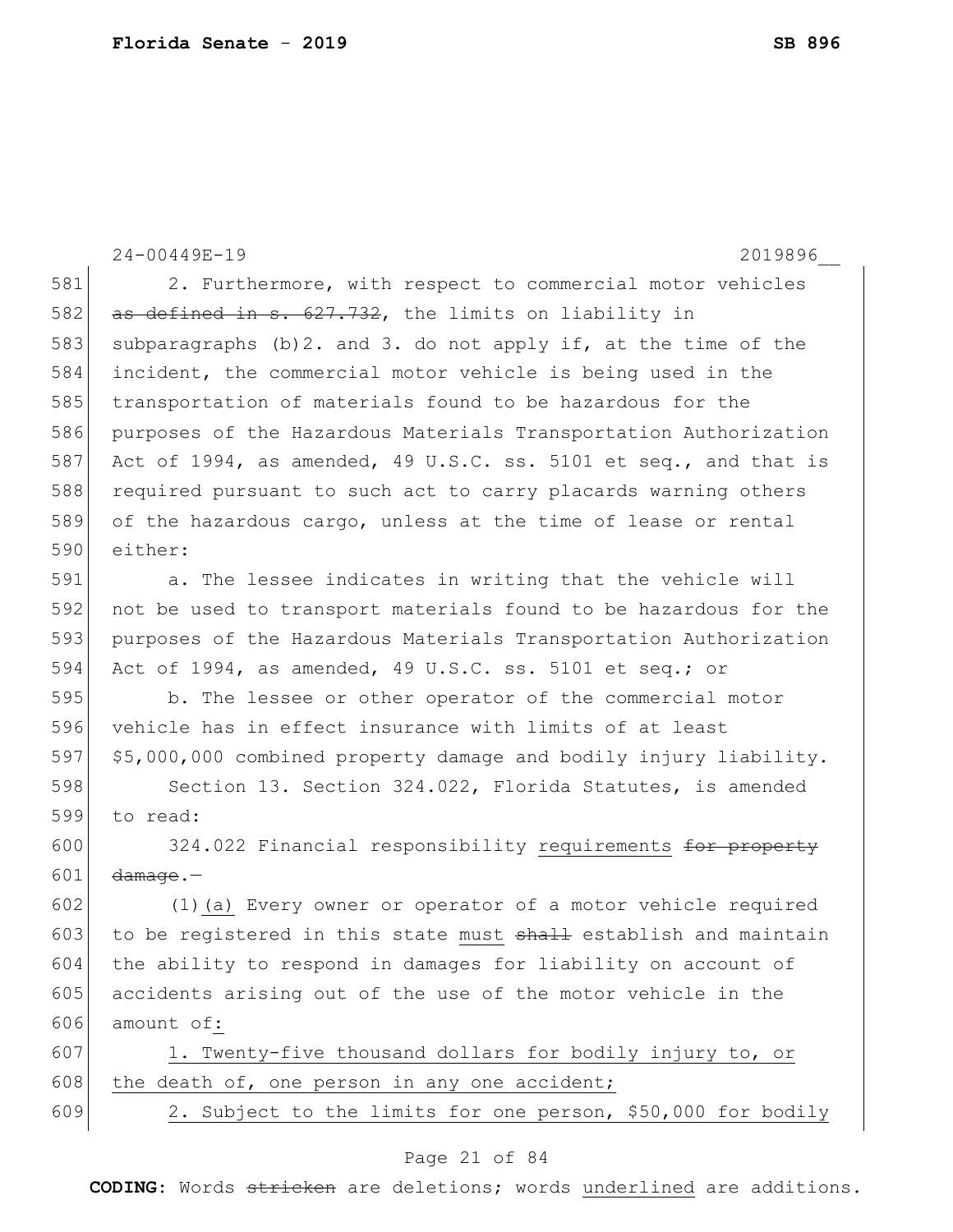2. Furthermore, with respect to commercial motor vehicles ~~as defined in s. 627.732~~, the limits on liability in subparagraphs (b)2. and 3. do not apply if, at the time of the incident, the commercial motor vehicle is being used in the transportation of materials found to be hazardous for the purposes of the Hazardous Materials Transportation Authorization Act of 1994, as amended, 49 U.S.C. ss. 5101 et seq., and that is required pursuant to such act to carry placards warning others of the hazardous cargo, unless at the time of lease or rental either:

a. The lessee indicates in writing that the vehicle will not be used to transport materials found to be hazardous for the purposes of the Hazardous Materials Transportation Authorization Act of 1994, as amended, 49 U.S.C. ss. 5101 et seq.; or

b. The lessee or other operator of the commercial motor vehicle has in effect insurance with limits of at least $5,000,000 combined property damage and bodily injury liability.

Section 13. Section 324.022, Florida Statutes, is amended to read:

324.022 Financial responsibility <u>requirements</u> ~~for property damage~~.—

(1)<u>(a)</u> Every owner or operator of a motor vehicle required to be registered in this state <u>must</u> ~~shall~~ establish and maintain the ability to respond in damages for liability on account of accidents arising out of the use of the motor vehicle in the amount of<u>:</u>

<u>1. Twenty-five thousand dollars for bodily injury to, or the death of, one person in any one accident;</u>

<u>2. Subject to the limits for one person, $50,000 for bodily</u>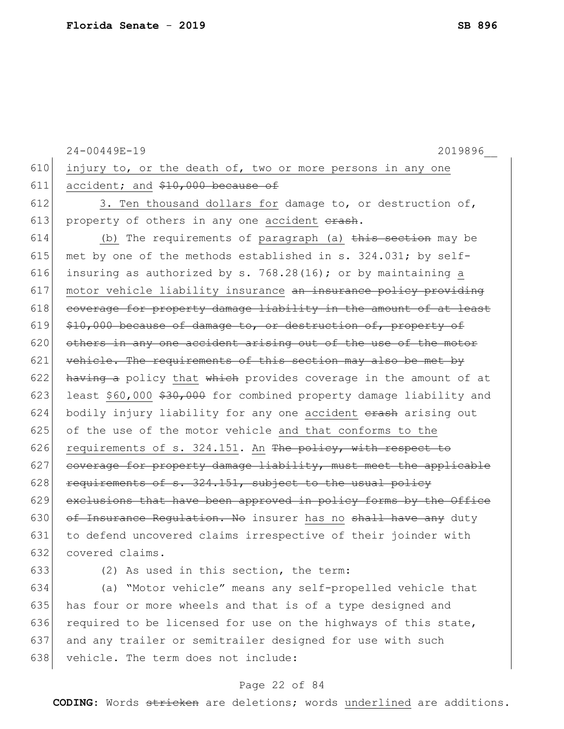24-00449E-19 2019896__

610 injury to, or the death of, two or more persons in any one
611 accident; and ~~$10,000 because of~~
612 3. Ten thousand dollars for damage to, or destruction of,
613 property of others in any one accident ~~crash~~.
614 (b) The requirements of paragraph (a) ~~this section~~ may be
615 met by one of the methods established in s. 324.031; by self-
616 insuring as authorized by s. 768.28(16); or by maintaining a
617 motor vehicle liability insurance ~~an insurance policy providing~~
618 ~~coverage for property damage liability in the amount of at least~~
619 ~~$10,000 because of damage to, or destruction of, property of~~
620 ~~others in any one accident arising out of the use of the motor~~
621 ~~vehicle. The requirements of this section may also be met by~~
622 ~~having a~~ policy that ~~which~~ provides coverage in the amount of at
623 least $60,000 ~~$30,000~~ for combined property damage liability and
624 bodily injury liability for any one accident ~~crash~~ arising out
625 of the use of the motor vehicle and that conforms to the
626 requirements of s. 324.151. An ~~The policy, with respect to~~
627 ~~coverage for property damage liability, must meet the applicable~~
628 ~~requirements of s. 324.151, subject to the usual policy~~
629 ~~exclusions that have been approved in policy forms by the Office~~
630 ~~of Insurance Regulation. No~~ insurer has no ~~shall have any~~ duty
631 to defend uncovered claims irrespective of their joinder with
632 covered claims.
633 (2) As used in this section, the term:
634 (a) "Motor vehicle" means any self-propelled vehicle that
635 has four or more wheels and that is of a type designed and
636 required to be licensed for use on the highways of this state,
637 and any trailer or semitrailer designed for use with such
638 vehicle. The term does not include:

**CODING:** Words ~~stricken~~ are deletions; words underlined are additions.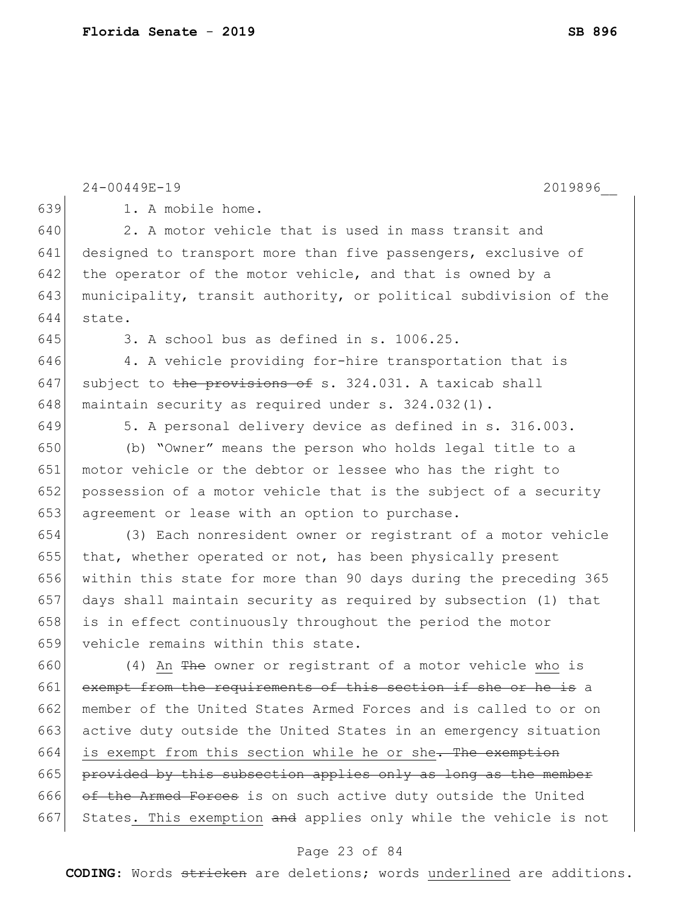1. A mobile home.

2. A motor vehicle that is used in mass transit and designed to transport more than five passengers, exclusive of the operator of the motor vehicle, and that is owned by a municipality, transit authority, or political subdivision of the state.

3. A school bus as defined in s. 1006.25.

4. A vehicle providing for-hire transportation that is subject to ~~the provisions of~~ s. 324.031. A taxicab shall maintain security as required under s. 324.032(1).

5. A personal delivery device as defined in s. 316.003.

(b) "Owner" means the person who holds legal title to a motor vehicle or the debtor or lessee who has the right to possession of a motor vehicle that is the subject of a security agreement or lease with an option to purchase.

(3) Each nonresident owner or registrant of a motor vehicle that, whether operated or not, has been physically present within this state for more than 90 days during the preceding 365 days shall maintain security as required by subsection (1) that is in effect continuously throughout the period the motor vehicle remains within this state.

(4) <u>An</u> ~~The~~ owner or registrant of a motor vehicle <u>who</u> is ~~exempt from the requirements of this section if she or he is~~ a member of the United States Armed Forces and is called to or on active duty outside the United States in an emergency situation <u>is exempt from this section while he or she</u>~~. The exemption provided by this subsection applies only as long as the member of the Armed Forces~~ is on such active duty outside the United States<u>. This exemption</u> ~~and~~ applies only while the vehicle is not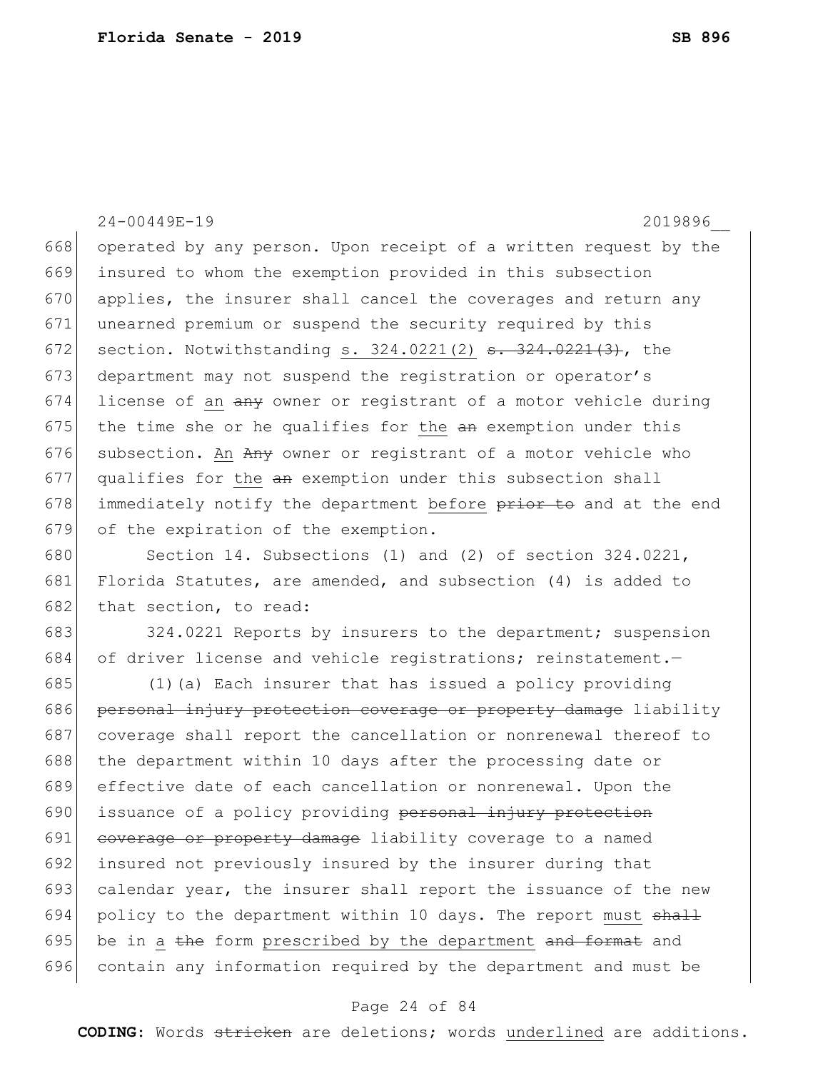operated by any person. Upon receipt of a written request by the insured to whom the exemption provided in this subsection applies, the insurer shall cancel the coverages and return any unearned premium or suspend the security required by this section. Notwithstanding <u>s. 324.0221(2)</u> ~~s. 324.0221(3)~~, the department may not suspend the registration or operator's license of <u>an</u> ~~any~~ owner or registrant of a motor vehicle during the time she or he qualifies for <u>the</u> ~~an~~ exemption under this subsection. <u>An</u> ~~Any~~ owner or registrant of a motor vehicle who qualifies for <u>the</u> ~~an~~ exemption under this subsection shall immediately notify the department <u>before</u> ~~prior to~~ and at the end of the expiration of the exemption.

Section 14. Subsections (1) and (2) of section 324.0221, Florida Statutes, are amended, and subsection (4) is added to that section, to read:

324.0221 Reports by insurers to the department; suspension of driver license and vehicle registrations; reinstatement.—

(1)(a) Each insurer that has issued a policy providing ~~personal injury protection coverage or property damage~~ liability coverage shall report the cancellation or nonrenewal thereof to the department within 10 days after the processing date or effective date of each cancellation or nonrenewal. Upon the issuance of a policy providing ~~personal injury protection coverage or property damage~~ liability coverage to a named insured not previously insured by the insurer during that calendar year, the insurer shall report the issuance of the new policy to the department within 10 days. The report <u>must</u> ~~shall~~ be in <u>a</u> ~~the~~ form <u>prescribed by the department</u> ~~and format~~ and contain any information required by the department and must be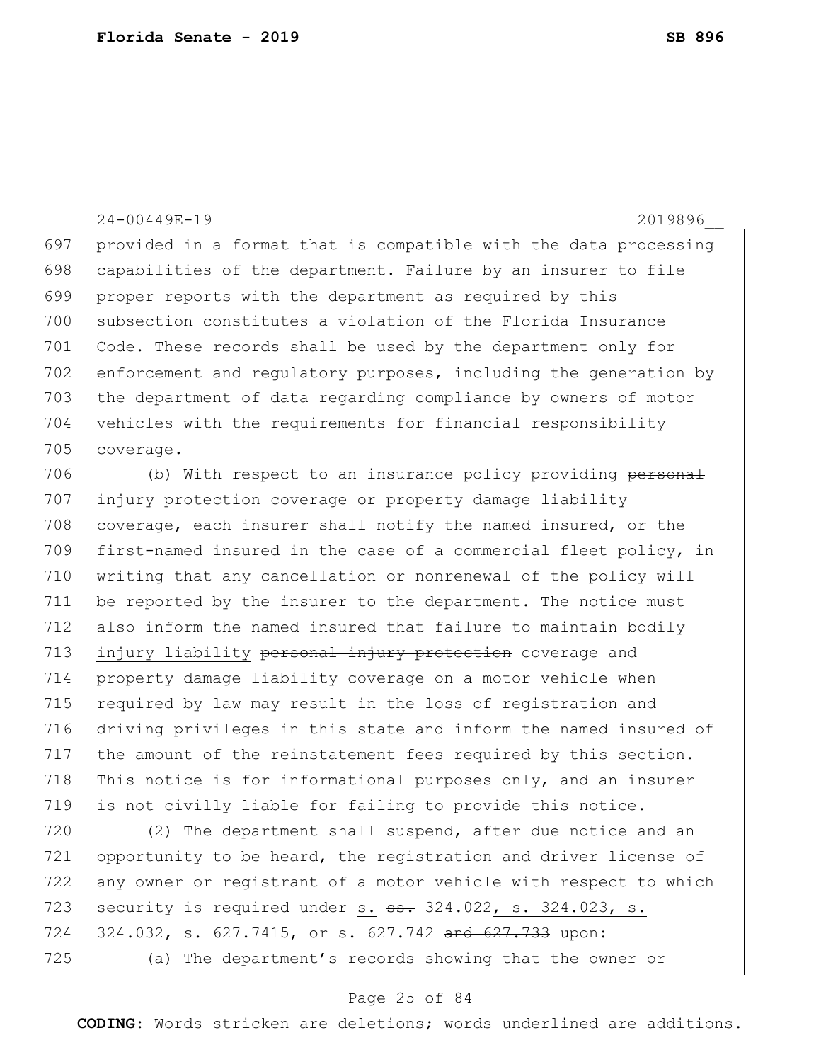provided in a format that is compatible with the data processing capabilities of the department. Failure by an insurer to file proper reports with the department as required by this subsection constitutes a violation of the Florida Insurance Code. These records shall be used by the department only for enforcement and regulatory purposes, including the generation by the department of data regarding compliance by owners of motor vehicles with the requirements for financial responsibility coverage.

(b) With respect to an insurance policy providing ~~personal injury protection coverage or property damage~~ liability coverage, each insurer shall notify the named insured, or the first-named insured in the case of a commercial fleet policy, in writing that any cancellation or nonrenewal of the policy will be reported by the insurer to the department. The notice must also inform the named insured that failure to maintain <u>bodily injury liability</u> ~~personal injury protection~~ coverage and property damage liability coverage on a motor vehicle when required by law may result in the loss of registration and driving privileges in this state and inform the named insured of the amount of the reinstatement fees required by this section. This notice is for informational purposes only, and an insurer is not civilly liable for failing to provide this notice.

(2) The department shall suspend, after due notice and an opportunity to be heard, the registration and driver license of any owner or registrant of a motor vehicle with respect to which security is required under <u>s.</u> ~~ss.~~ 324.022<u>, s. 324.023, s. 324.032, s. 627.7415, or s. 627.742</u> ~~and 627.733~~ upon:

(a) The department's records showing that the owner or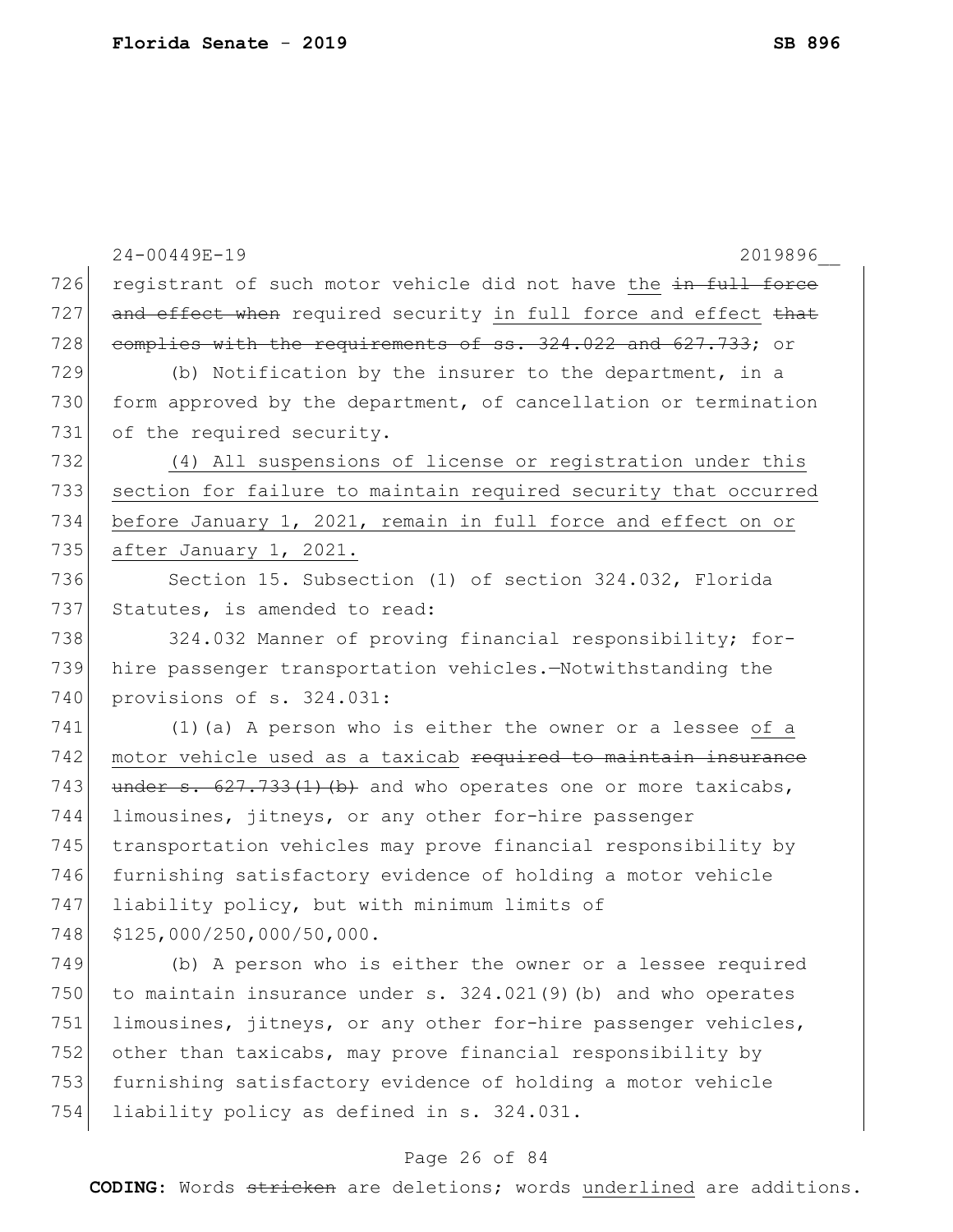registrant of such motor vehicle did not have the ~~in full force and effect when~~ required security <u>in full force and effect</u> ~~that complies with the requirements of ss. 324.022 and 627.733~~; or

(b) Notification by the insurer to the department, in a form approved by the department, of cancellation or termination of the required security.

<u>(4) All suspensions of license or registration under this section for failure to maintain required security that occurred before January 1, 2021, remain in full force and effect on or after January 1, 2021.</u>

Section 15. Subsection (1) of section 324.032, Florida Statutes, is amended to read:

324.032 Manner of proving financial responsibility; for-hire passenger transportation vehicles.—Notwithstanding the provisions of s. 324.031:

(1)(a) A person who is either the owner or a lessee <u>of a motor vehicle used as a taxicab</u> ~~required to maintain insurance under s. 627.733(1)(b)~~ and who operates one or more taxicabs, limousines, jitneys, or any other for-hire passenger transportation vehicles may prove financial responsibility by furnishing satisfactory evidence of holding a motor vehicle liability policy, but with minimum limits of $125,000/250,000/50,000.

(b) A person who is either the owner or a lessee required to maintain insurance under s. 324.021(9)(b) and who operates limousines, jitneys, or any other for-hire passenger vehicles, other than taxicabs, may prove financial responsibility by furnishing satisfactory evidence of holding a motor vehicle liability policy as defined in s. 324.031.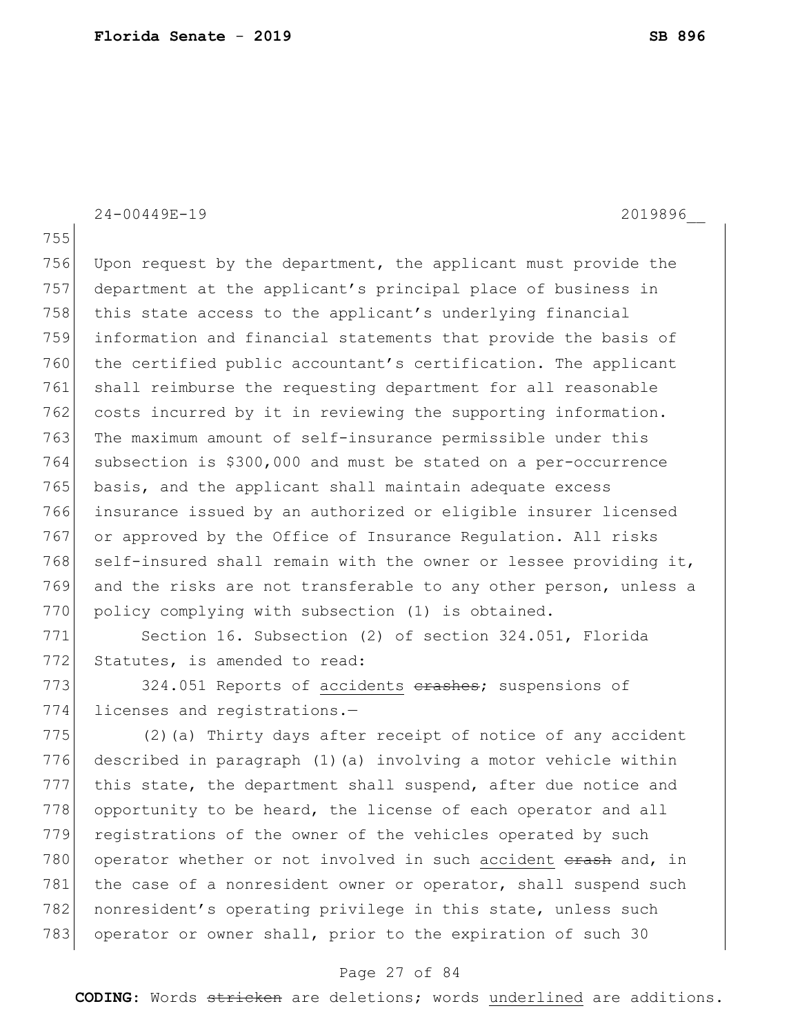Upon request by the department, the applicant must provide the department at the applicant's principal place of business in this state access to the applicant's underlying financial information and financial statements that provide the basis of the certified public accountant's certification. The applicant shall reimburse the requesting department for all reasonable costs incurred by it in reviewing the supporting information. The maximum amount of self-insurance permissible under this subsection is $300,000 and must be stated on a per-occurrence basis, and the applicant shall maintain adequate excess insurance issued by an authorized or eligible insurer licensed or approved by the Office of Insurance Regulation. All risks self-insured shall remain with the owner or lessee providing it, and the risks are not transferable to any other person, unless a policy complying with subsection (1) is obtained.

Section 16. Subsection (2) of section 324.051, Florida Statutes, is amended to read:

324.051 Reports of <u>accidents</u> ~~crashes~~; suspensions of licenses and registrations.—

(2)(a) Thirty days after receipt of notice of any accident described in paragraph (1)(a) involving a motor vehicle within this state, the department shall suspend, after due notice and opportunity to be heard, the license of each operator and all registrations of the owner of the vehicles operated by such operator whether or not involved in such <u>accident</u> ~~crash~~ and, in the case of a nonresident owner or operator, shall suspend such nonresident's operating privilege in this state, unless such operator or owner shall, prior to the expiration of such 30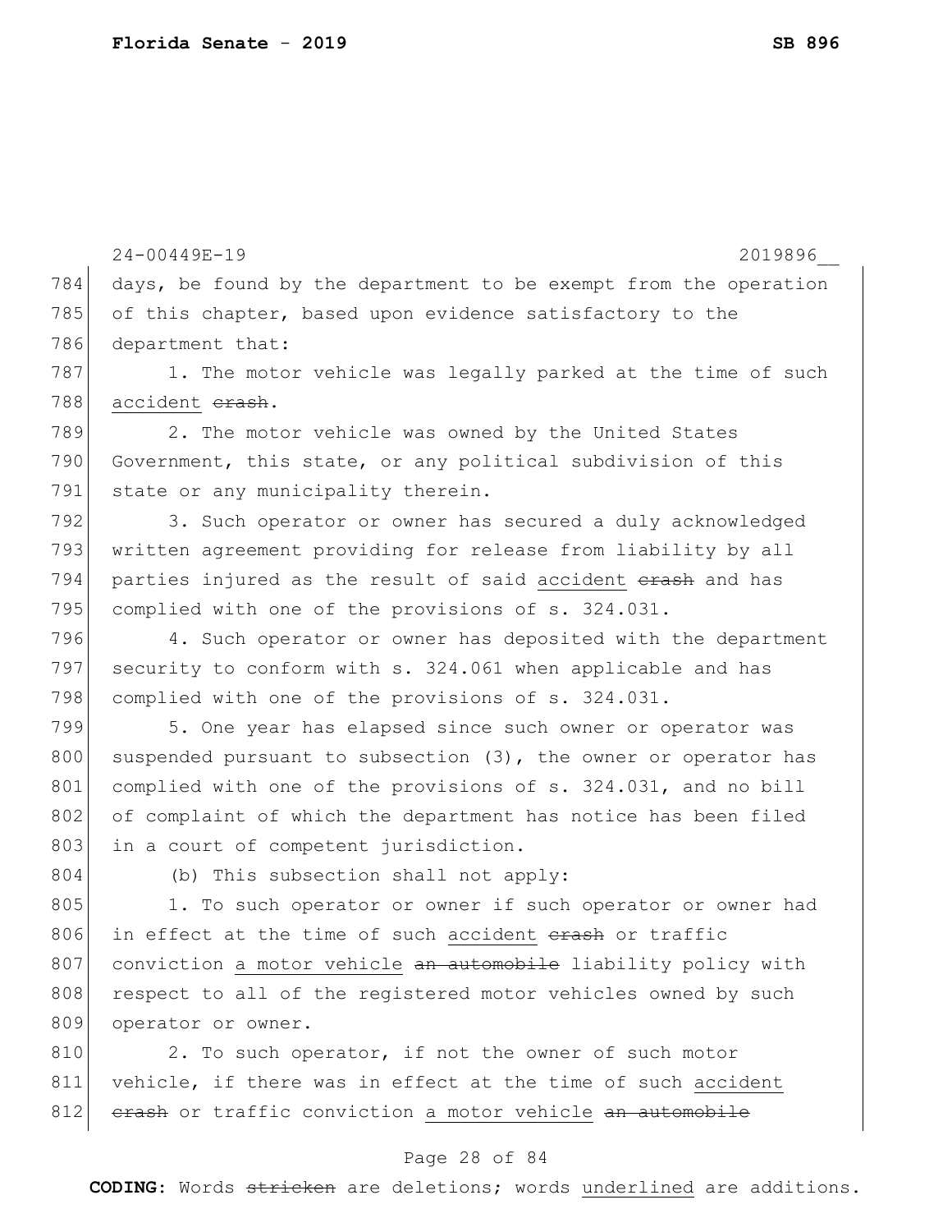days, be found by the department to be exempt from the operation of this chapter, based upon evidence satisfactory to the department that:

1. The motor vehicle was legally parked at the time of such <u>accident</u> ~~crash~~.

2. The motor vehicle was owned by the United States Government, this state, or any political subdivision of this state or any municipality therein.

3. Such operator or owner has secured a duly acknowledged written agreement providing for release from liability by all parties injured as the result of said <u>accident</u> ~~crash~~ and has complied with one of the provisions of s. 324.031.

4. Such operator or owner has deposited with the department security to conform with s. 324.061 when applicable and has complied with one of the provisions of s. 324.031.

5. One year has elapsed since such owner or operator was suspended pursuant to subsection (3), the owner or operator has complied with one of the provisions of s. 324.031, and no bill of complaint of which the department has notice has been filed in a court of competent jurisdiction.

(b) This subsection shall not apply:

1. To such operator or owner if such operator or owner had in effect at the time of such <u>accident</u> ~~crash~~ or traffic conviction <u>a motor vehicle</u> ~~an automobile~~ liability policy with respect to all of the registered motor vehicles owned by such operator or owner.

2. To such operator, if not the owner of such motor vehicle, if there was in effect at the time of such <u>accident</u> ~~crash~~ or traffic conviction <u>a motor vehicle</u> ~~an automobile~~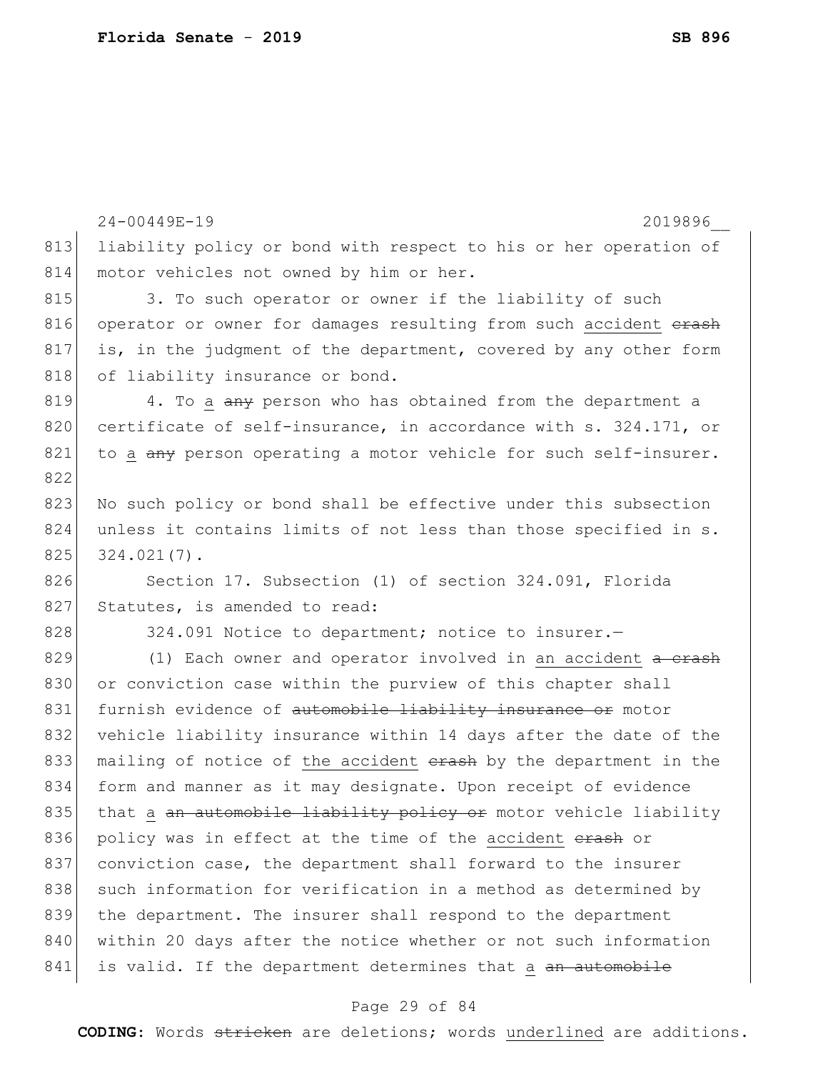liability policy or bond with respect to his or her operation of motor vehicles not owned by him or her.

3. To such operator or owner if the liability of such operator or owner for damages resulting from such <u>accident</u> ~~crash~~ is, in the judgment of the department, covered by any other form of liability insurance or bond.

4. To <u>a</u> ~~any~~ person who has obtained from the department a certificate of self-insurance, in accordance with s. 324.171, or to <u>a</u> ~~any~~ person operating a motor vehicle for such self-insurer.

No such policy or bond shall be effective under this subsection unless it contains limits of not less than those specified in s. 324.021(7).

Section 17. Subsection (1) of section 324.091, Florida Statutes, is amended to read:

324.091 Notice to department; notice to insurer.—

(1) Each owner and operator involved in <u>an accident</u> ~~a crash~~ or conviction case within the purview of this chapter shall furnish evidence of ~~automobile liability insurance or~~ motor vehicle liability insurance within 14 days after the date of the mailing of notice of <u>the accident</u> ~~crash~~ by the department in the form and manner as it may designate. Upon receipt of evidence that <u>a</u> ~~an automobile liability policy or~~ motor vehicle liability policy was in effect at the time of the <u>accident</u> ~~crash~~ or conviction case, the department shall forward to the insurer such information for verification in a method as determined by the department. The insurer shall respond to the department within 20 days after the notice whether or not such information is valid. If the department determines that <u>a</u> ~~an automobile~~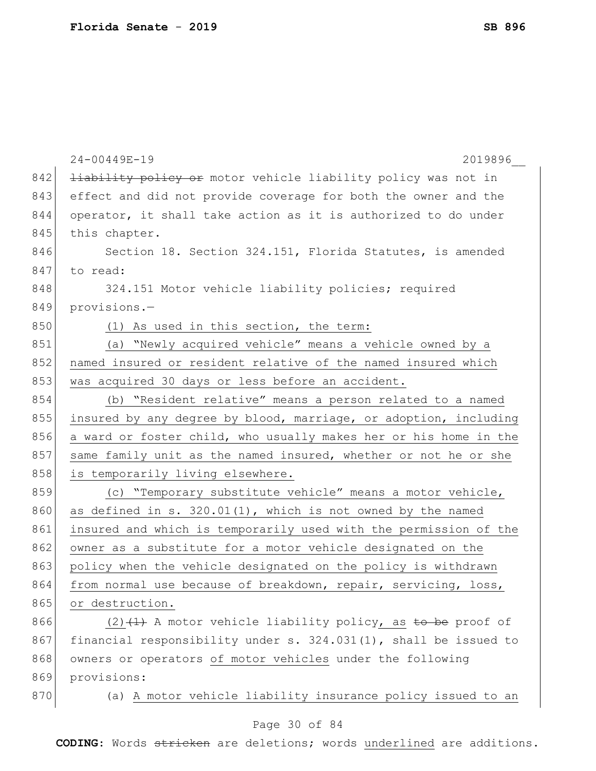24-00449E-19 2019896__

842 ~~liability policy or~~ motor vehicle liability policy was not in
843 effect and did not provide coverage for both the owner and the
844 operator, it shall take action as it is authorized to do under
845 this chapter.

846 Section 18. Section 324.151, Florida Statutes, is amended
847 to read:

848 324.151 Motor vehicle liability policies; required
849 provisions.—

850 <u>(1) As used in this section, the term:</u>

851 <u>(a) "Newly acquired vehicle" means a vehicle owned by a</u>
852 <u>named insured or resident relative of the named insured which</u>
853 <u>was acquired 30 days or less before an accident.</u>

854 <u>(b) "Resident relative" means a person related to a named</u>
855 <u>insured by any degree by blood, marriage, or adoption, including</u>
856 <u>a ward or foster child, who usually makes her or his home in the</u>
857 <u>same family unit as the named insured, whether or not he or she</u>
858 <u>is temporarily living elsewhere.</u>

859 <u>(c) "Temporary substitute vehicle" means a motor vehicle,</u>
860 <u>as defined in s. 320.01(1), which is not owned by the named</u>
861 <u>insured and which is temporarily used with the permission of the</u>
862 <u>owner as a substitute for a motor vehicle designated on the</u>
863 <u>policy when the vehicle designated on the policy is withdrawn</u>
864 <u>from normal use because of breakdown, repair, servicing, loss,</u>
865 <u>or destruction.</u>

866 <u>(2)</u>~~(1)~~ A motor vehicle liability policy<u>, as</u> ~~to be~~ proof of
867 financial responsibility under s. 324.031(1), shall be issued to
868 owners or operators <u>of motor vehicles</u> under the following
869 provisions:

870 (a) <u>A motor vehicle liability insurance policy issued to an</u>

**CODING:** Words ~~stricken~~ are deletions; words <u>underlined</u> are additions.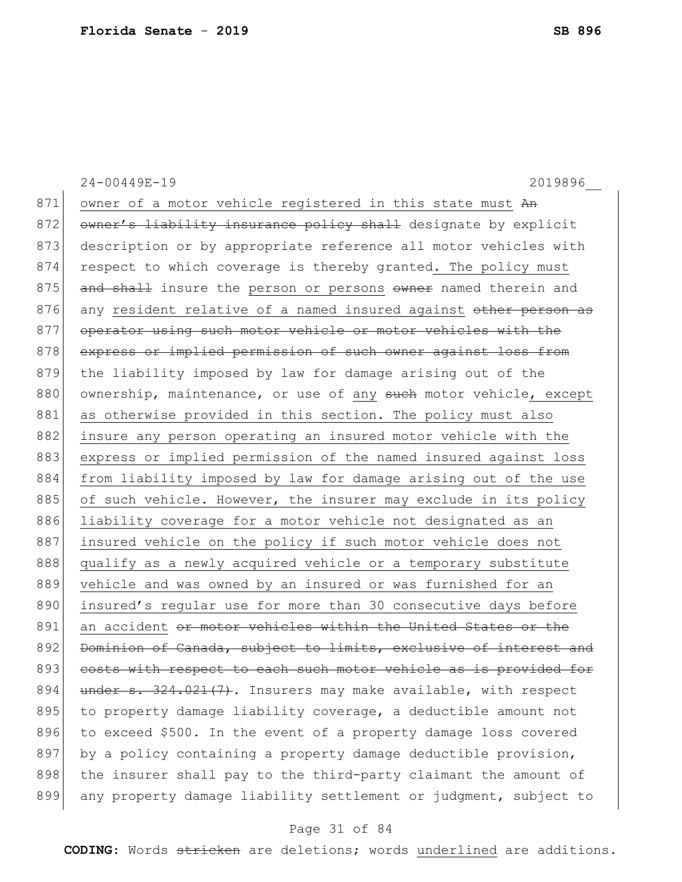<u>owner of a motor vehicle registered in this state must</u> ~~An owner's liability insurance policy shall~~ designate by explicit description or by appropriate reference all motor vehicles with respect to which coverage is thereby granted<u>. The policy must</u> ~~and shall~~ insure the <u>person or persons</u> ~~owner~~ named therein and any <u>resident relative of a named insured against</u> ~~other person as operator using such motor vehicle or motor vehicles with the express or implied permission of such owner against loss from~~ the liability imposed by law for damage arising out of the ownership, maintenance, or use of <u>any</u> ~~such~~ motor vehicle<u>, except as otherwise provided in this section. The policy must also insure any person operating an insured motor vehicle with the express or implied permission of the named insured against loss from liability imposed by law for damage arising out of the use of such vehicle. However, the insurer may exclude in its policy liability coverage for a motor vehicle not designated as an insured vehicle on the policy if such motor vehicle does not qualify as a newly acquired vehicle or a temporary substitute vehicle and was owned by an insured or was furnished for an insured's regular use for more than 30 consecutive days before an accident</u> ~~or motor vehicles within the United States or the Dominion of Canada, subject to limits, exclusive of interest and costs with respect to each such motor vehicle as is provided for under s. 324.021(7)~~. Insurers may make available, with respect to property damage liability coverage, a deductible amount not to exceed $500. In the event of a property damage loss covered by a policy containing a property damage deductible provision, the insurer shall pay to the third-party claimant the amount of any property damage liability settlement or judgment, subject to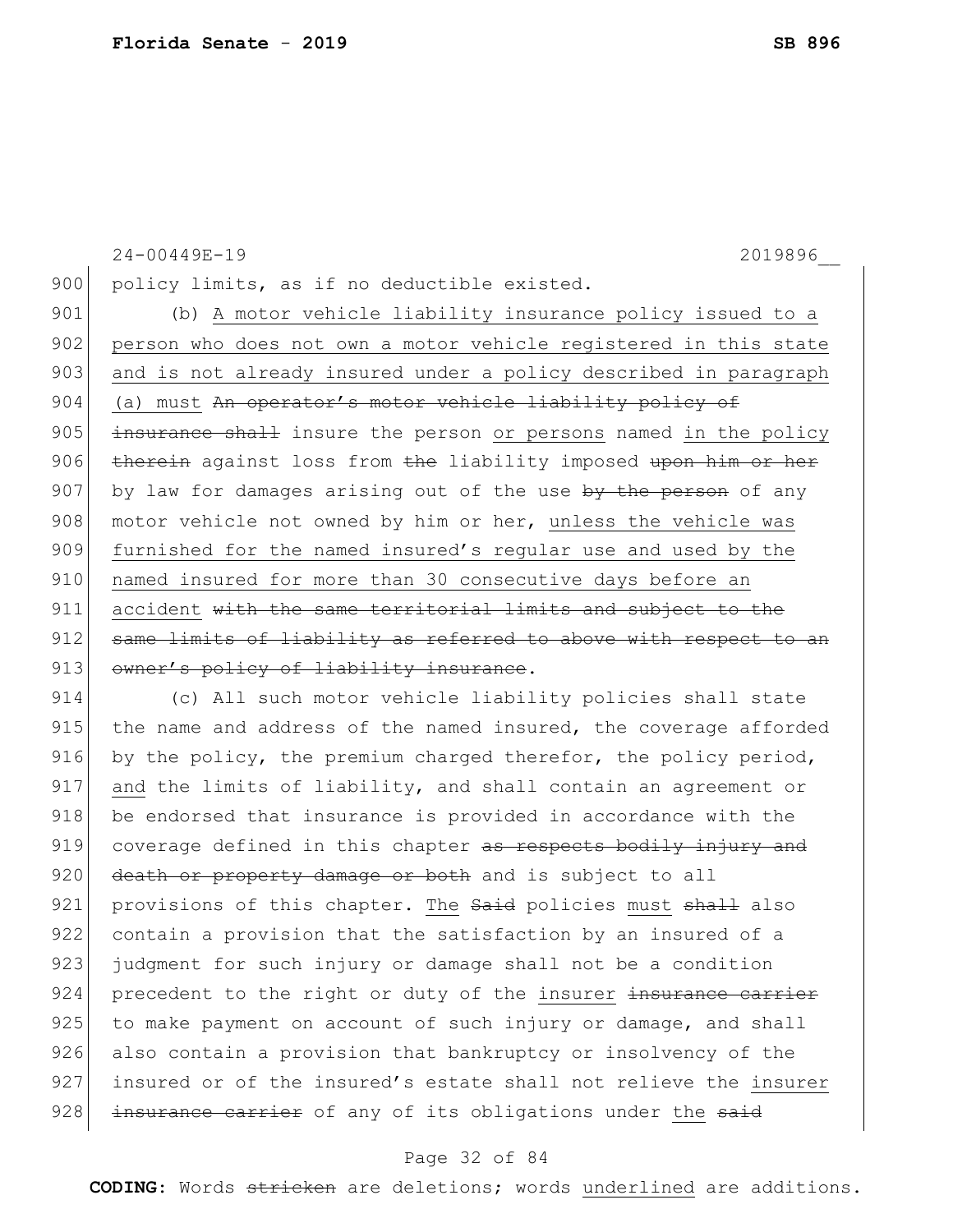policy limits, as if no deductible existed.

(b) A motor vehicle liability insurance policy issued to a person who does not own a motor vehicle registered in this state and is not already insured under a policy described in paragraph (a) must ~~An operator's motor vehicle liability policy of insurance shall~~ insure the person or persons named in the policy ~~therein~~ against loss from ~~the~~ liability imposed ~~upon him or her~~ by law for damages arising out of the use ~~by the person~~ of any motor vehicle not owned by him or her, unless the vehicle was furnished for the named insured's regular use and used by the named insured for more than 30 consecutive days before an accident ~~with the same territorial limits and subject to the same limits of liability as referred to above with respect to an owner's policy of liability insurance~~.

(c) All such motor vehicle liability policies shall state the name and address of the named insured, the coverage afforded by the policy, the premium charged therefor, the policy period, and the limits of liability, and shall contain an agreement or be endorsed that insurance is provided in accordance with the coverage defined in this chapter ~~as respects bodily injury and death or property damage or both~~ and is subject to all provisions of this chapter. The ~~Said~~ policies must ~~shall~~ also contain a provision that the satisfaction by an insured of a judgment for such injury or damage shall not be a condition precedent to the right or duty of the insurer ~~insurance carrier~~ to make payment on account of such injury or damage, and shall also contain a provision that bankruptcy or insolvency of the insured or of the insured's estate shall not relieve the insurer ~~insurance carrier~~ of any of its obligations under the ~~said~~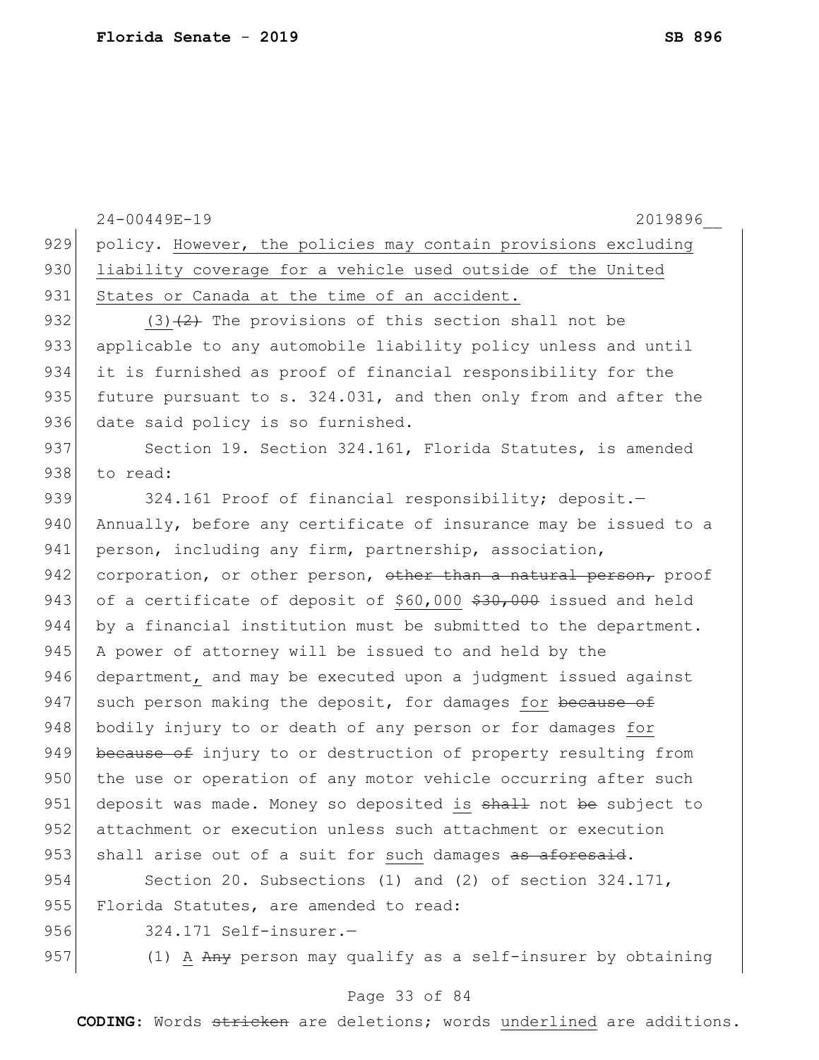policy. <u>However, the policies may contain provisions excluding liability coverage for a vehicle used outside of the United States or Canada at the time of an accident.</u>

<u>(3)</u>~~(2)~~ The provisions of this section shall not be applicable to any automobile liability policy unless and until it is furnished as proof of financial responsibility for the future pursuant to s. 324.031, and then only from and after the date said policy is so furnished.

Section 19. Section 324.161, Florida Statutes, is amended to read:

324.161 Proof of financial responsibility; deposit.—Annually, before any certificate of insurance may be issued to a person, including any firm, partnership, association, corporation, or other person, ~~other than a natural person,~~ proof of a certificate of deposit of <u>$60,000</u> ~~$30,000~~ issued and held by a financial institution must be submitted to the department. A power of attorney will be issued to and held by the department<u>,</u> and may be executed upon a judgment issued against such person making the deposit, for damages <u>for</u> ~~because of~~ bodily injury to or death of any person or for damages <u>for</u> ~~because of~~ injury to or destruction of property resulting from the use or operation of any motor vehicle occurring after such deposit was made. Money so deposited <u>is</u> ~~shall~~ not ~~be~~ subject to attachment or execution unless such attachment or execution shall arise out of a suit for <u>such</u> damages ~~as aforesaid~~.

Section 20. Subsections (1) and (2) of section 324.171, Florida Statutes, are amended to read:

324.171 Self-insurer.—

(1) <u>A</u> ~~Any~~ person may qualify as a self-insurer by obtaining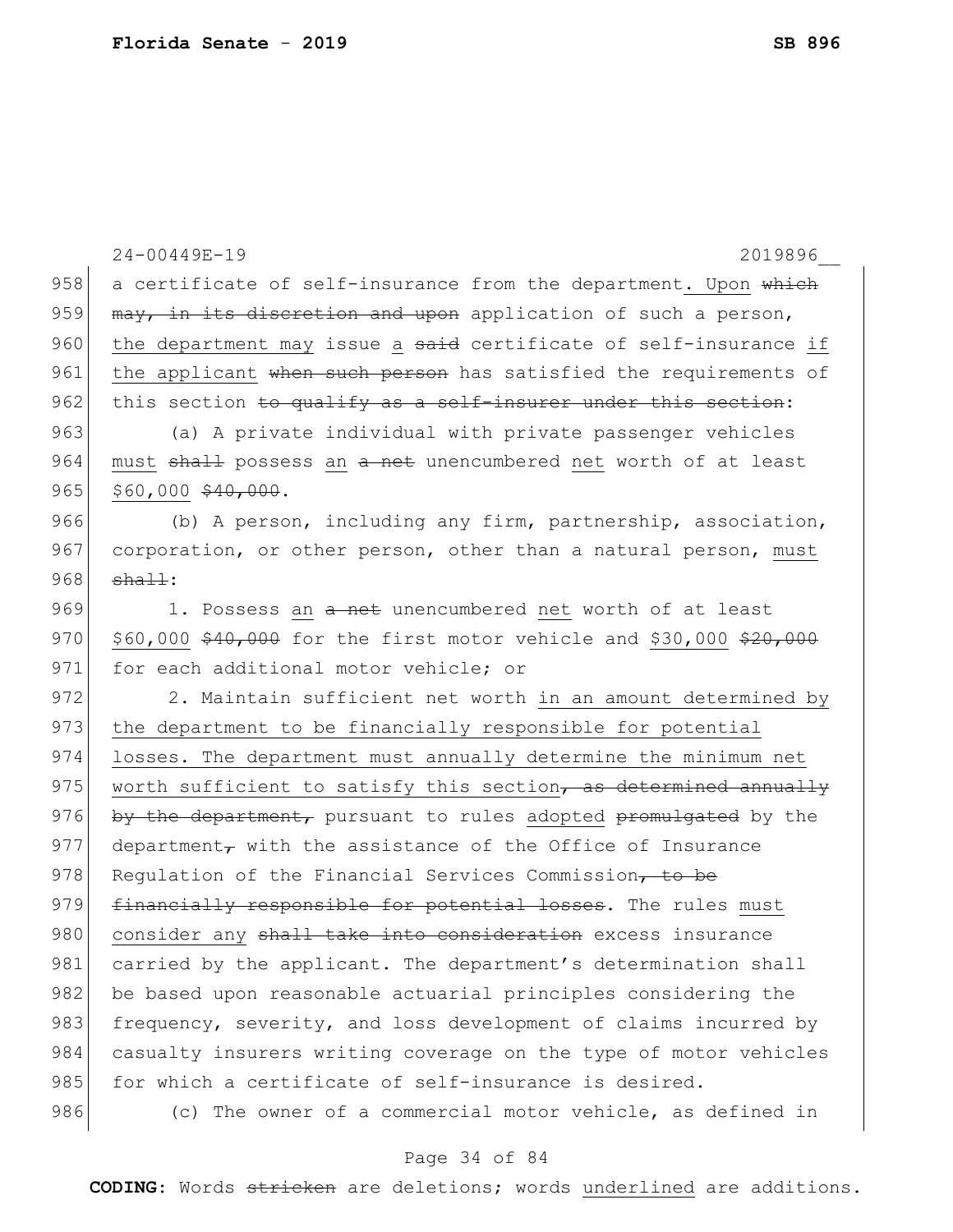a certificate of self-insurance from the department<u>. Upon</u> ~~which may, in its discretion and upon~~ application of such a person, the department may issue <u>a</u> ~~said~~ certificate of self-insurance <u>if the applicant</u> ~~when such person~~ has satisfied the requirements of this section ~~to qualify as a self-insurer under this section~~:

(a) A private individual with private passenger vehicles <u>must</u> ~~shall~~ possess <u>an</u> ~~a net~~ unencumbered <u>net</u> worth of at least <u>$60,000</u> ~~$40,000~~.

(b) A person, including any firm, partnership, association, corporation, or other person, other than a natural person, <u>must</u> ~~shall~~:

1. Possess <u>an</u> ~~a net~~ unencumbered <u>net</u> worth of at least <u>$60,000</u> ~~$40,000~~ for the first motor vehicle and <u>$30,000</u> ~~$20,000~~ for each additional motor vehicle; or

2. Maintain sufficient net worth <u>in an amount determined by the department to be financially responsible for potential losses. The department must annually determine the minimum net worth sufficient to satisfy this section</u>~~, as determined annually by the department,~~ pursuant to rules <u>adopted</u> ~~promulgated~~ by the department~~,~~ with the assistance of the Office of Insurance Regulation of the Financial Services Commission~~, to be financially responsible for potential losses~~. The rules <u>must consider any</u> ~~shall take into consideration~~ excess insurance carried by the applicant. The department's determination shall be based upon reasonable actuarial principles considering the frequency, severity, and loss development of claims incurred by casualty insurers writing coverage on the type of motor vehicles for which a certificate of self-insurance is desired.

(c) The owner of a commercial motor vehicle, as defined in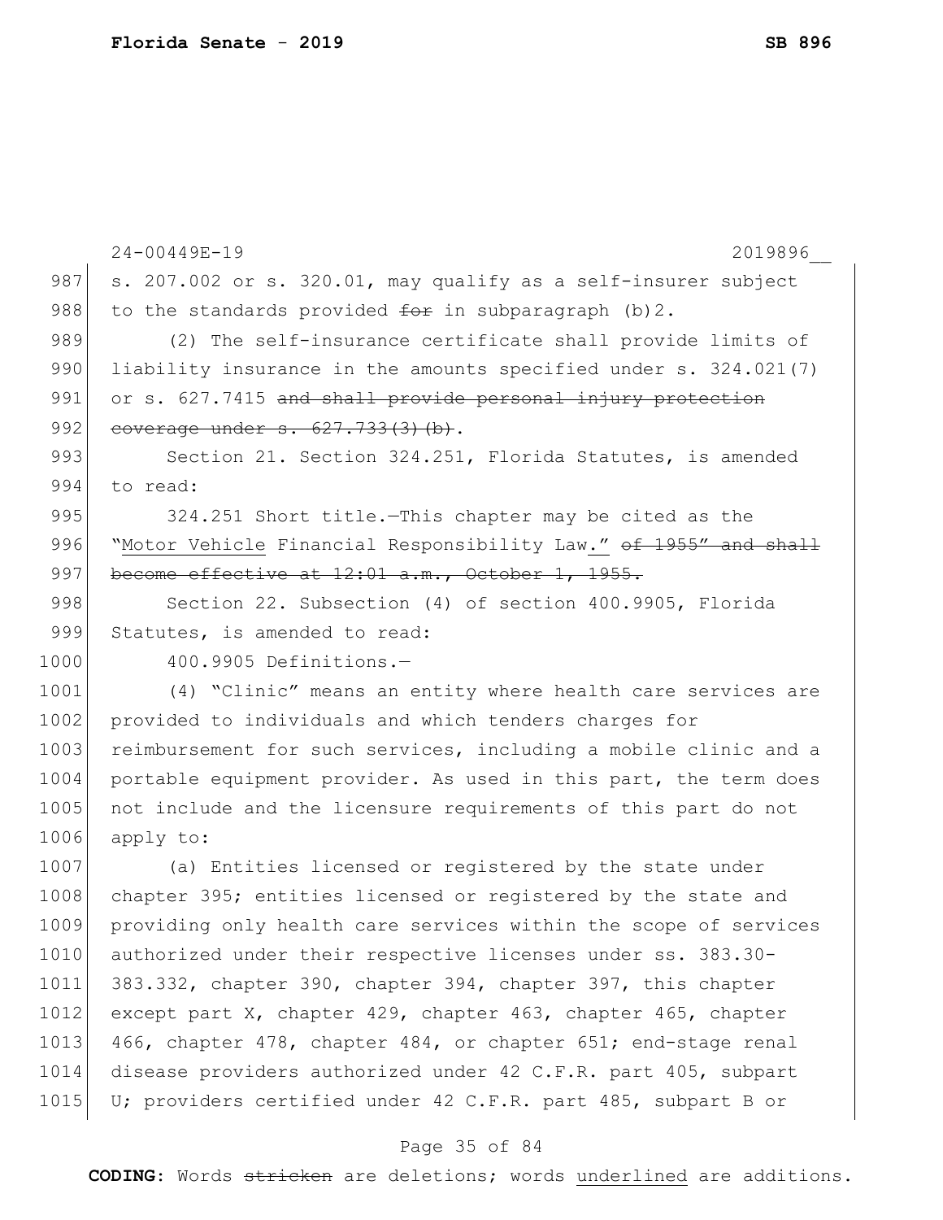s. 207.002 or s. 320.01, may qualify as a self-insurer subject to the standards provided ~~for~~ in subparagraph (b)2.

(2) The self-insurance certificate shall provide limits of liability insurance in the amounts specified under s. 324.021(7) or s. 627.7415 ~~and shall provide personal injury protection coverage under s. 627.733(3)(b)~~.

Section 21. Section 324.251, Florida Statutes, is amended to read:

324.251 Short title.—This chapter may be cited as the "Motor Vehicle Financial Responsibility Law." ~~of 1955" and shall become effective at 12:01 a.m., October 1, 1955.~~

Section 22. Subsection (4) of section 400.9905, Florida Statutes, is amended to read:

400.9905 Definitions.—

(4) "Clinic" means an entity where health care services are provided to individuals and which tenders charges for reimbursement for such services, including a mobile clinic and a portable equipment provider. As used in this part, the term does not include and the licensure requirements of this part do not apply to:

(a) Entities licensed or registered by the state under chapter 395; entities licensed or registered by the state and providing only health care services within the scope of services authorized under their respective licenses under ss. 383.30-383.332, chapter 390, chapter 394, chapter 397, this chapter except part X, chapter 429, chapter 463, chapter 465, chapter 466, chapter 478, chapter 484, or chapter 651; end-stage renal disease providers authorized under 42 C.F.R. part 405, subpart U; providers certified under 42 C.F.R. part 485, subpart B or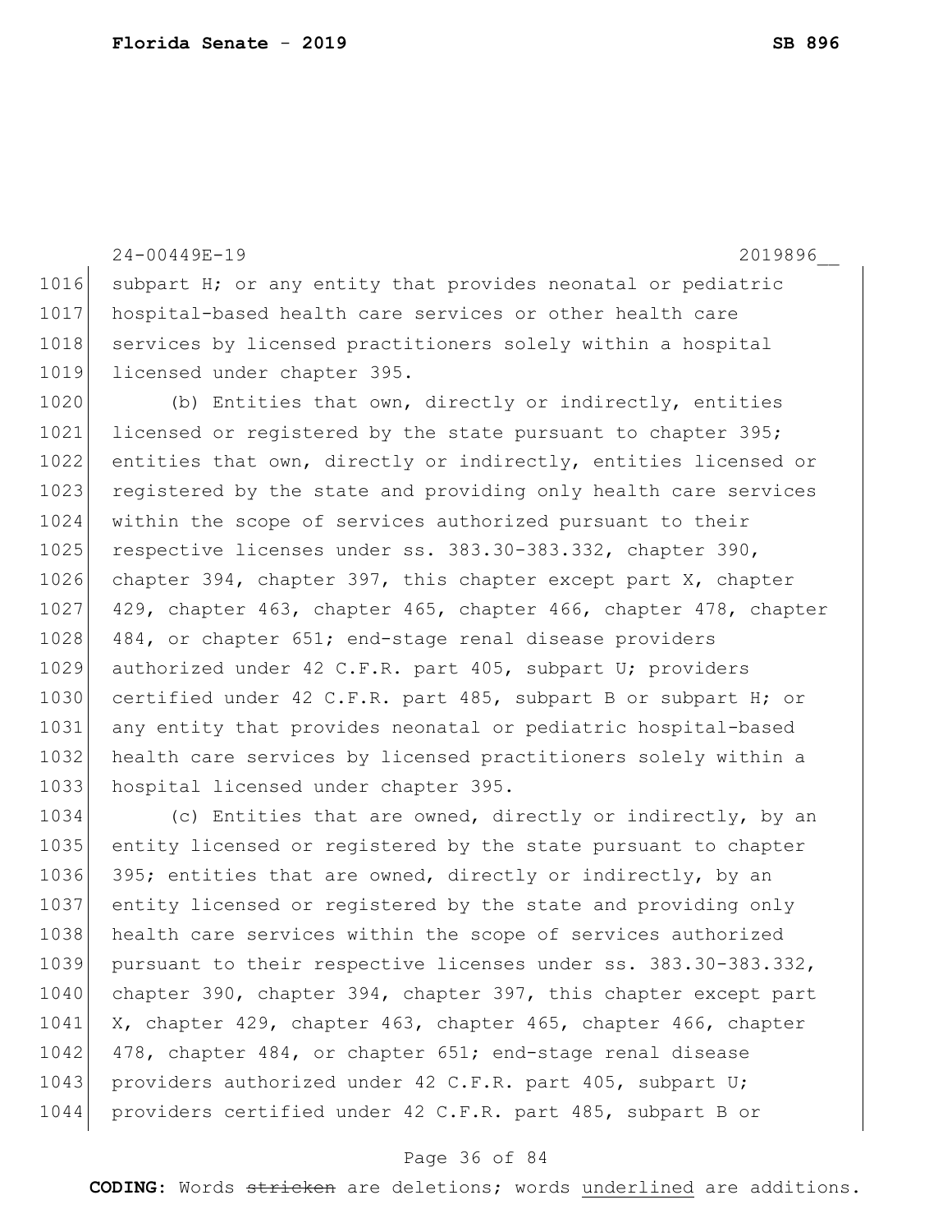subpart H; or any entity that provides neonatal or pediatric hospital-based health care services or other health care services by licensed practitioners solely within a hospital licensed under chapter 395.

(b) Entities that own, directly or indirectly, entities licensed or registered by the state pursuant to chapter 395; entities that own, directly or indirectly, entities licensed or registered by the state and providing only health care services within the scope of services authorized pursuant to their respective licenses under ss. 383.30-383.332, chapter 390, chapter 394, chapter 397, this chapter except part X, chapter 429, chapter 463, chapter 465, chapter 466, chapter 478, chapter 484, or chapter 651; end-stage renal disease providers authorized under 42 C.F.R. part 405, subpart U; providers certified under 42 C.F.R. part 485, subpart B or subpart H; or any entity that provides neonatal or pediatric hospital-based health care services by licensed practitioners solely within a hospital licensed under chapter 395.

(c) Entities that are owned, directly or indirectly, by an entity licensed or registered by the state pursuant to chapter 395; entities that are owned, directly or indirectly, by an entity licensed or registered by the state and providing only health care services within the scope of services authorized pursuant to their respective licenses under ss. 383.30-383.332, chapter 390, chapter 394, chapter 397, this chapter except part X, chapter 429, chapter 463, chapter 465, chapter 466, chapter 478, chapter 484, or chapter 651; end-stage renal disease providers authorized under 42 C.F.R. part 405, subpart U; providers certified under 42 C.F.R. part 485, subpart B or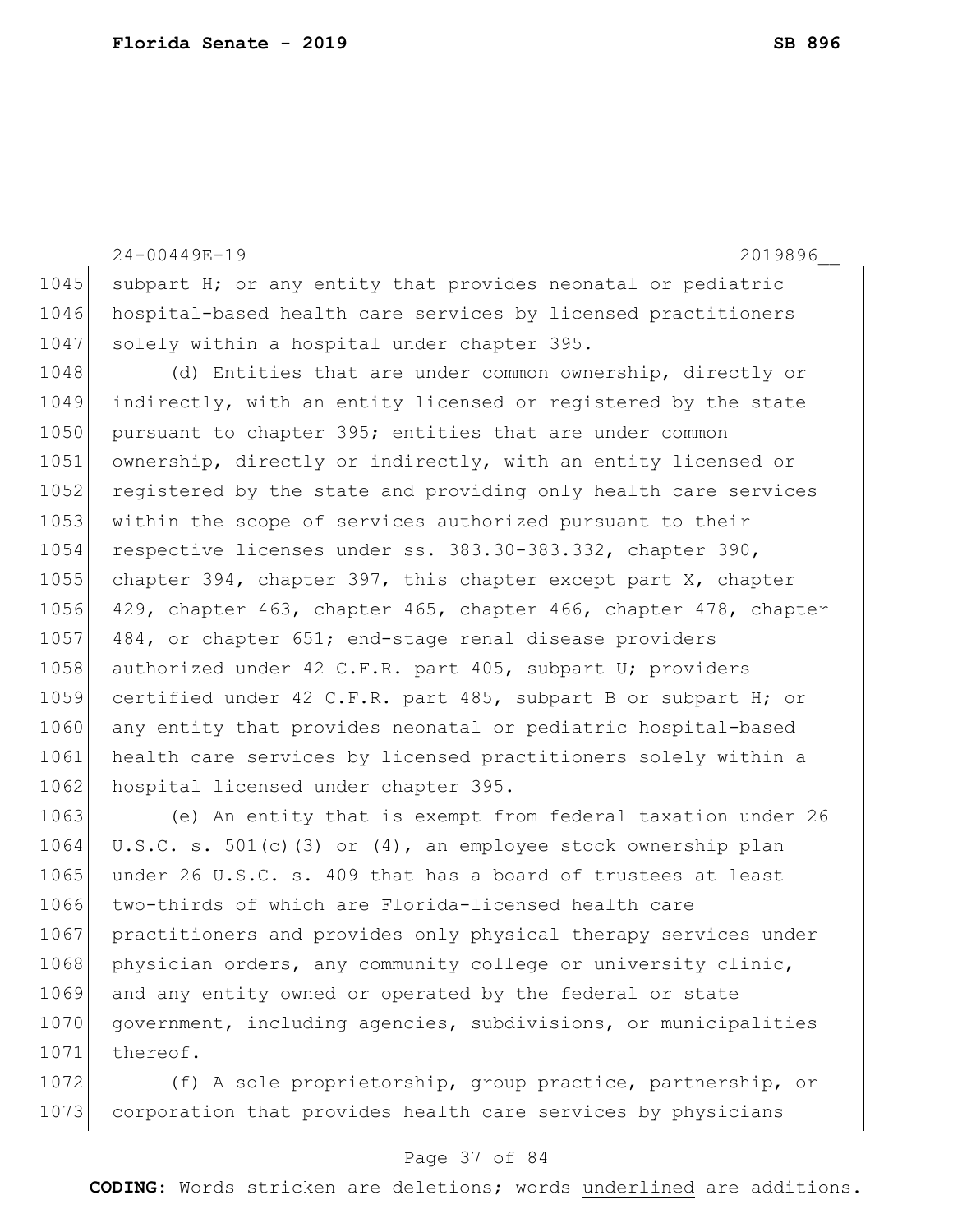subpart H; or any entity that provides neonatal or pediatric hospital-based health care services by licensed practitioners solely within a hospital under chapter 395.

(d) Entities that are under common ownership, directly or indirectly, with an entity licensed or registered by the state pursuant to chapter 395; entities that are under common ownership, directly or indirectly, with an entity licensed or registered by the state and providing only health care services within the scope of services authorized pursuant to their respective licenses under ss. 383.30-383.332, chapter 390, chapter 394, chapter 397, this chapter except part X, chapter 429, chapter 463, chapter 465, chapter 466, chapter 478, chapter 484, or chapter 651; end-stage renal disease providers authorized under 42 C.F.R. part 405, subpart U; providers certified under 42 C.F.R. part 485, subpart B or subpart H; or any entity that provides neonatal or pediatric hospital-based health care services by licensed practitioners solely within a hospital licensed under chapter 395.

(e) An entity that is exempt from federal taxation under 26 U.S.C. s. 501(c)(3) or (4), an employee stock ownership plan under 26 U.S.C. s. 409 that has a board of trustees at least two-thirds of which are Florida-licensed health care practitioners and provides only physical therapy services under physician orders, any community college or university clinic, and any entity owned or operated by the federal or state government, including agencies, subdivisions, or municipalities thereof.

(f) A sole proprietorship, group practice, partnership, or corporation that provides health care services by physicians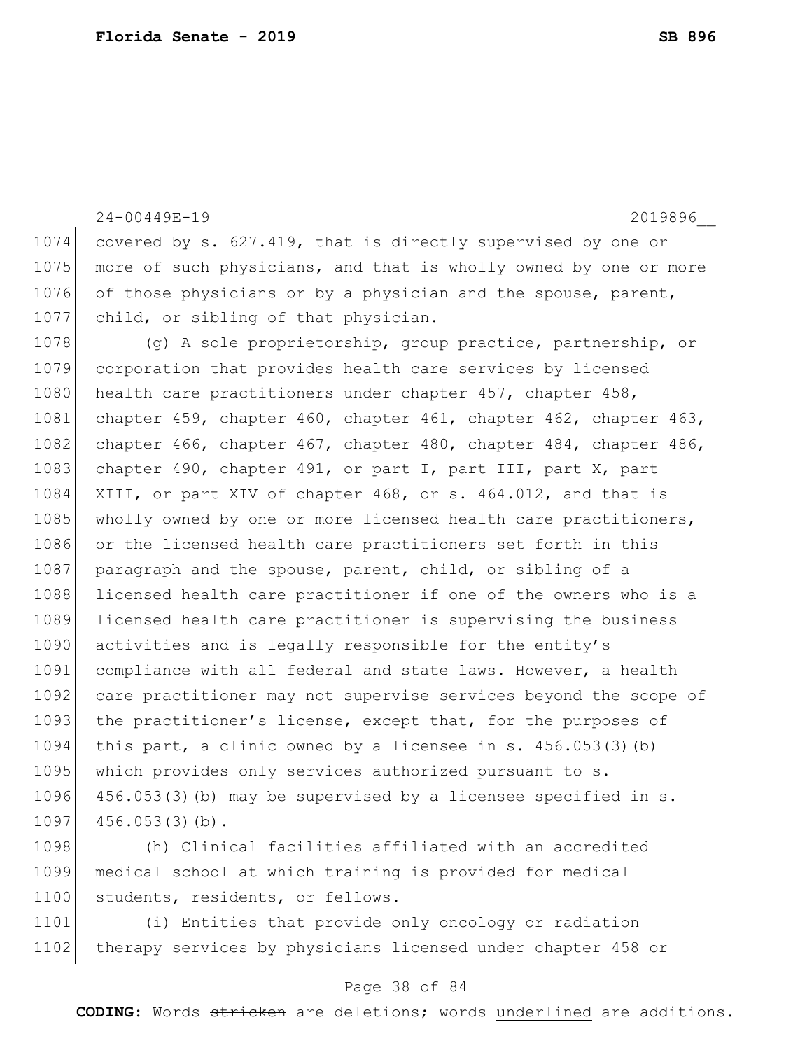covered by s. 627.419, that is directly supervised by one or more of such physicians, and that is wholly owned by one or more of those physicians or by a physician and the spouse, parent, child, or sibling of that physician.

(g) A sole proprietorship, group practice, partnership, or corporation that provides health care services by licensed health care practitioners under chapter 457, chapter 458, chapter 459, chapter 460, chapter 461, chapter 462, chapter 463, chapter 466, chapter 467, chapter 480, chapter 484, chapter 486, chapter 490, chapter 491, or part I, part III, part X, part XIII, or part XIV of chapter 468, or s. 464.012, and that is wholly owned by one or more licensed health care practitioners, or the licensed health care practitioners set forth in this paragraph and the spouse, parent, child, or sibling of a licensed health care practitioner if one of the owners who is a licensed health care practitioner is supervising the business activities and is legally responsible for the entity's compliance with all federal and state laws. However, a health care practitioner may not supervise services beyond the scope of the practitioner's license, except that, for the purposes of this part, a clinic owned by a licensee in s. 456.053(3)(b) which provides only services authorized pursuant to s. 456.053(3)(b) may be supervised by a licensee specified in s. 456.053(3)(b).

(h) Clinical facilities affiliated with an accredited medical school at which training is provided for medical students, residents, or fellows.

(i) Entities that provide only oncology or radiation therapy services by physicians licensed under chapter 458 or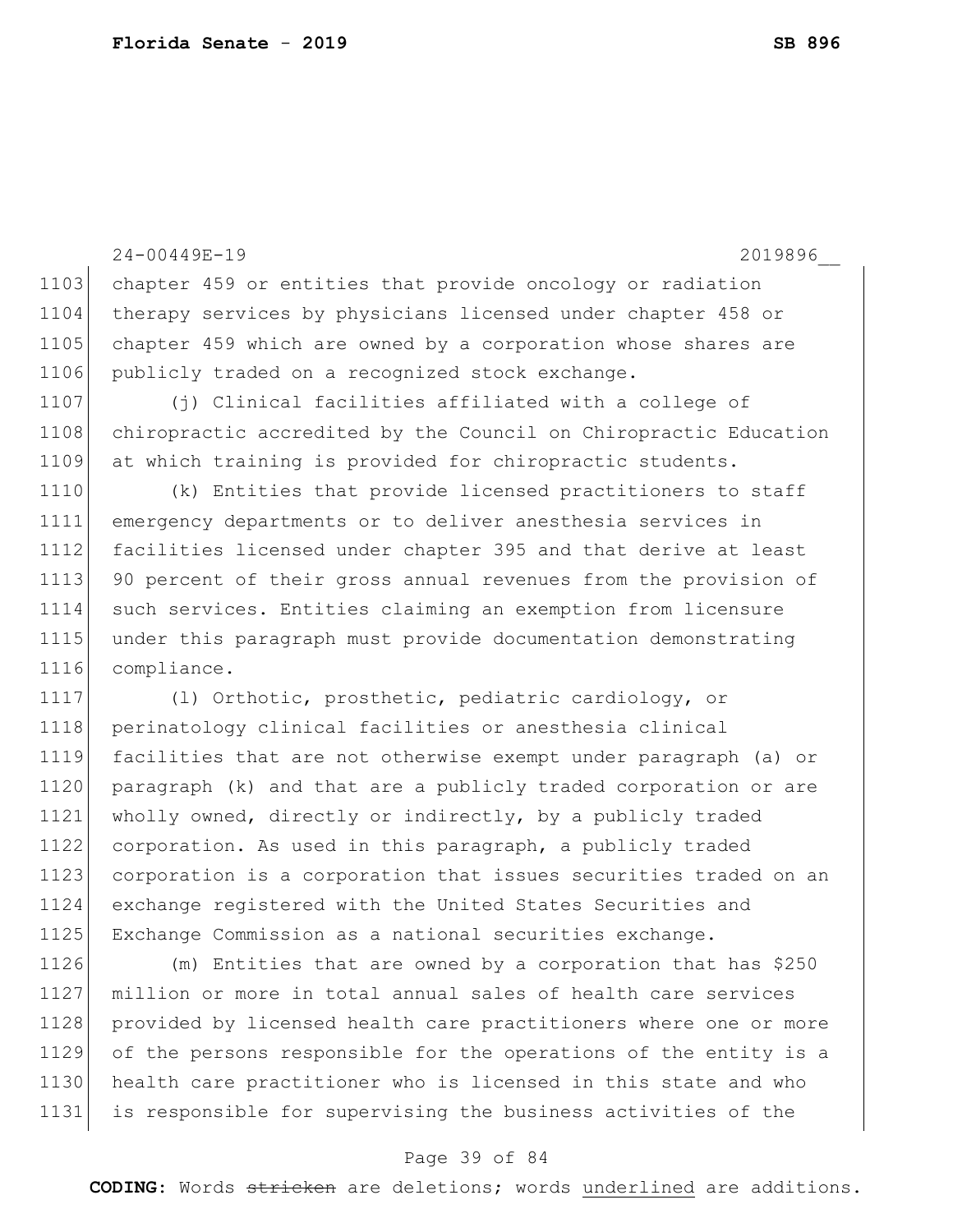chapter 459 or entities that provide oncology or radiation therapy services by physicians licensed under chapter 458 or chapter 459 which are owned by a corporation whose shares are publicly traded on a recognized stock exchange.

(j) Clinical facilities affiliated with a college of chiropractic accredited by the Council on Chiropractic Education at which training is provided for chiropractic students.

(k) Entities that provide licensed practitioners to staff emergency departments or to deliver anesthesia services in facilities licensed under chapter 395 and that derive at least 90 percent of their gross annual revenues from the provision of such services. Entities claiming an exemption from licensure under this paragraph must provide documentation demonstrating compliance.

(l) Orthotic, prosthetic, pediatric cardiology, or perinatology clinical facilities or anesthesia clinical facilities that are not otherwise exempt under paragraph (a) or paragraph (k) and that are a publicly traded corporation or are wholly owned, directly or indirectly, by a publicly traded corporation. As used in this paragraph, a publicly traded corporation is a corporation that issues securities traded on an exchange registered with the United States Securities and Exchange Commission as a national securities exchange.

(m) Entities that are owned by a corporation that has $250 million or more in total annual sales of health care services provided by licensed health care practitioners where one or more of the persons responsible for the operations of the entity is a health care practitioner who is licensed in this state and who is responsible for supervising the business activities of the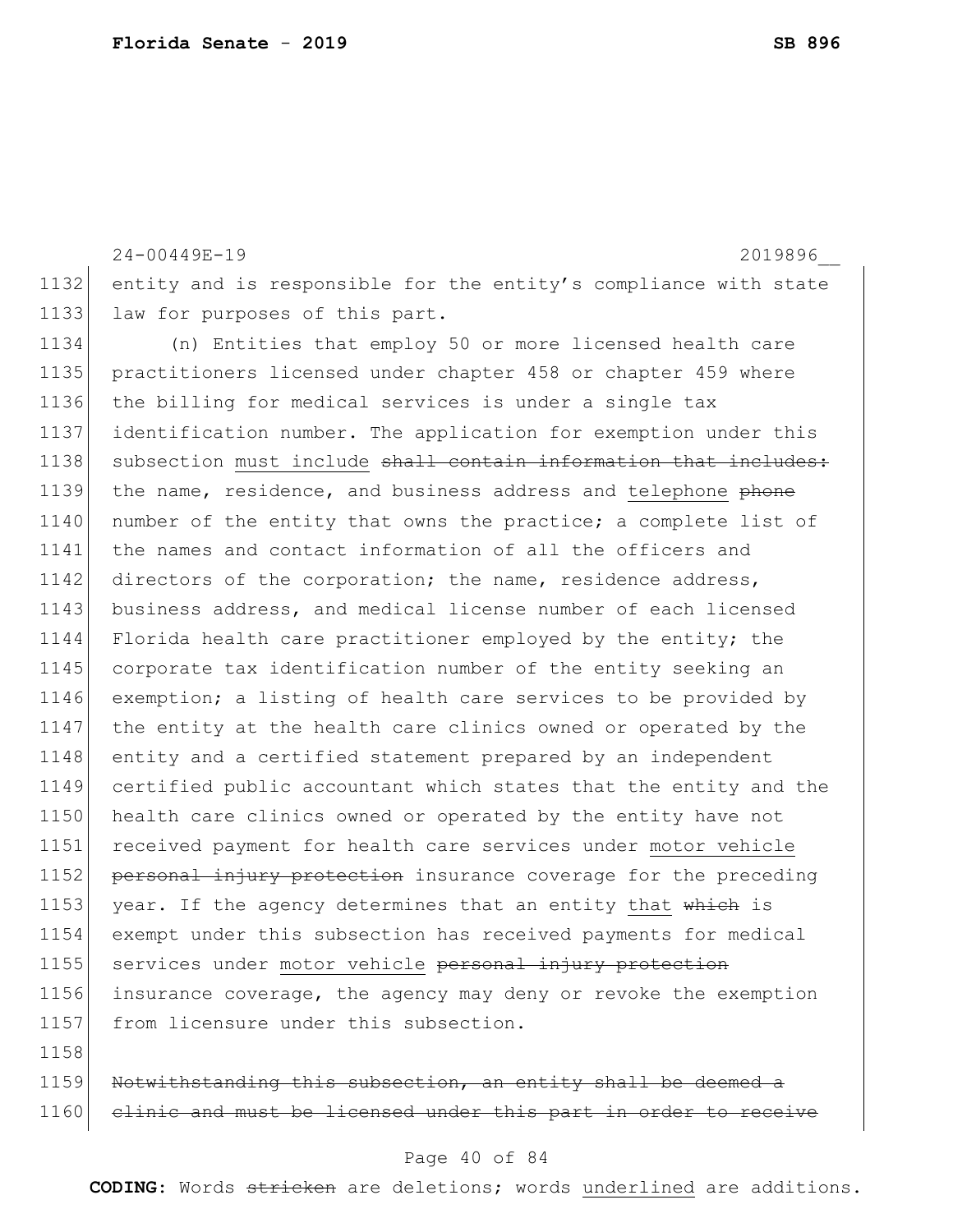entity and is responsible for the entity's compliance with state law for purposes of this part.

(n) Entities that employ 50 or more licensed health care practitioners licensed under chapter 458 or chapter 459 where the billing for medical services is under a single tax identification number. The application for exemption under this subsection <u>must include</u> ~~shall contain information that includes:~~ the name, residence, and business address and <u>telephone</u> ~~phone~~ number of the entity that owns the practice; a complete list of the names and contact information of all the officers and directors of the corporation; the name, residence address, business address, and medical license number of each licensed Florida health care practitioner employed by the entity; the corporate tax identification number of the entity seeking an exemption; a listing of health care services to be provided by the entity at the health care clinics owned or operated by the entity and a certified statement prepared by an independent certified public accountant which states that the entity and the health care clinics owned or operated by the entity have not received payment for health care services under <u>motor vehicle</u> ~~personal injury protection~~ insurance coverage for the preceding year. If the agency determines that an entity <u>that</u> ~~which~~ is exempt under this subsection has received payments for medical services under <u>motor vehicle</u> ~~personal injury protection~~ insurance coverage, the agency may deny or revoke the exemption from licensure under this subsection.

~~Notwithstanding this subsection, an entity shall be deemed a clinic and must be licensed under this part in order to receive~~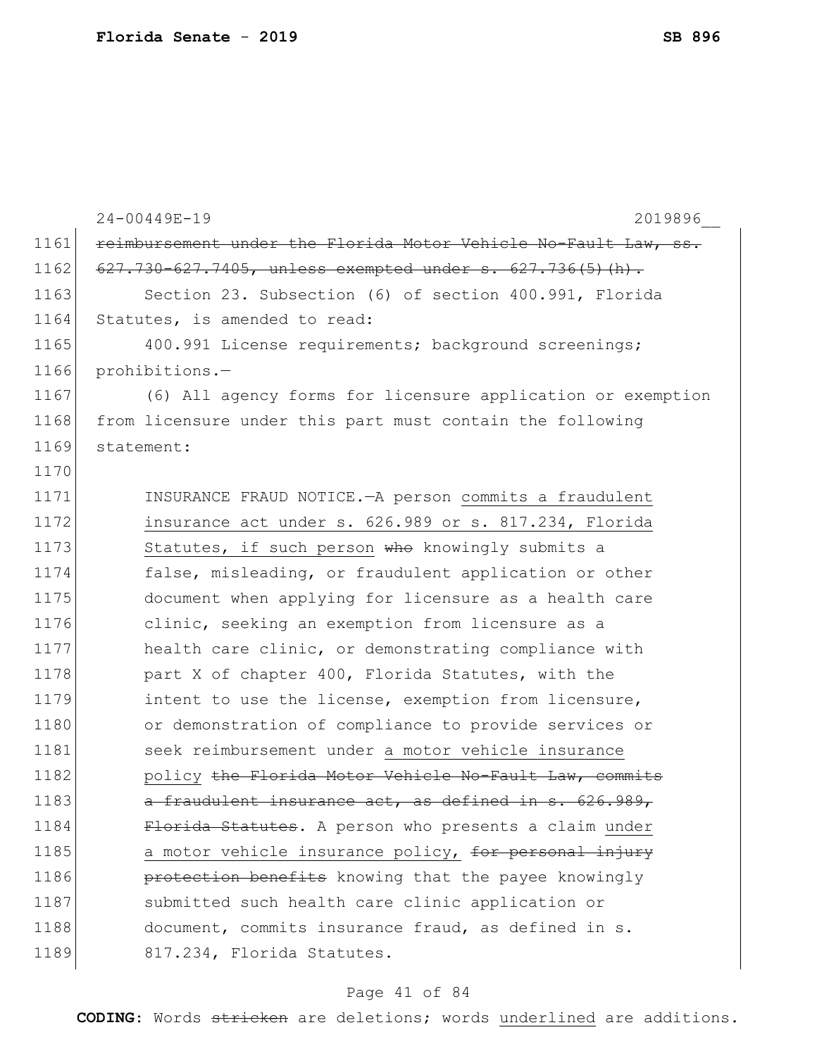~~reimbursement under the Florida Motor Vehicle No-Fault Law, ss. 627.730-627.7405, unless exempted under s. 627.736(5)(h).~~

Section 23. Subsection (6) of section 400.991, Florida Statutes, is amended to read:

400.991 License requirements; background screenings; prohibitions.—

(6) All agency forms for licensure application or exemption from licensure under this part must contain the following statement:

> INSURANCE FRAUD NOTICE.—A person <u>commits a fraudulent insurance act under s. 626.989 or s. 817.234, Florida Statutes, if such person</u> ~~who~~ knowingly submits a false, misleading, or fraudulent application or other document when applying for licensure as a health care clinic, seeking an exemption from licensure as a health care clinic, or demonstrating compliance with part X of chapter 400, Florida Statutes, with the intent to use the license, exemption from licensure, or demonstration of compliance to provide services or seek reimbursement under <u>a motor vehicle insurance policy</u> ~~the Florida Motor Vehicle No-Fault Law, commits a fraudulent insurance act, as defined in s. 626.989, Florida Statutes~~. A person who presents a claim <u>under a motor vehicle insurance policy,</u> ~~for personal injury protection benefits~~ knowing that the payee knowingly submitted such health care clinic application or document, commits insurance fraud, as defined in s. 817.234, Florida Statutes.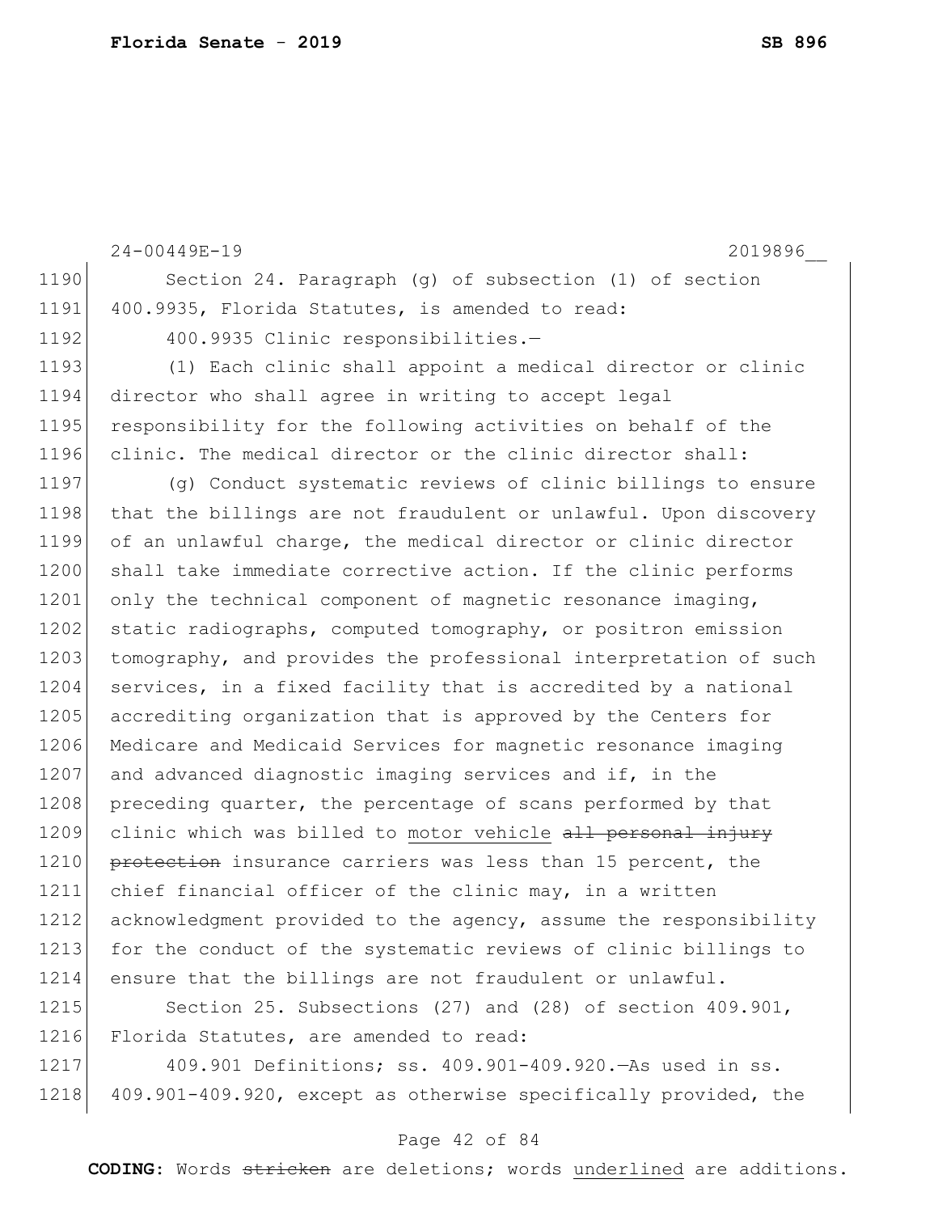Section 24. Paragraph (g) of subsection (1) of section 400.9935, Florida Statutes, is amended to read:

400.9935 Clinic responsibilities.—

(1) Each clinic shall appoint a medical director or clinic director who shall agree in writing to accept legal responsibility for the following activities on behalf of the clinic. The medical director or the clinic director shall:

(g) Conduct systematic reviews of clinic billings to ensure that the billings are not fraudulent or unlawful. Upon discovery of an unlawful charge, the medical director or clinic director shall take immediate corrective action. If the clinic performs only the technical component of magnetic resonance imaging, static radiographs, computed tomography, or positron emission tomography, and provides the professional interpretation of such services, in a fixed facility that is accredited by a national accrediting organization that is approved by the Centers for Medicare and Medicaid Services for magnetic resonance imaging and advanced diagnostic imaging services and if, in the preceding quarter, the percentage of scans performed by that clinic which was billed to <u>motor vehicle</u> ~~all personal injury protection~~ insurance carriers was less than 15 percent, the chief financial officer of the clinic may, in a written acknowledgment provided to the agency, assume the responsibility for the conduct of the systematic reviews of clinic billings to ensure that the billings are not fraudulent or unlawful.

Section 25. Subsections (27) and (28) of section 409.901, Florida Statutes, are amended to read:

409.901 Definitions; ss. 409.901-409.920.—As used in ss. 409.901-409.920, except as otherwise specifically provided, the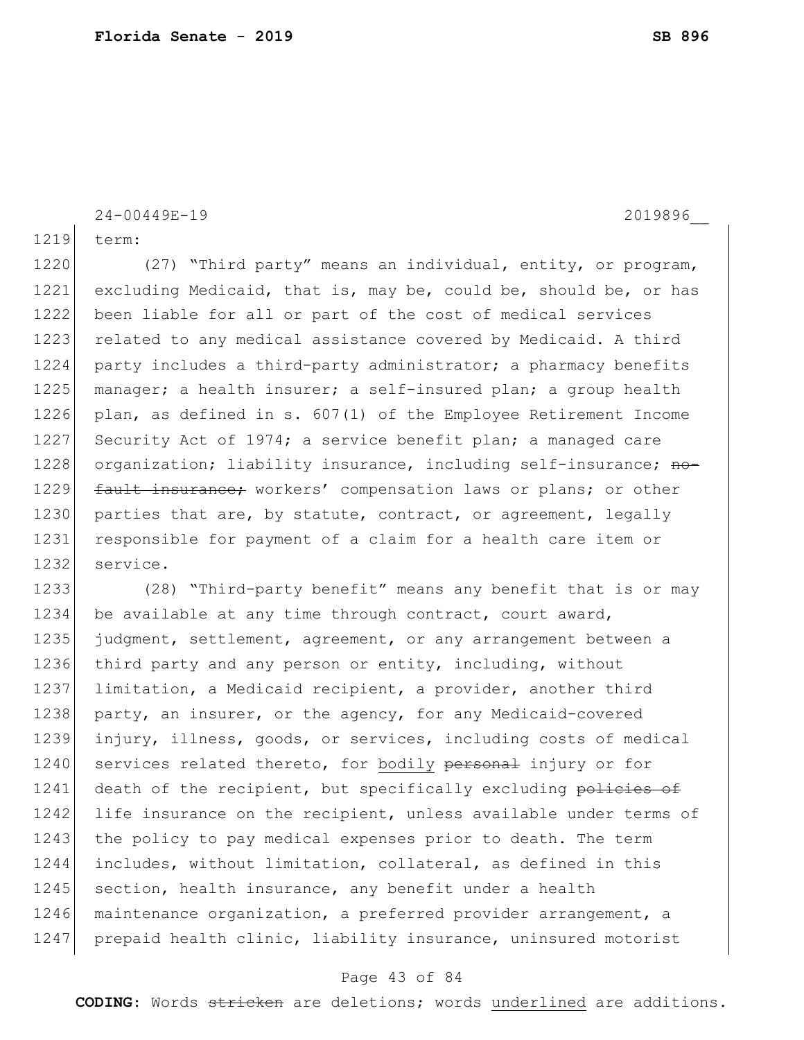24-00449E-19 2019896__

term:

(27) "Third party" means an individual, entity, or program, excluding Medicaid, that is, may be, could be, should be, or has been liable for all or part of the cost of medical services related to any medical assistance covered by Medicaid. A third party includes a third-party administrator; a pharmacy benefits manager; a health insurer; a self-insured plan; a group health plan, as defined in s. 607(1) of the Employee Retirement Income Security Act of 1974; a service benefit plan; a managed care organization; liability insurance, including self-insurance; ~~no-fault insurance;~~ workers' compensation laws or plans; or other parties that are, by statute, contract, or agreement, legally responsible for payment of a claim for a health care item or service.

(28) "Third-party benefit" means any benefit that is or may be available at any time through contract, court award, judgment, settlement, agreement, or any arrangement between a third party and any person or entity, including, without limitation, a Medicaid recipient, a provider, another third party, an insurer, or the agency, for any Medicaid-covered injury, illness, goods, or services, including costs of medical services related thereto, for <u>bodily</u> ~~personal~~ injury or for death of the recipient, but specifically excluding ~~policies of~~ life insurance on the recipient, unless available under terms of the policy to pay medical expenses prior to death. The term includes, without limitation, collateral, as defined in this section, health insurance, any benefit under a health maintenance organization, a preferred provider arrangement, a prepaid health clinic, liability insurance, uninsured motorist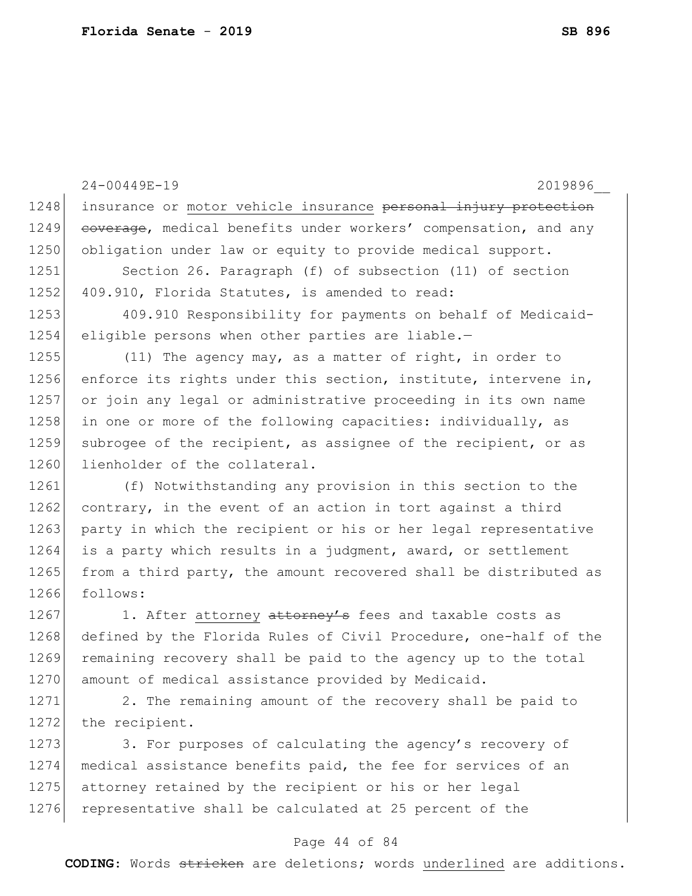insurance or <u>motor vehicle insurance</u> ~~personal injury protection coverage~~, medical benefits under workers' compensation, and any obligation under law or equity to provide medical support.

Section 26. Paragraph (f) of subsection (11) of section 409.910, Florida Statutes, is amended to read:

409.910 Responsibility for payments on behalf of Medicaid-eligible persons when other parties are liable.—

(11) The agency may, as a matter of right, in order to enforce its rights under this section, institute, intervene in, or join any legal or administrative proceeding in its own name in one or more of the following capacities: individually, as subrogee of the recipient, as assignee of the recipient, or as lienholder of the collateral.

(f) Notwithstanding any provision in this section to the contrary, in the event of an action in tort against a third party in which the recipient or his or her legal representative is a party which results in a judgment, award, or settlement from a third party, the amount recovered shall be distributed as follows:

1. After <u>attorney</u> ~~attorney's~~ fees and taxable costs as defined by the Florida Rules of Civil Procedure, one-half of the remaining recovery shall be paid to the agency up to the total amount of medical assistance provided by Medicaid.

2. The remaining amount of the recovery shall be paid to the recipient.

3. For purposes of calculating the agency's recovery of medical assistance benefits paid, the fee for services of an attorney retained by the recipient or his or her legal representative shall be calculated at 25 percent of the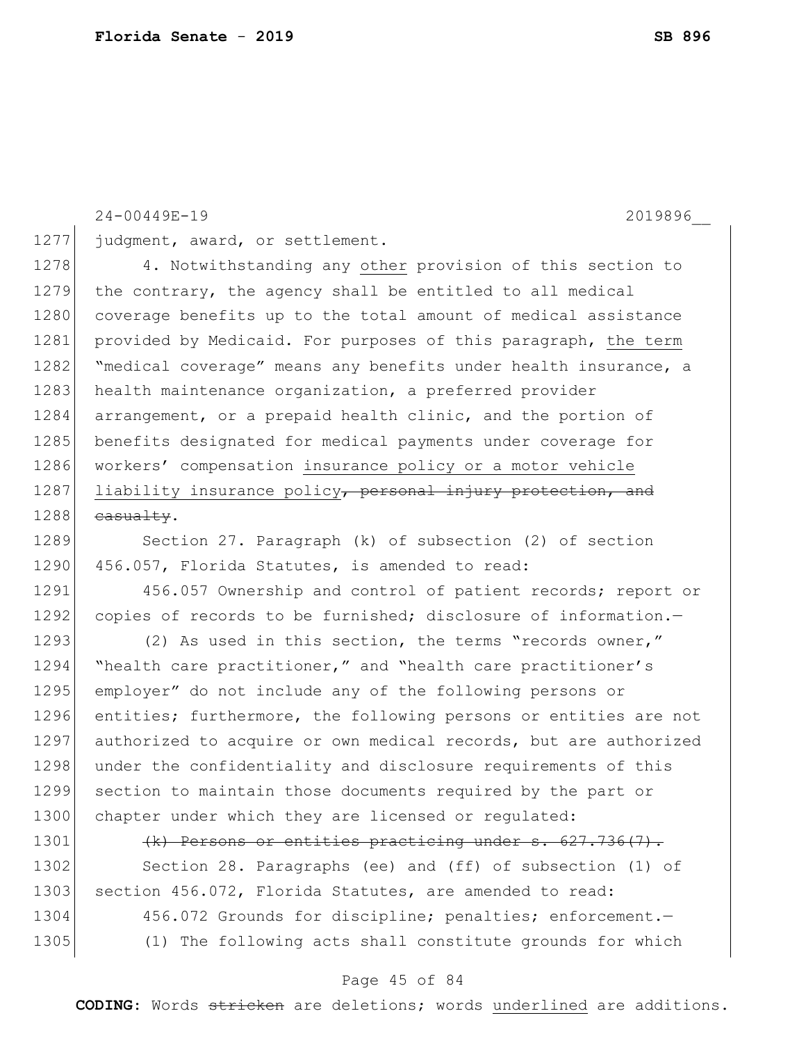judgment, award, or settlement.

4. Notwithstanding any <u>other</u> provision of this section to the contrary, the agency shall be entitled to all medical coverage benefits up to the total amount of medical assistance provided by Medicaid. For purposes of this paragraph, <u>the term</u> "medical coverage" means any benefits under health insurance, a health maintenance organization, a preferred provider arrangement, or a prepaid health clinic, and the portion of benefits designated for medical payments under coverage for workers' compensation <u>insurance policy or a motor vehicle liability insurance policy</u>~~, personal injury protection, and casualty~~.

Section 27. Paragraph (k) of subsection (2) of section 456.057, Florida Statutes, is amended to read:

456.057 Ownership and control of patient records; report or copies of records to be furnished; disclosure of information.—

(2) As used in this section, the terms "records owner," "health care practitioner," and "health care practitioner's employer" do not include any of the following persons or entities; furthermore, the following persons or entities are not authorized to acquire or own medical records, but are authorized under the confidentiality and disclosure requirements of this section to maintain those documents required by the part or chapter under which they are licensed or regulated:

~~(k) Persons or entities practicing under s. 627.736(7).~~

Section 28. Paragraphs (ee) and (ff) of subsection (1) of section 456.072, Florida Statutes, are amended to read:

456.072 Grounds for discipline; penalties; enforcement.—

(1) The following acts shall constitute grounds for which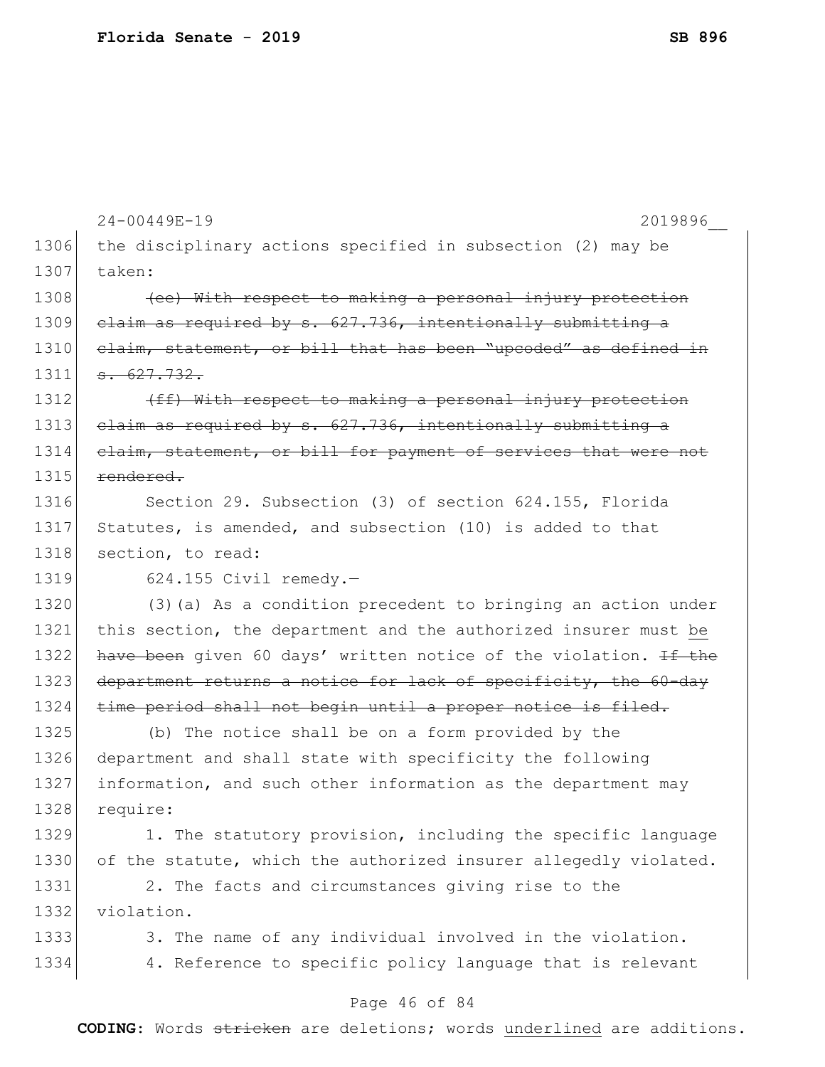the disciplinary actions specified in subsection (2) may be taken:

~~(ee) With respect to making a personal injury protection claim as required by s. 627.736, intentionally submitting a claim, statement, or bill that has been "upcoded" as defined in s. 627.732.~~

~~(ff) With respect to making a personal injury protection claim as required by s. 627.736, intentionally submitting a claim, statement, or bill for payment of services that were not rendered.~~

Section 29. Subsection (3) of section 624.155, Florida Statutes, is amended, and subsection (10) is added to that section, to read:

624.155 Civil remedy.—

(3)(a) As a condition precedent to bringing an action under this section, the department and the authorized insurer must <u>be</u> ~~have been~~ given 60 days' written notice of the violation. ~~If the department returns a notice for lack of specificity, the 60-day time period shall not begin until a proper notice is filed.~~

(b) The notice shall be on a form provided by the department and shall state with specificity the following information, and such other information as the department may require:

1. The statutory provision, including the specific language of the statute, which the authorized insurer allegedly violated.

2. The facts and circumstances giving rise to the violation.

3. The name of any individual involved in the violation.

4. Reference to specific policy language that is relevant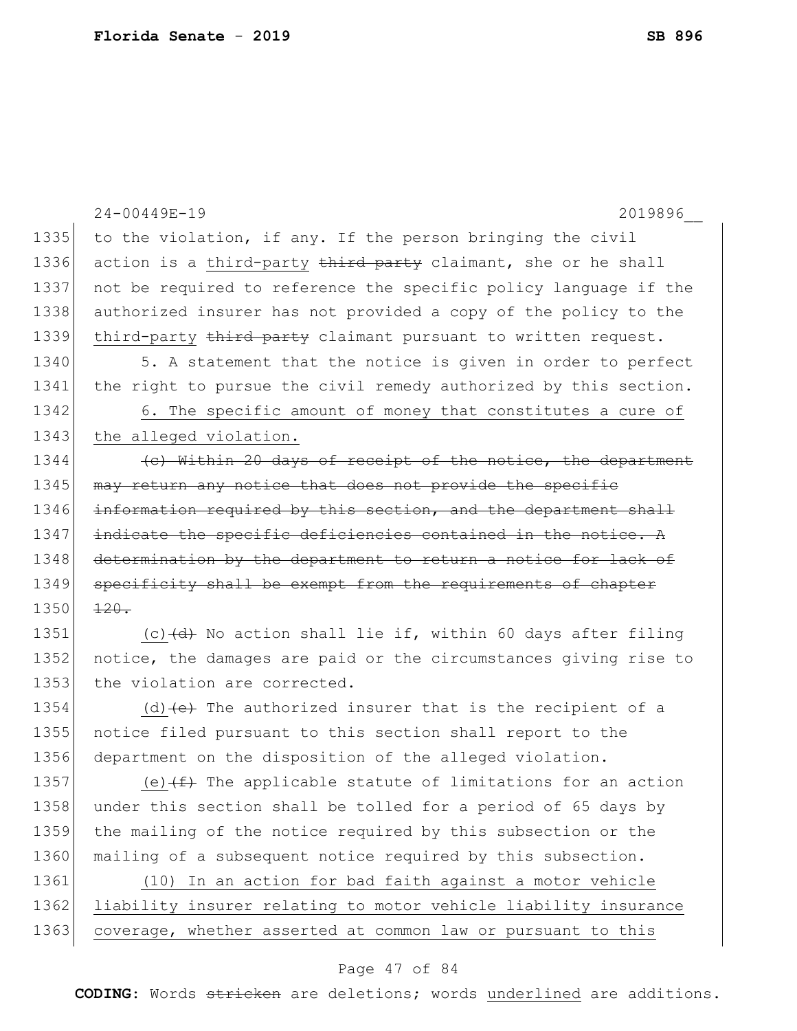to the violation, if any. If the person bringing the civil action is a <u>third-party</u> ~~third party~~ claimant, she or he shall not be required to reference the specific policy language if the authorized insurer has not provided a copy of the policy to the <u>third-party</u> ~~third party~~ claimant pursuant to written request.

5. A statement that the notice is given in order to perfect the right to pursue the civil remedy authorized by this section.

<u>6. The specific amount of money that constitutes a cure of the alleged violation.</u>

~~(c) Within 20 days of receipt of the notice, the department may return any notice that does not provide the specific information required by this section, and the department shall indicate the specific deficiencies contained in the notice. A determination by the department to return a notice for lack of specificity shall be exempt from the requirements of chapter 120.~~

<u>(c)</u>~~(d)~~ No action shall lie if, within 60 days after filing notice, the damages are paid or the circumstances giving rise to the violation are corrected.

<u>(d)</u>~~(e)~~ The authorized insurer that is the recipient of a notice filed pursuant to this section shall report to the department on the disposition of the alleged violation.

<u>(e)</u>~~(f)~~ The applicable statute of limitations for an action under this section shall be tolled for a period of 65 days by the mailing of the notice required by this subsection or the mailing of a subsequent notice required by this subsection.

<u>(10) In an action for bad faith against a motor vehicle liability insurer relating to motor vehicle liability insurance coverage, whether asserted at common law or pursuant to this</u>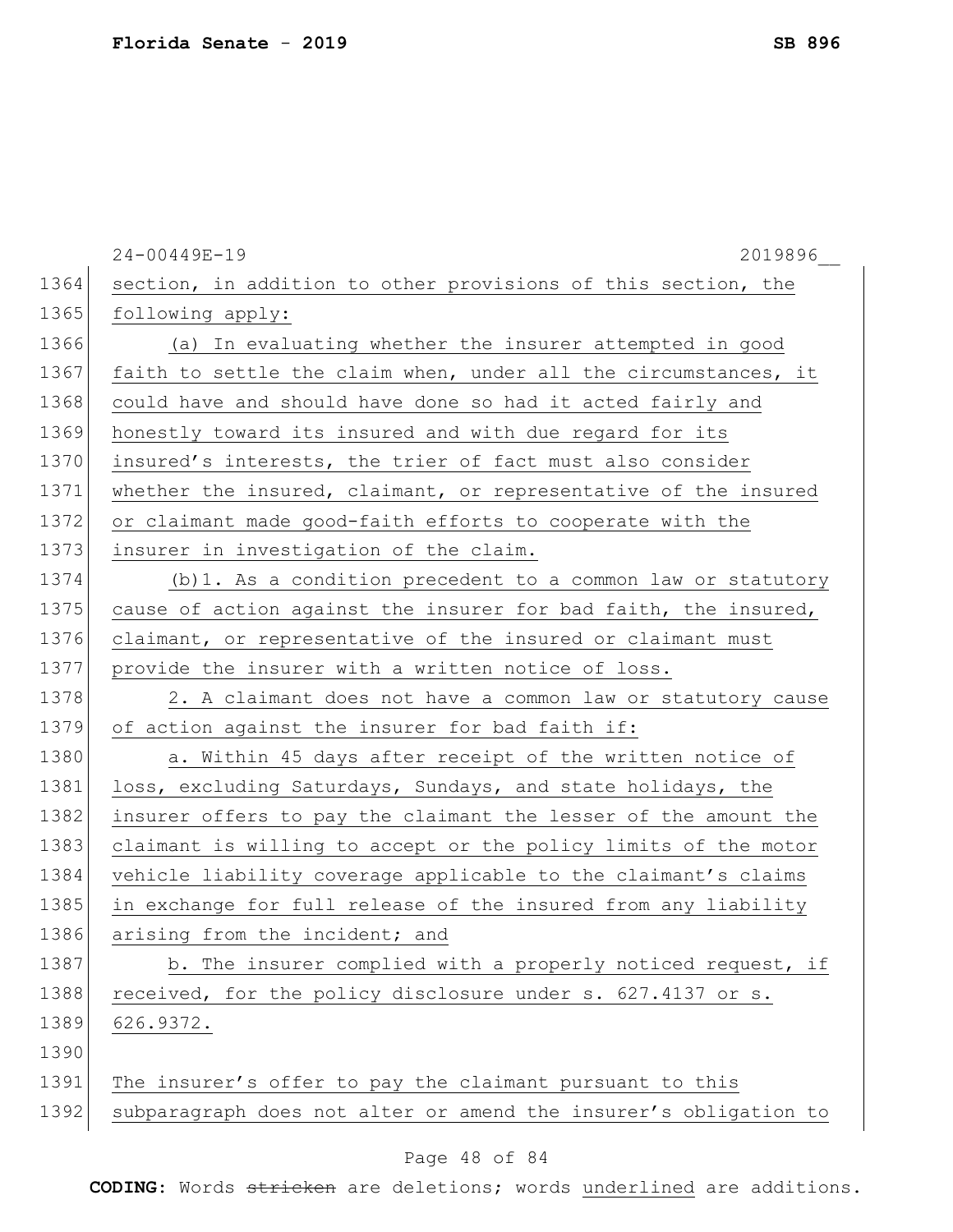section, in addition to other provisions of this section, the following apply:

(a) In evaluating whether the insurer attempted in good faith to settle the claim when, under all the circumstances, it could have and should have done so had it acted fairly and honestly toward its insured and with due regard for its insured's interests, the trier of fact must also consider whether the insured, claimant, or representative of the insured or claimant made good-faith efforts to cooperate with the insurer in investigation of the claim.

(b)1. As a condition precedent to a common law or statutory cause of action against the insurer for bad faith, the insured, claimant, or representative of the insured or claimant must provide the insurer with a written notice of loss.

2. A claimant does not have a common law or statutory cause of action against the insurer for bad faith if:

a. Within 45 days after receipt of the written notice of loss, excluding Saturdays, Sundays, and state holidays, the insurer offers to pay the claimant the lesser of the amount the claimant is willing to accept or the policy limits of the motor vehicle liability coverage applicable to the claimant's claims in exchange for full release of the insured from any liability arising from the incident; and

b. The insurer complied with a properly noticed request, if received, for the policy disclosure under s. 627.4137 or s. 626.9372.

The insurer's offer to pay the claimant pursuant to this subparagraph does not alter or amend the insurer's obligation to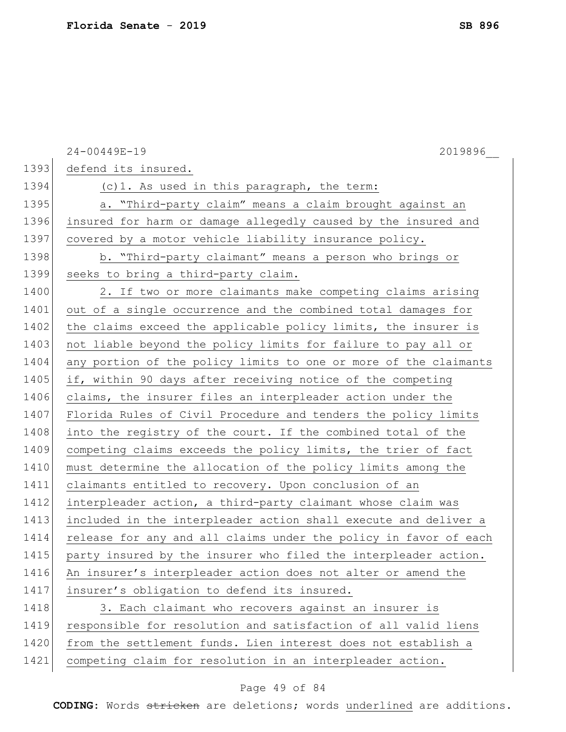defend its insured.

(c)1. As used in this paragraph, the term:

a. "Third-party claim" means a claim brought against an insured for harm or damage allegedly caused by the insured and covered by a motor vehicle liability insurance policy.

b. "Third-party claimant" means a person who brings or seeks to bring a third-party claim.

2. If two or more claimants make competing claims arising out of a single occurrence and the combined total damages for the claims exceed the applicable policy limits, the insurer is not liable beyond the policy limits for failure to pay all or any portion of the policy limits to one or more of the claimants if, within 90 days after receiving notice of the competing claims, the insurer files an interpleader action under the Florida Rules of Civil Procedure and tenders the policy limits into the registry of the court. If the combined total of the competing claims exceeds the policy limits, the trier of fact must determine the allocation of the policy limits among the claimants entitled to recovery. Upon conclusion of an interpleader action, a third-party claimant whose claim was included in the interpleader action shall execute and deliver a release for any and all claims under the policy in favor of each party insured by the insurer who filed the interpleader action. An insurer's interpleader action does not alter or amend the insurer's obligation to defend its insured.

3. Each claimant who recovers against an insurer is responsible for resolution and satisfaction of all valid liens from the settlement funds. Lien interest does not establish a competing claim for resolution in an interpleader action.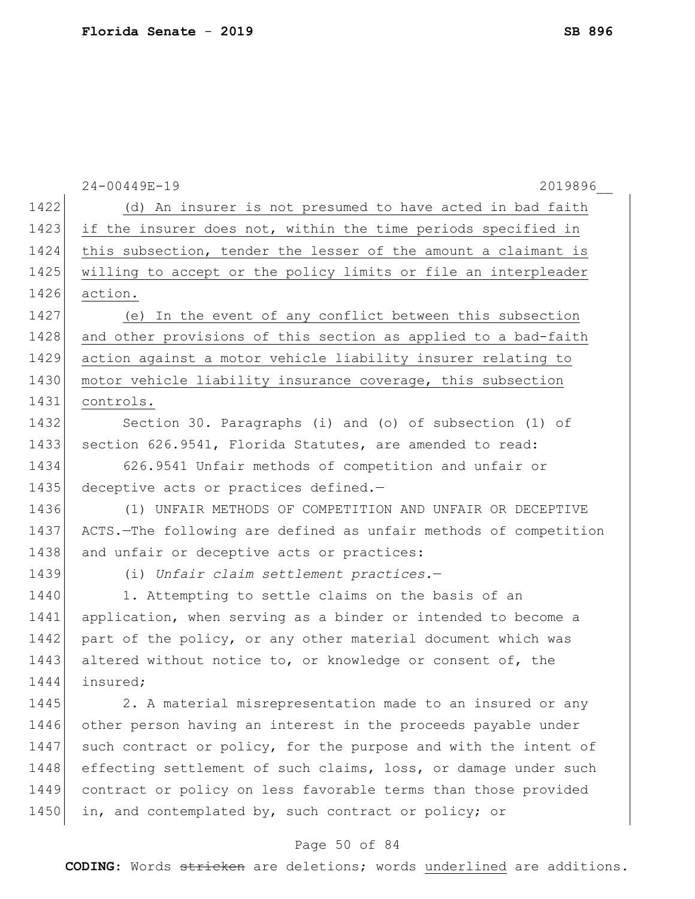(d) An insurer is not presumed to have acted in bad faith if the insurer does not, within the time periods specified in this subsection, tender the lesser of the amount a claimant is willing to accept or the policy limits or file an interpleader action.

(e) In the event of any conflict between this subsection and other provisions of this section as applied to a bad-faith action against a motor vehicle liability insurer relating to motor vehicle liability insurance coverage, this subsection controls.

Section 30. Paragraphs (i) and (o) of subsection (1) of section 626.9541, Florida Statutes, are amended to read:

626.9541 Unfair methods of competition and unfair or deceptive acts or practices defined.—

(1) UNFAIR METHODS OF COMPETITION AND UNFAIR OR DECEPTIVE ACTS.—The following are defined as unfair methods of competition and unfair or deceptive acts or practices:

(i) *Unfair claim settlement practices.*—

1. Attempting to settle claims on the basis of an application, when serving as a binder or intended to become a part of the policy, or any other material document which was altered without notice to, or knowledge or consent of, the insured;

2. A material misrepresentation made to an insured or any other person having an interest in the proceeds payable under such contract or policy, for the purpose and with the intent of effecting settlement of such claims, loss, or damage under such contract or policy on less favorable terms than those provided in, and contemplated by, such contract or policy; or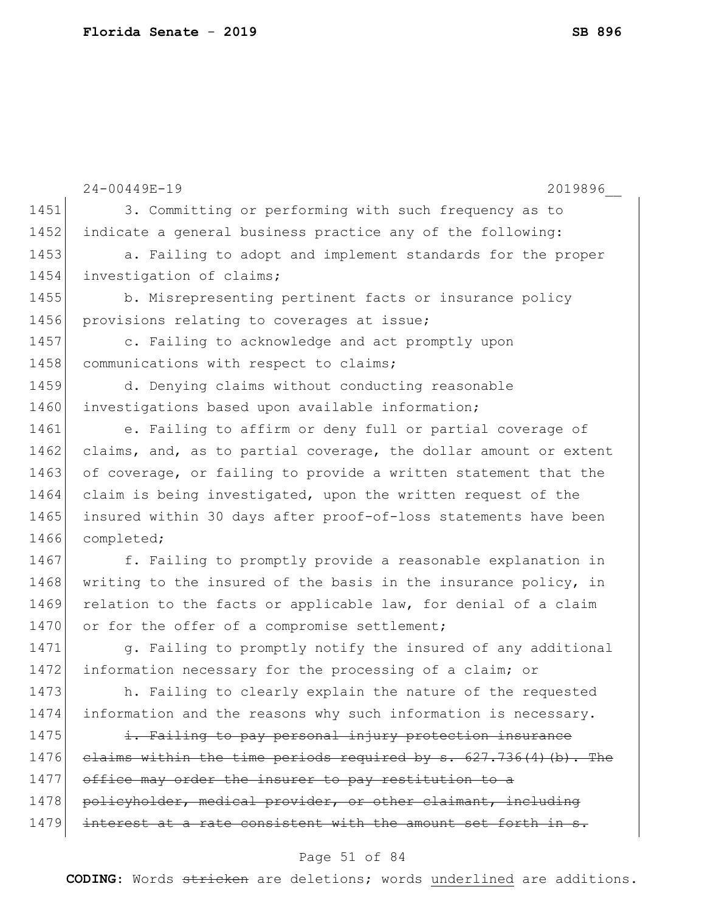24-00449E-19 2019896__

1451 3. Committing or performing with such frequency as to
1452 indicate a general business practice any of the following:
1453 a. Failing to adopt and implement standards for the proper
1454 investigation of claims;
1455 b. Misrepresenting pertinent facts or insurance policy
1456 provisions relating to coverages at issue;
1457 c. Failing to acknowledge and act promptly upon
1458 communications with respect to claims;
1459 d. Denying claims without conducting reasonable
1460 investigations based upon available information;
1461 e. Failing to affirm or deny full or partial coverage of
1462 claims, and, as to partial coverage, the dollar amount or extent
1463 of coverage, or failing to provide a written statement that the
1464 claim is being investigated, upon the written request of the
1465 insured within 30 days after proof-of-loss statements have been
1466 completed;
1467 f. Failing to promptly provide a reasonable explanation in
1468 writing to the insured of the basis in the insurance policy, in
1469 relation to the facts or applicable law, for denial of a claim
1470 or for the offer of a compromise settlement;
1471 g. Failing to promptly notify the insured of any additional
1472 information necessary for the processing of a claim; or
1473 h. Failing to clearly explain the nature of the requested
1474 information and the reasons why such information is necessary.
1475 ~~i. Failing to pay personal injury protection insurance~~
1476 ~~claims within the time periods required by s. 627.736(4)(b). The~~
1477 ~~office may order the insurer to pay restitution to a~~
1478 ~~policyholder, medical provider, or other claimant, including~~
1479 ~~interest at a rate consistent with the amount set forth in s.~~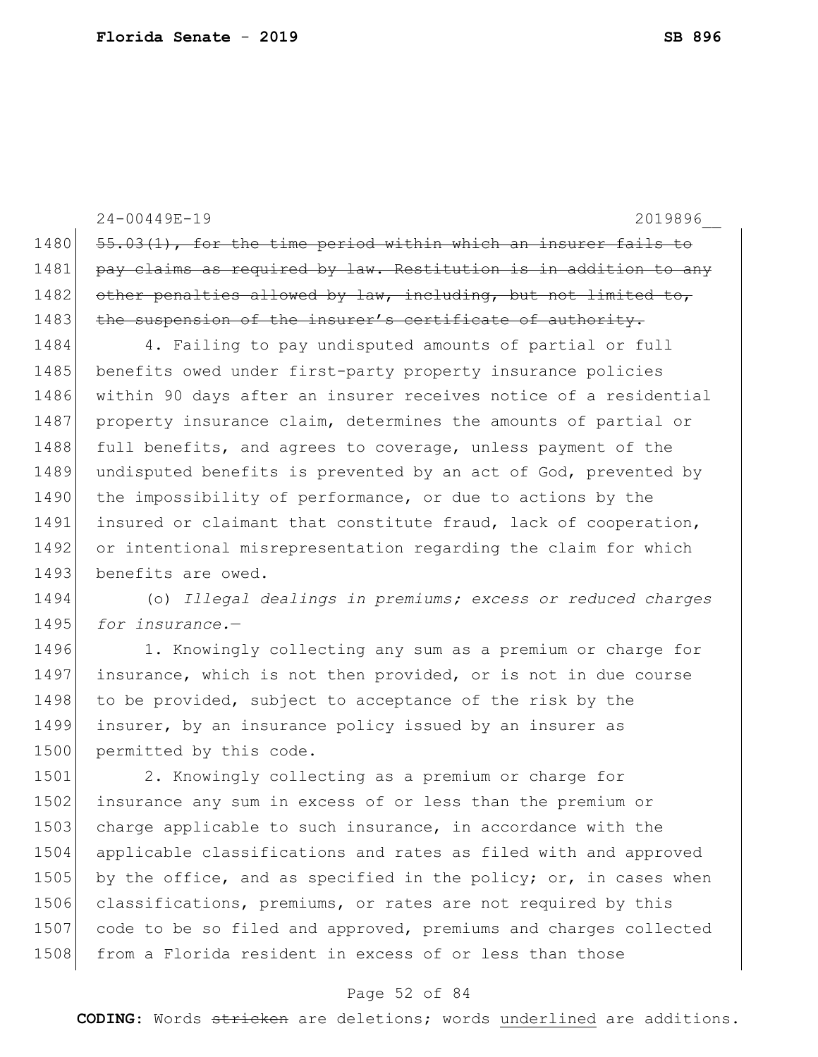~~55.03(1), for the time period within which an insurer fails to pay claims as required by law. Restitution is in addition to any other penalties allowed by law, including, but not limited to, the suspension of the insurer's certificate of authority.~~

4. Failing to pay undisputed amounts of partial or full benefits owed under first-party property insurance policies within 90 days after an insurer receives notice of a residential property insurance claim, determines the amounts of partial or full benefits, and agrees to coverage, unless payment of the undisputed benefits is prevented by an act of God, prevented by the impossibility of performance, or due to actions by the insured or claimant that constitute fraud, lack of cooperation, or intentional misrepresentation regarding the claim for which benefits are owed.

(o) *Illegal dealings in premiums; excess or reduced charges for insurance.*—

1. Knowingly collecting any sum as a premium or charge for insurance, which is not then provided, or is not in due course to be provided, subject to acceptance of the risk by the insurer, by an insurance policy issued by an insurer as permitted by this code.

2. Knowingly collecting as a premium or charge for insurance any sum in excess of or less than the premium or charge applicable to such insurance, in accordance with the applicable classifications and rates as filed with and approved by the office, and as specified in the policy; or, in cases when classifications, premiums, or rates are not required by this code to be so filed and approved, premiums and charges collected from a Florida resident in excess of or less than those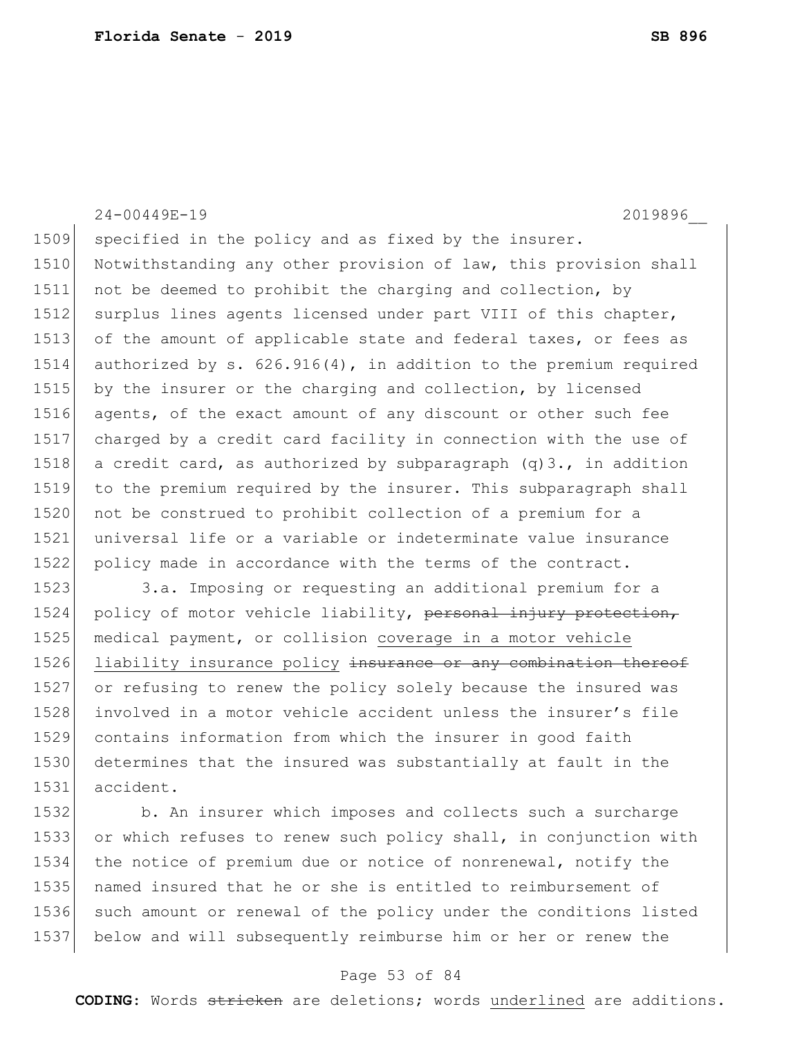specified in the policy and as fixed by the insurer. Notwithstanding any other provision of law, this provision shall not be deemed to prohibit the charging and collection, by surplus lines agents licensed under part VIII of this chapter, of the amount of applicable state and federal taxes, or fees as authorized by s. 626.916(4), in addition to the premium required by the insurer or the charging and collection, by licensed agents, of the exact amount of any discount or other such fee charged by a credit card facility in connection with the use of a credit card, as authorized by subparagraph (q)3., in addition to the premium required by the insurer. This subparagraph shall not be construed to prohibit collection of a premium for a universal life or a variable or indeterminate value insurance policy made in accordance with the terms of the contract.

3.a. Imposing or requesting an additional premium for a policy of motor vehicle liability, ~~personal injury protection,~~ medical payment, or collision coverage in a motor vehicle liability insurance policy ~~insurance or any combination thereof~~ or refusing to renew the policy solely because the insured was involved in a motor vehicle accident unless the insurer's file contains information from which the insurer in good faith determines that the insured was substantially at fault in the accident.

b. An insurer which imposes and collects such a surcharge or which refuses to renew such policy shall, in conjunction with the notice of premium due or notice of nonrenewal, notify the named insured that he or she is entitled to reimbursement of such amount or renewal of the policy under the conditions listed below and will subsequently reimburse him or her or renew the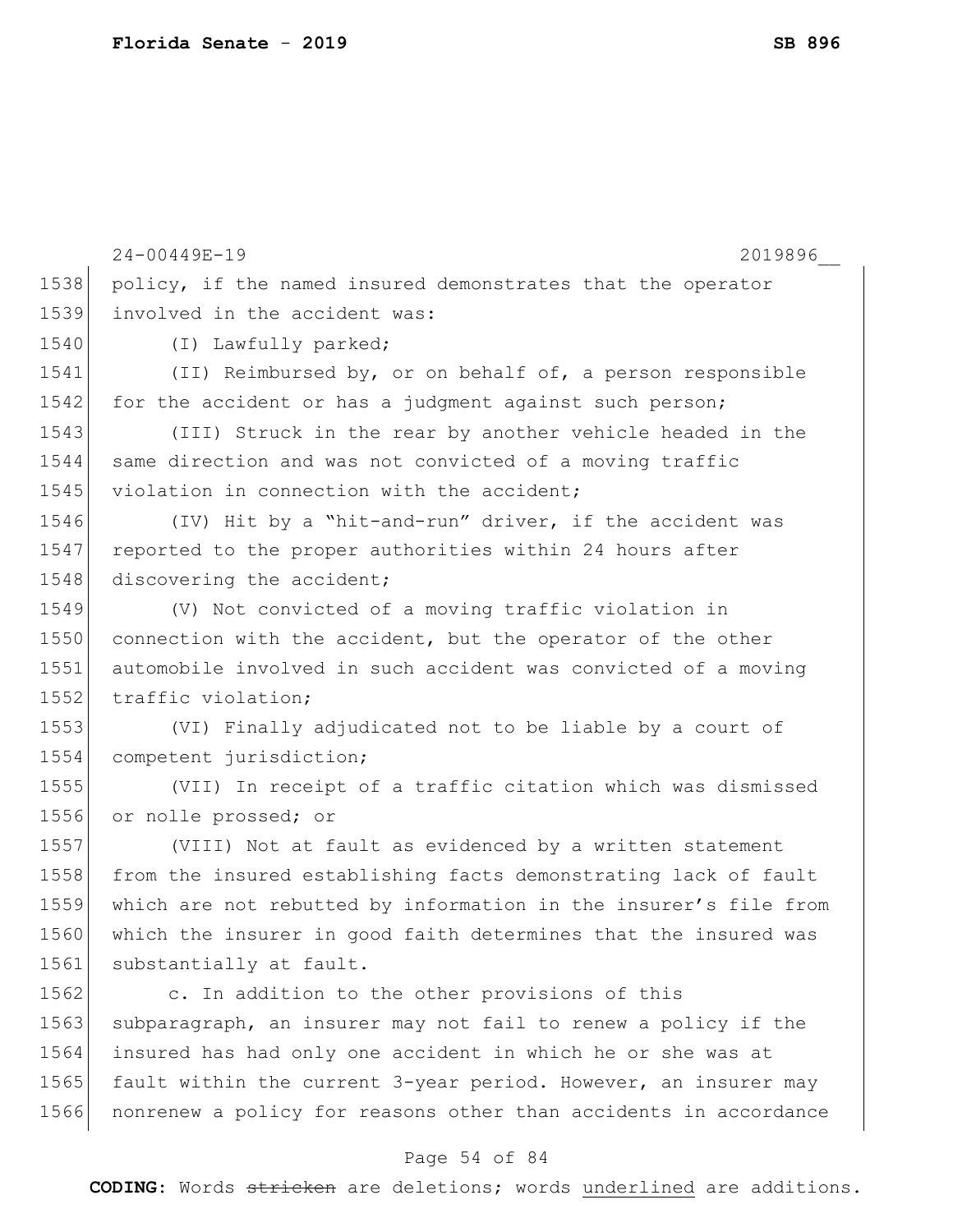policy, if the named insured demonstrates that the operator involved in the accident was:

(I) Lawfully parked;

(II) Reimbursed by, or on behalf of, a person responsible for the accident or has a judgment against such person;

(III) Struck in the rear by another vehicle headed in the same direction and was not convicted of a moving traffic violation in connection with the accident;

(IV) Hit by a "hit-and-run" driver, if the accident was reported to the proper authorities within 24 hours after discovering the accident;

(V) Not convicted of a moving traffic violation in connection with the accident, but the operator of the other automobile involved in such accident was convicted of a moving traffic violation;

(VI) Finally adjudicated not to be liable by a court of competent jurisdiction;

(VII) In receipt of a traffic citation which was dismissed or nolle prossed; or

(VIII) Not at fault as evidenced by a written statement from the insured establishing facts demonstrating lack of fault which are not rebutted by information in the insurer's file from which the insurer in good faith determines that the insured was substantially at fault.

c. In addition to the other provisions of this subparagraph, an insurer may not fail to renew a policy if the insured has had only one accident in which he or she was at fault within the current 3-year period. However, an insurer may nonrenew a policy for reasons other than accidents in accordance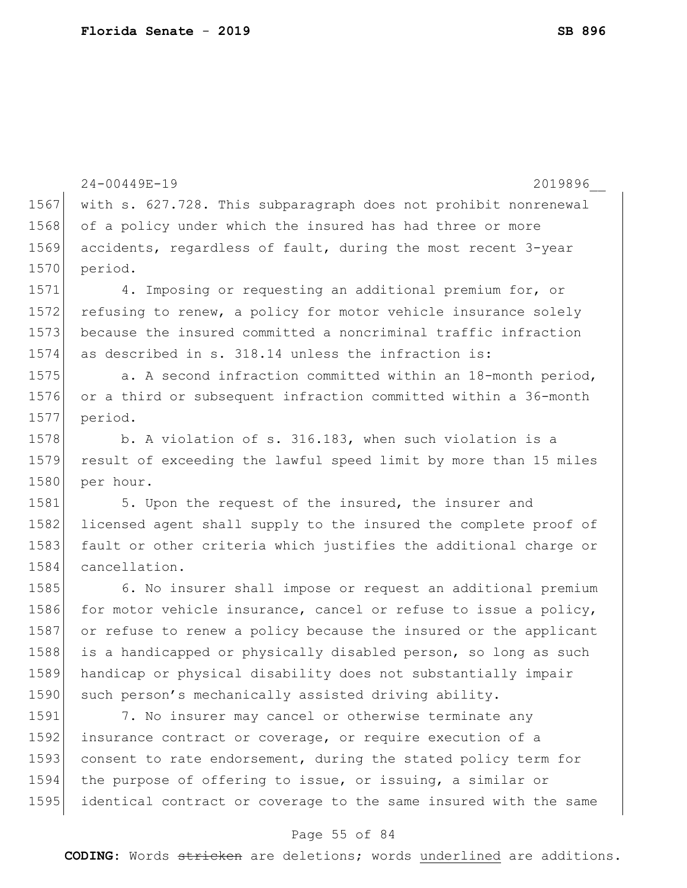with s. 627.728. This subparagraph does not prohibit nonrenewal of a policy under which the insured has had three or more accidents, regardless of fault, during the most recent 3-year period.

4. Imposing or requesting an additional premium for, or refusing to renew, a policy for motor vehicle insurance solely because the insured committed a noncriminal traffic infraction as described in s. 318.14 unless the infraction is:

a. A second infraction committed within an 18-month period, or a third or subsequent infraction committed within a 36-month period.

b. A violation of s. 316.183, when such violation is a result of exceeding the lawful speed limit by more than 15 miles per hour.

5. Upon the request of the insured, the insurer and licensed agent shall supply to the insured the complete proof of fault or other criteria which justifies the additional charge or cancellation.

6. No insurer shall impose or request an additional premium for motor vehicle insurance, cancel or refuse to issue a policy, or refuse to renew a policy because the insured or the applicant is a handicapped or physically disabled person, so long as such handicap or physical disability does not substantially impair such person's mechanically assisted driving ability.

7. No insurer may cancel or otherwise terminate any insurance contract or coverage, or require execution of a consent to rate endorsement, during the stated policy term for the purpose of offering to issue, or issuing, a similar or identical contract or coverage to the same insured with the same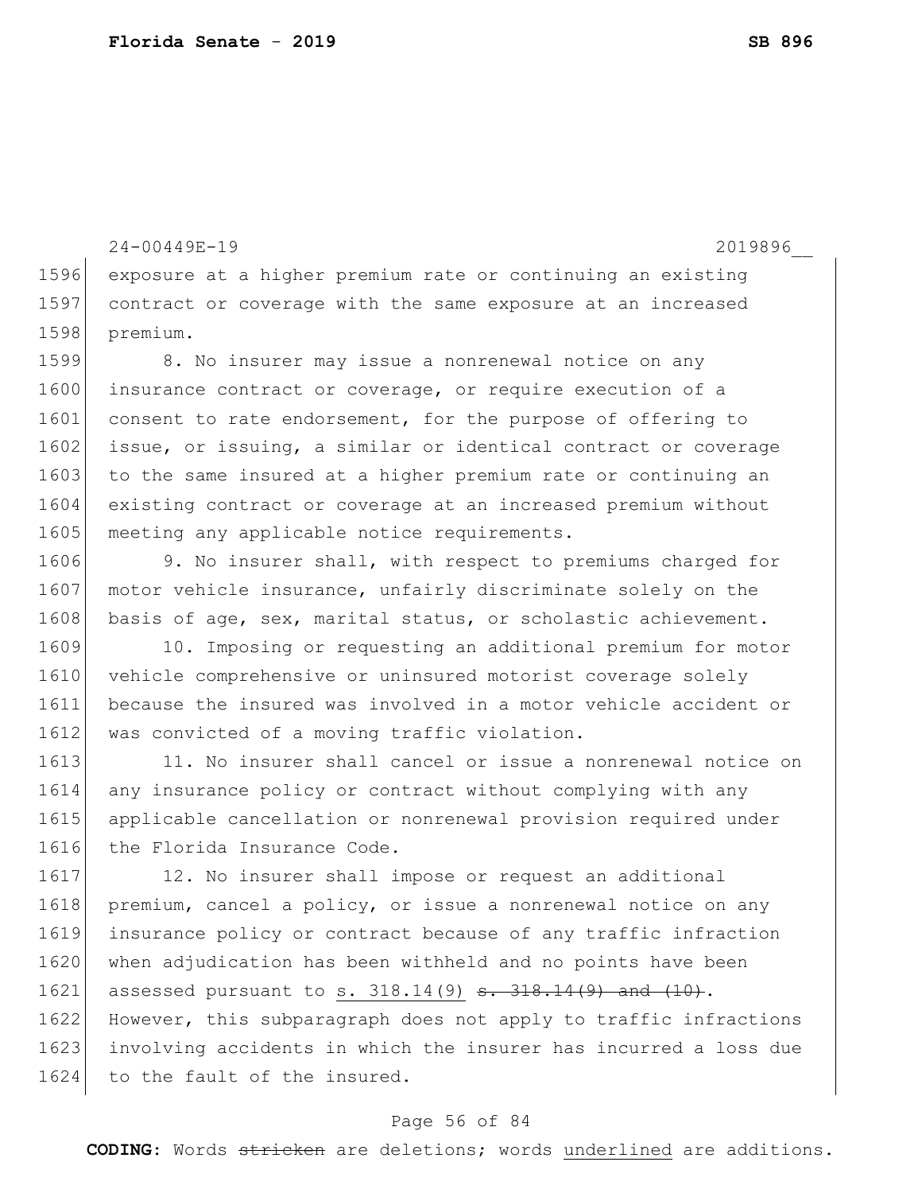exposure at a higher premium rate or continuing an existing contract or coverage with the same exposure at an increased premium.

8. No insurer may issue a nonrenewal notice on any insurance contract or coverage, or require execution of a consent to rate endorsement, for the purpose of offering to issue, or issuing, a similar or identical contract or coverage to the same insured at a higher premium rate or continuing an existing contract or coverage at an increased premium without meeting any applicable notice requirements.

9. No insurer shall, with respect to premiums charged for motor vehicle insurance, unfairly discriminate solely on the basis of age, sex, marital status, or scholastic achievement.

10. Imposing or requesting an additional premium for motor vehicle comprehensive or uninsured motorist coverage solely because the insured was involved in a motor vehicle accident or was convicted of a moving traffic violation.

11. No insurer shall cancel or issue a nonrenewal notice on any insurance policy or contract without complying with any applicable cancellation or nonrenewal provision required under the Florida Insurance Code.

12. No insurer shall impose or request an additional premium, cancel a policy, or issue a nonrenewal notice on any insurance policy or contract because of any traffic infraction when adjudication has been withheld and no points have been assessed pursuant to <u>s. 318.14(9)</u> ~~s. 318.14(9) and (10)~~. However, this subparagraph does not apply to traffic infractions involving accidents in which the insurer has incurred a loss due to the fault of the insured.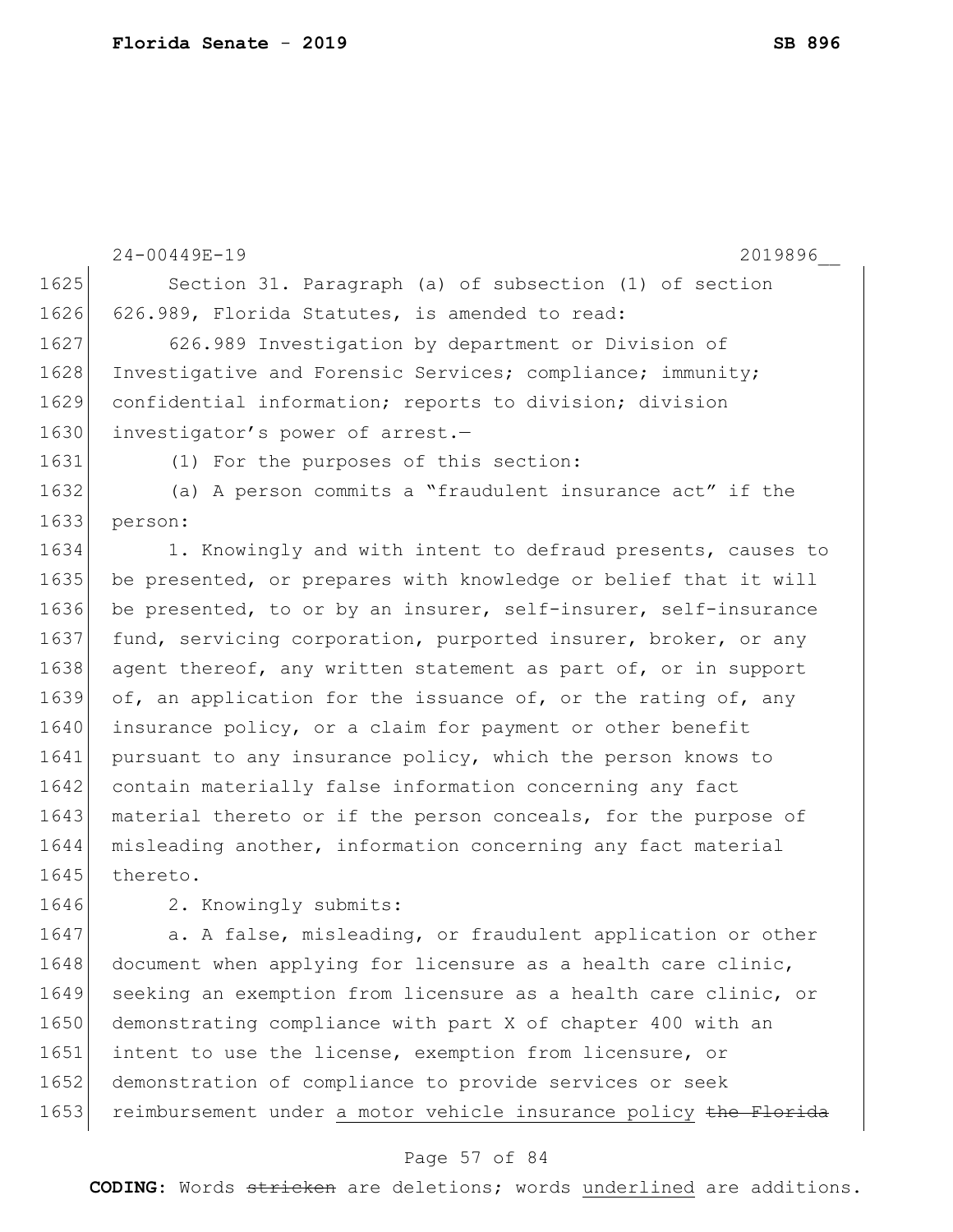Section 31. Paragraph (a) of subsection (1) of section 626.989, Florida Statutes, is amended to read:

626.989 Investigation by department or Division of Investigative and Forensic Services; compliance; immunity; confidential information; reports to division; division investigator's power of arrest.—

(1) For the purposes of this section:

(a) A person commits a "fraudulent insurance act" if the person:

1. Knowingly and with intent to defraud presents, causes to be presented, or prepares with knowledge or belief that it will be presented, to or by an insurer, self-insurer, self-insurance fund, servicing corporation, purported insurer, broker, or any agent thereof, any written statement as part of, or in support of, an application for the issuance of, or the rating of, any insurance policy, or a claim for payment or other benefit pursuant to any insurance policy, which the person knows to contain materially false information concerning any fact material thereto or if the person conceals, for the purpose of misleading another, information concerning any fact material thereto.

2. Knowingly submits:

a. A false, misleading, or fraudulent application or other document when applying for licensure as a health care clinic, seeking an exemption from licensure as a health care clinic, or demonstrating compliance with part X of chapter 400 with an intent to use the license, exemption from licensure, or demonstration of compliance to provide services or seek reimbursement under <u>a motor vehicle insurance policy</u> ~~the Florida~~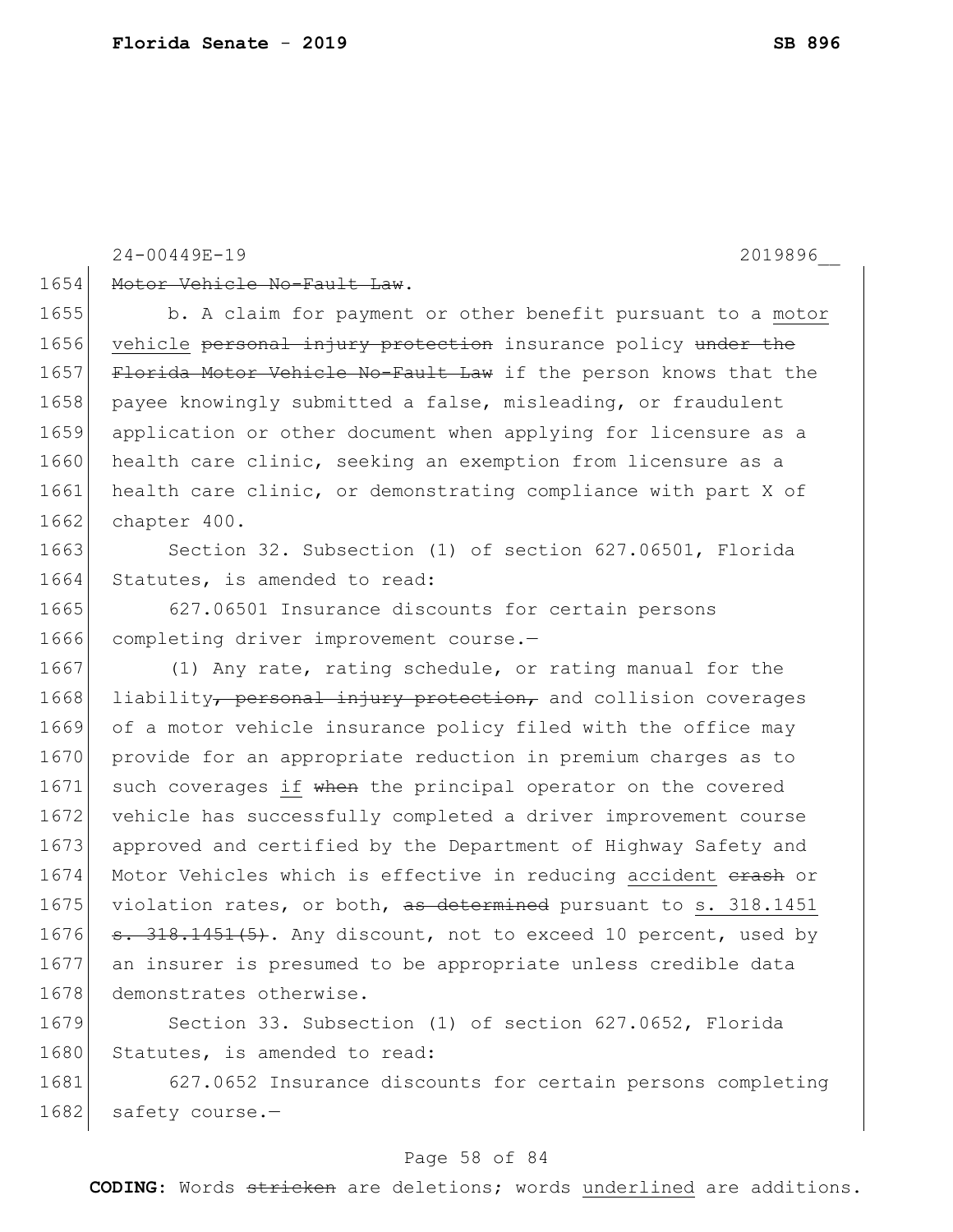Motor Vehicle No-Fault Law.

b. A claim for payment or other benefit pursuant to a motor vehicle personal injury protection insurance policy under the Florida Motor Vehicle No-Fault Law if the person knows that the payee knowingly submitted a false, misleading, or fraudulent application or other document when applying for licensure as a health care clinic, seeking an exemption from licensure as a health care clinic, or demonstrating compliance with part X of chapter 400.

Section 32. Subsection (1) of section 627.06501, Florida Statutes, is amended to read:

627.06501 Insurance discounts for certain persons completing driver improvement course.—

(1) Any rate, rating schedule, or rating manual for the liability, personal injury protection, and collision coverages of a motor vehicle insurance policy filed with the office may provide for an appropriate reduction in premium charges as to such coverages if when the principal operator on the covered vehicle has successfully completed a driver improvement course approved and certified by the Department of Highway Safety and Motor Vehicles which is effective in reducing accident crash or violation rates, or both, as determined pursuant to s. 318.1451 s. 318.1451(5). Any discount, not to exceed 10 percent, used by an insurer is presumed to be appropriate unless credible data demonstrates otherwise.

Section 33. Subsection (1) of section 627.0652, Florida Statutes, is amended to read:

627.0652 Insurance discounts for certain persons completing safety course.—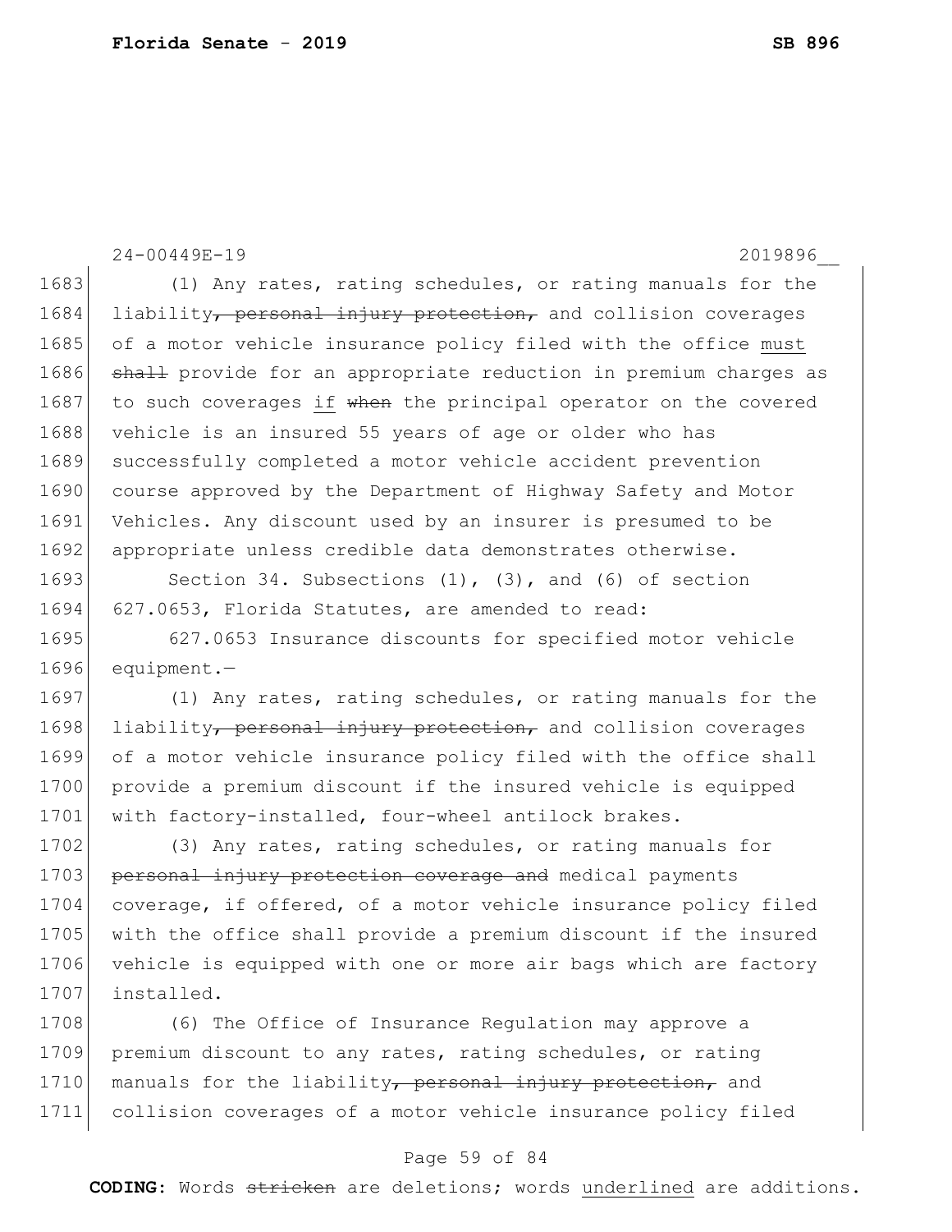(1) Any rates, rating schedules, or rating manuals for the liability~~, personal injury protection,~~ and collision coverages of a motor vehicle insurance policy filed with the office <u>must</u> ~~shall~~ provide for an appropriate reduction in premium charges as to such coverages <u>if</u> ~~when~~ the principal operator on the covered vehicle is an insured 55 years of age or older who has successfully completed a motor vehicle accident prevention course approved by the Department of Highway Safety and Motor Vehicles. Any discount used by an insurer is presumed to be appropriate unless credible data demonstrates otherwise.

Section 34. Subsections (1), (3), and (6) of section 627.0653, Florida Statutes, are amended to read:

627.0653 Insurance discounts for specified motor vehicle equipment.—

(1) Any rates, rating schedules, or rating manuals for the liability~~, personal injury protection,~~ and collision coverages of a motor vehicle insurance policy filed with the office shall provide a premium discount if the insured vehicle is equipped with factory-installed, four-wheel antilock brakes.

(3) Any rates, rating schedules, or rating manuals for ~~personal injury protection coverage and~~ medical payments coverage, if offered, of a motor vehicle insurance policy filed with the office shall provide a premium discount if the insured vehicle is equipped with one or more air bags which are factory installed.

(6) The Office of Insurance Regulation may approve a premium discount to any rates, rating schedules, or rating manuals for the liability~~, personal injury protection,~~ and collision coverages of a motor vehicle insurance policy filed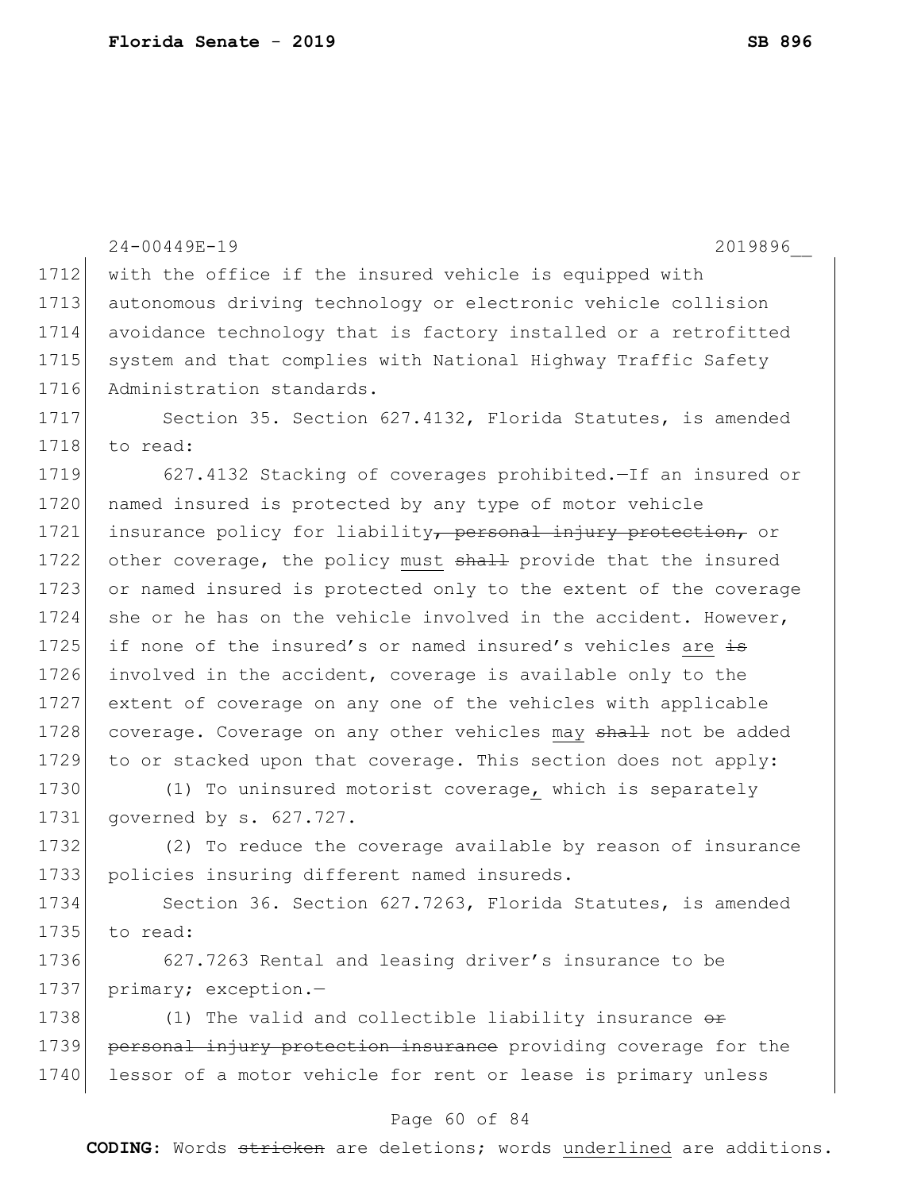with the office if the insured vehicle is equipped with autonomous driving technology or electronic vehicle collision avoidance technology that is factory installed or a retrofitted system and that complies with National Highway Traffic Safety Administration standards.

Section 35. Section 627.4132, Florida Statutes, is amended to read:

627.4132 Stacking of coverages prohibited.—If an insured or named insured is protected by any type of motor vehicle insurance policy for liability~~, personal injury protection,~~ or other coverage, the policy <u>must</u> ~~shall~~ provide that the insured or named insured is protected only to the extent of the coverage she or he has on the vehicle involved in the accident. However, if none of the insured's or named insured's vehicles <u>are</u> ~~is~~ involved in the accident, coverage is available only to the extent of coverage on any one of the vehicles with applicable coverage. Coverage on any other vehicles <u>may</u> ~~shall~~ not be added to or stacked upon that coverage. This section does not apply:

(1) To uninsured motorist coverage<u>,</u> which is separately governed by s. 627.727.

(2) To reduce the coverage available by reason of insurance policies insuring different named insureds.

Section 36. Section 627.7263, Florida Statutes, is amended to read:

627.7263 Rental and leasing driver's insurance to be primary; exception.—

(1) The valid and collectible liability insurance ~~or personal injury protection insurance~~ providing coverage for the lessor of a motor vehicle for rent or lease is primary unless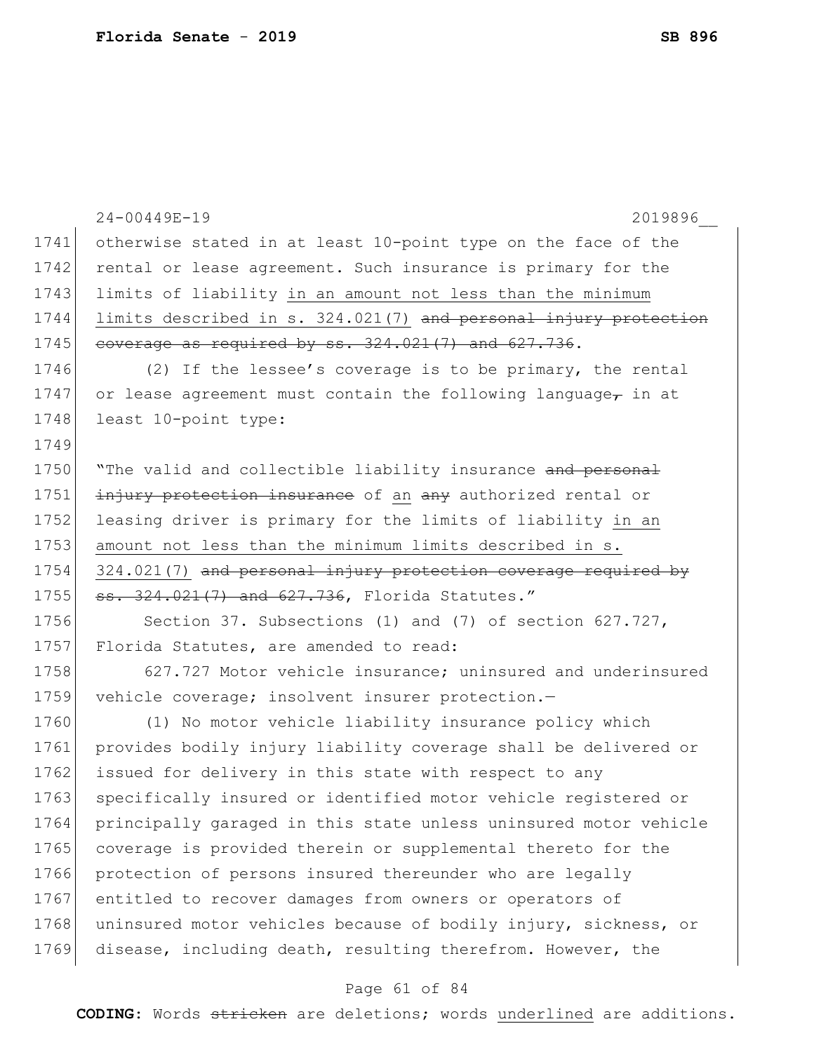otherwise stated in at least 10-point type on the face of the rental or lease agreement. Such insurance is primary for the limits of liability <u>in an amount not less than the minimum limits described in s. 324.021(7)</u> ~~and personal injury protection coverage as required by ss. 324.021(7) and 627.736~~.

(2) If the lessee's coverage is to be primary, the rental or lease agreement must contain the following language~~,~~ in at least 10-point type:

"The valid and collectible liability insurance ~~and personal injury protection insurance~~ of <u>an</u> ~~any~~ authorized rental or leasing driver is primary for the limits of liability <u>in an amount not less than the minimum limits described in s. 324.021(7)</u> ~~and personal injury protection coverage required by ss. 324.021(7) and 627.736~~, Florida Statutes."

Section 37. Subsections (1) and (7) of section 627.727, Florida Statutes, are amended to read:

627.727 Motor vehicle insurance; uninsured and underinsured vehicle coverage; insolvent insurer protection.—

(1) No motor vehicle liability insurance policy which provides bodily injury liability coverage shall be delivered or issued for delivery in this state with respect to any specifically insured or identified motor vehicle registered or principally garaged in this state unless uninsured motor vehicle coverage is provided therein or supplemental thereto for the protection of persons insured thereunder who are legally entitled to recover damages from owners or operators of uninsured motor vehicles because of bodily injury, sickness, or disease, including death, resulting therefrom. However, the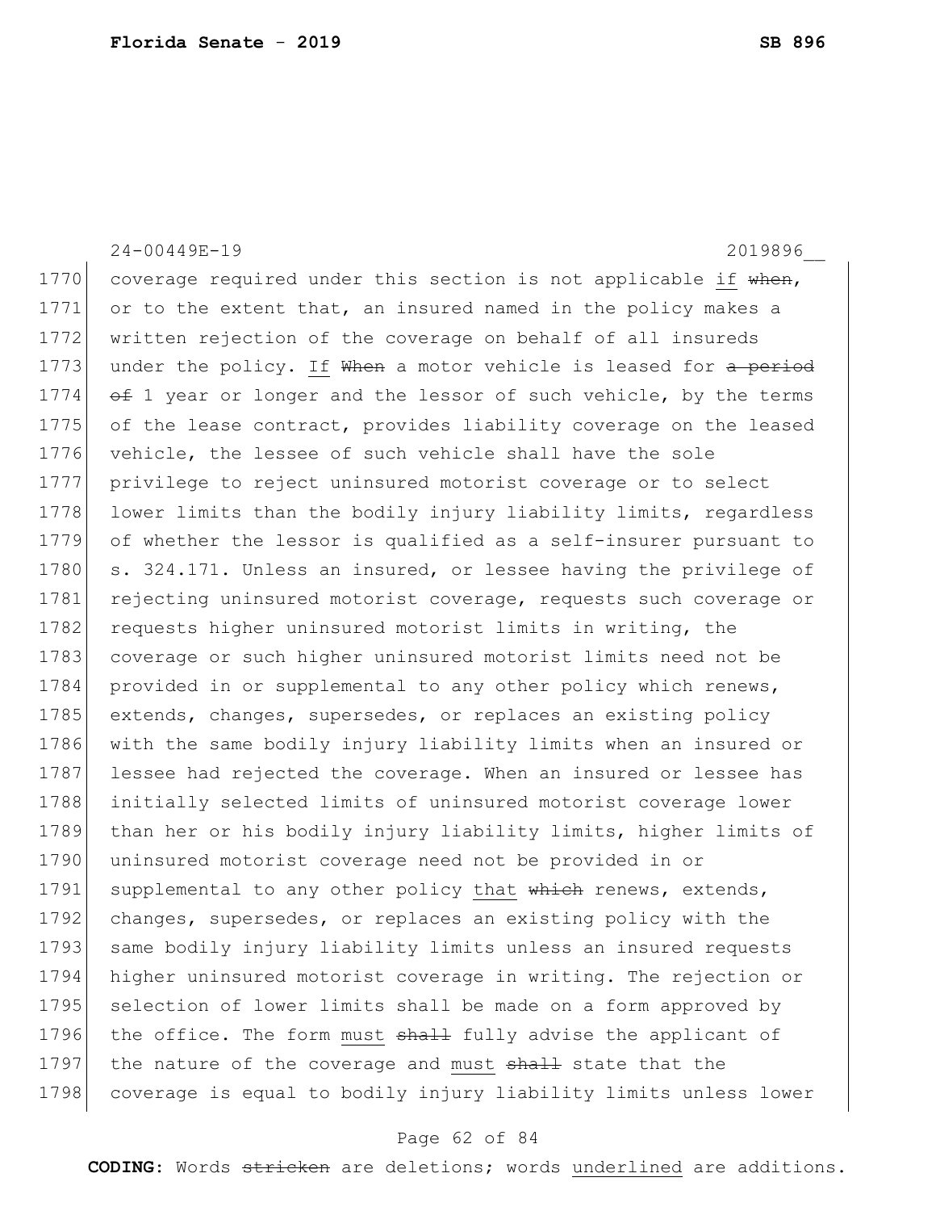coverage required under this section is not applicable if ~~when~~, or to the extent that, an insured named in the policy makes a written rejection of the coverage on behalf of all insureds under the policy. If ~~When~~ a motor vehicle is leased for ~~a period of~~ 1 year or longer and the lessor of such vehicle, by the terms of the lease contract, provides liability coverage on the leased vehicle, the lessee of such vehicle shall have the sole privilege to reject uninsured motorist coverage or to select lower limits than the bodily injury liability limits, regardless of whether the lessor is qualified as a self-insurer pursuant to s. 324.171. Unless an insured, or lessee having the privilege of rejecting uninsured motorist coverage, requests such coverage or requests higher uninsured motorist limits in writing, the coverage or such higher uninsured motorist limits need not be provided in or supplemental to any other policy which renews, extends, changes, supersedes, or replaces an existing policy with the same bodily injury liability limits when an insured or lessee had rejected the coverage. When an insured or lessee has initially selected limits of uninsured motorist coverage lower than her or his bodily injury liability limits, higher limits of uninsured motorist coverage need not be provided in or supplemental to any other policy that ~~which~~ renews, extends, changes, supersedes, or replaces an existing policy with the same bodily injury liability limits unless an insured requests higher uninsured motorist coverage in writing. The rejection or selection of lower limits shall be made on a form approved by the office. The form must ~~shall~~ fully advise the applicant of the nature of the coverage and must ~~shall~~ state that the coverage is equal to bodily injury liability limits unless lower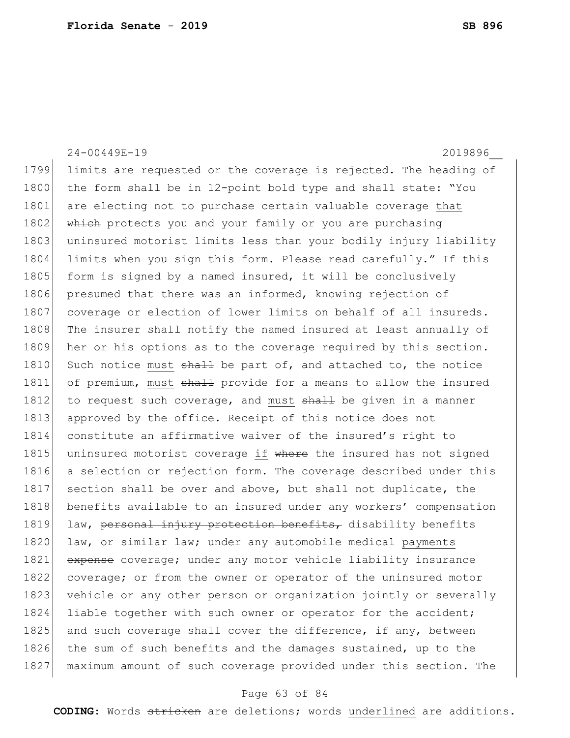24-00449E-19 2019896__

1799 limits are requested or the coverage is rejected. The heading of
1800 the form shall be in 12-point bold type and shall state: "You
1801 are electing not to purchase certain valuable coverage <u>that</u>
1802 ~~which~~ protects you and your family or you are purchasing
1803 uninsured motorist limits less than your bodily injury liability
1804 limits when you sign this form. Please read carefully." If this
1805 form is signed by a named insured, it will be conclusively
1806 presumed that there was an informed, knowing rejection of
1807 coverage or election of lower limits on behalf of all insureds.
1808 The insurer shall notify the named insured at least annually of
1809 her or his options as to the coverage required by this section.
1810 Such notice <u>must</u> ~~shall~~ be part of, and attached to, the notice
1811 of premium, <u>must</u> ~~shall~~ provide for a means to allow the insured
1812 to request such coverage, and <u>must</u> ~~shall~~ be given in a manner
1813 approved by the office. Receipt of this notice does not
1814 constitute an affirmative waiver of the insured's right to
1815 uninsured motorist coverage <u>if</u> ~~where~~ the insured has not signed
1816 a selection or rejection form. The coverage described under this
1817 section shall be over and above, but shall not duplicate, the
1818 benefits available to an insured under any workers' compensation
1819 law, ~~personal injury protection benefits,~~ disability benefits
1820 law, or similar law; under any automobile medical <u>payments</u>
1821 ~~expense~~ coverage; under any motor vehicle liability insurance
1822 coverage; or from the owner or operator of the uninsured motor
1823 vehicle or any other person or organization jointly or severally
1824 liable together with such owner or operator for the accident;
1825 and such coverage shall cover the difference, if any, between
1826 the sum of such benefits and the damages sustained, up to the
1827 maximum amount of such coverage provided under this section. The

**CODING:** Words ~~stricken~~ are deletions; words <u>underlined</u> are additions.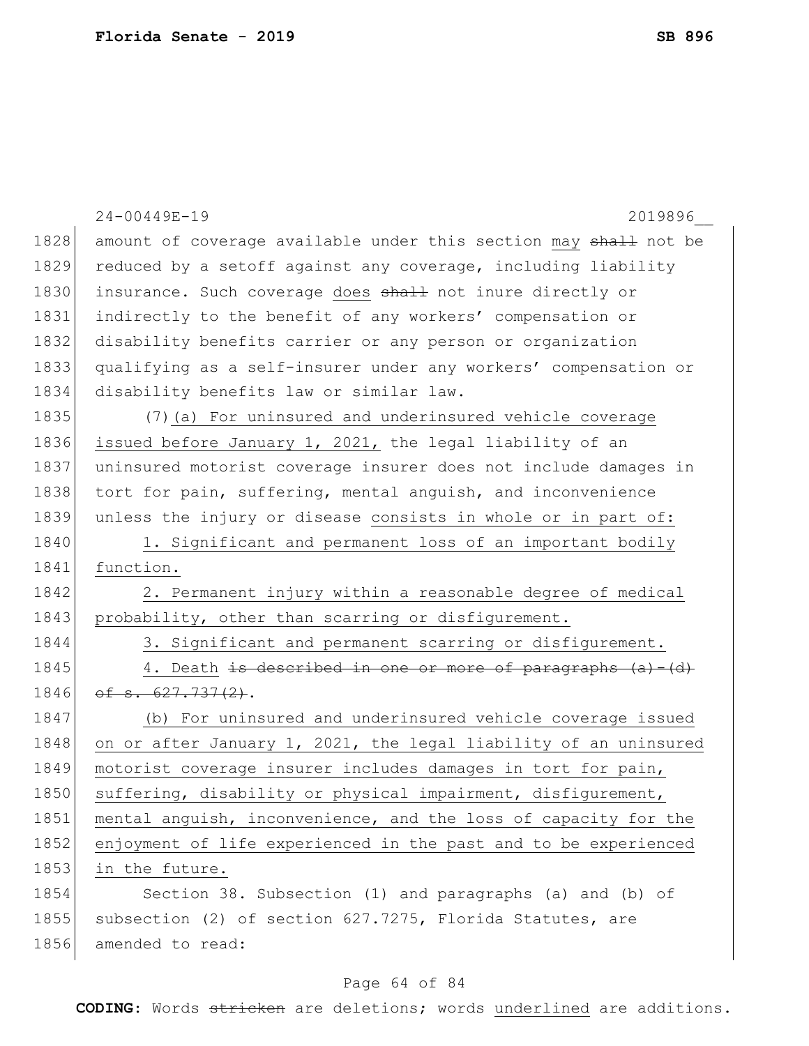24-00449E-19 2019896__

amount of coverage available under this section may ~~shall~~ not be reduced by a setoff against any coverage, including liability insurance. Such coverage does ~~shall~~ not inure directly or indirectly to the benefit of any workers' compensation or disability benefits carrier or any person or organization qualifying as a self-insurer under any workers' compensation or disability benefits law or similar law.

(7)(a) For uninsured and underinsured vehicle coverage issued before January 1, 2021, the legal liability of an uninsured motorist coverage insurer does not include damages in tort for pain, suffering, mental anguish, and inconvenience unless the injury or disease consists in whole or in part of:

1. Significant and permanent loss of an important bodily function.

2. Permanent injury within a reasonable degree of medical probability, other than scarring or disfigurement.

3. Significant and permanent scarring or disfigurement.

4. Death ~~is described in one or more of paragraphs (a)-(d) of s. 627.737(2)~~.

(b) For uninsured and underinsured vehicle coverage issued on or after January 1, 2021, the legal liability of an uninsured motorist coverage insurer includes damages in tort for pain, suffering, disability or physical impairment, disfigurement, mental anguish, inconvenience, and the loss of capacity for the enjoyment of life experienced in the past and to be experienced in the future.

Section 38. Subsection (1) and paragraphs (a) and (b) of subsection (2) of section 627.7275, Florida Statutes, are amended to read:

**CODING:** Words ~~stricken~~ are deletions; words underlined are additions.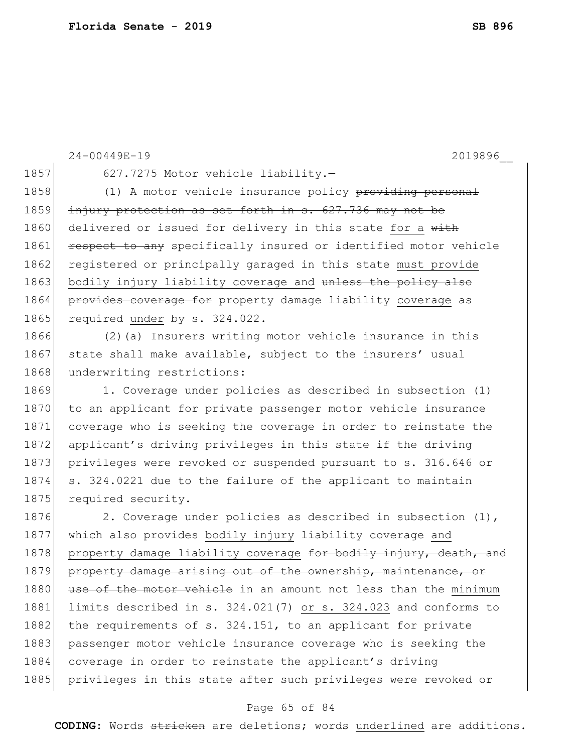627.7275 Motor vehicle liability.—

(1) A motor vehicle insurance policy ~~providing personal injury protection as set forth in s. 627.736 may not be~~ delivered or issued for delivery in this state <u>for a</u> ~~with respect to any~~ specifically insured or identified motor vehicle registered or principally garaged in this state <u>must provide bodily injury liability coverage and</u> ~~unless the policy also provides coverage for~~ property damage liability <u>coverage</u> as required <u>under</u> ~~by~~ s. 324.022.

(2)(a) Insurers writing motor vehicle insurance in this state shall make available, subject to the insurers' usual underwriting restrictions:

1. Coverage under policies as described in subsection (1) to an applicant for private passenger motor vehicle insurance coverage who is seeking the coverage in order to reinstate the applicant's driving privileges in this state if the driving privileges were revoked or suspended pursuant to s. 316.646 or s. 324.0221 due to the failure of the applicant to maintain required security.

2. Coverage under policies as described in subsection (1), which also provides <u>bodily injury</u> liability coverage <u>and property damage liability coverage</u> ~~for bodily injury, death, and property damage arising out of the ownership, maintenance, or use of the motor vehicle~~ in an amount not less than the <u>minimum</u> limits described in s. 324.021(7) <u>or s. 324.023</u> and conforms to the requirements of s. 324.151, to an applicant for private passenger motor vehicle insurance coverage who is seeking the coverage in order to reinstate the applicant's driving privileges in this state after such privileges were revoked or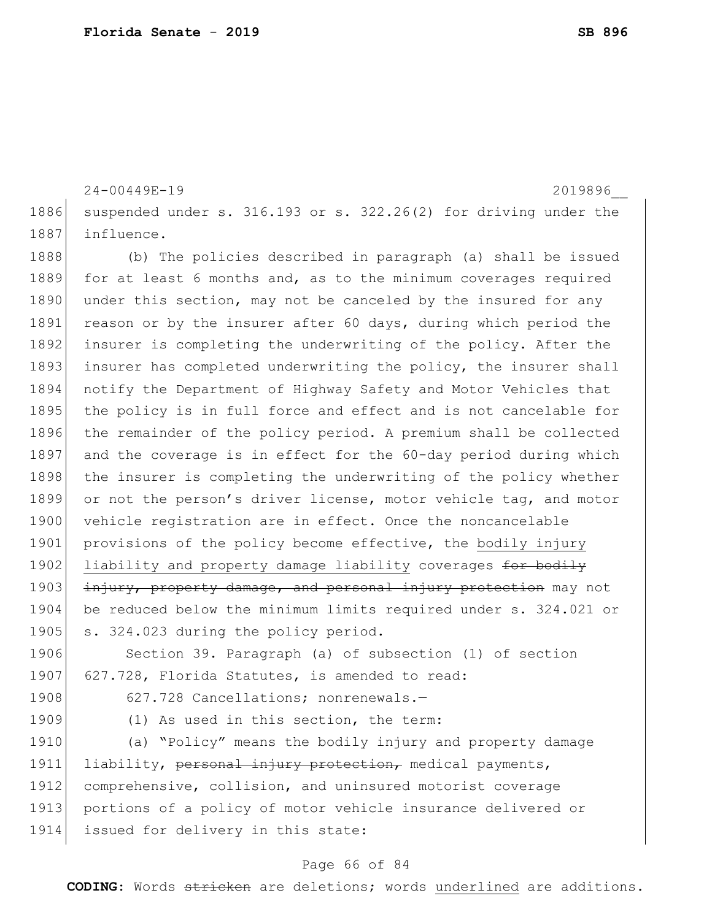suspended under s. 316.193 or s. 322.26(2) for driving under the influence.

(b) The policies described in paragraph (a) shall be issued for at least 6 months and, as to the minimum coverages required under this section, may not be canceled by the insured for any reason or by the insurer after 60 days, during which period the insurer is completing the underwriting of the policy. After the insurer has completed underwriting the policy, the insurer shall notify the Department of Highway Safety and Motor Vehicles that the policy is in full force and effect and is not cancelable for the remainder of the policy period. A premium shall be collected and the coverage is in effect for the 60-day period during which the insurer is completing the underwriting of the policy whether or not the person's driver license, motor vehicle tag, and motor vehicle registration are in effect. Once the noncancelable provisions of the policy become effective, the <u>bodily injury liability and property damage liability</u> coverages ~~for bodily injury, property damage, and personal injury protection~~ may not be reduced below the minimum limits required under s. 324.021 or s. 324.023 during the policy period.

Section 39. Paragraph (a) of subsection (1) of section 627.728, Florida Statutes, is amended to read:

627.728 Cancellations; nonrenewals.—

(1) As used in this section, the term:

(a) "Policy" means the bodily injury and property damage liability, ~~personal injury protection,~~ medical payments, comprehensive, collision, and uninsured motorist coverage portions of a policy of motor vehicle insurance delivered or issued for delivery in this state: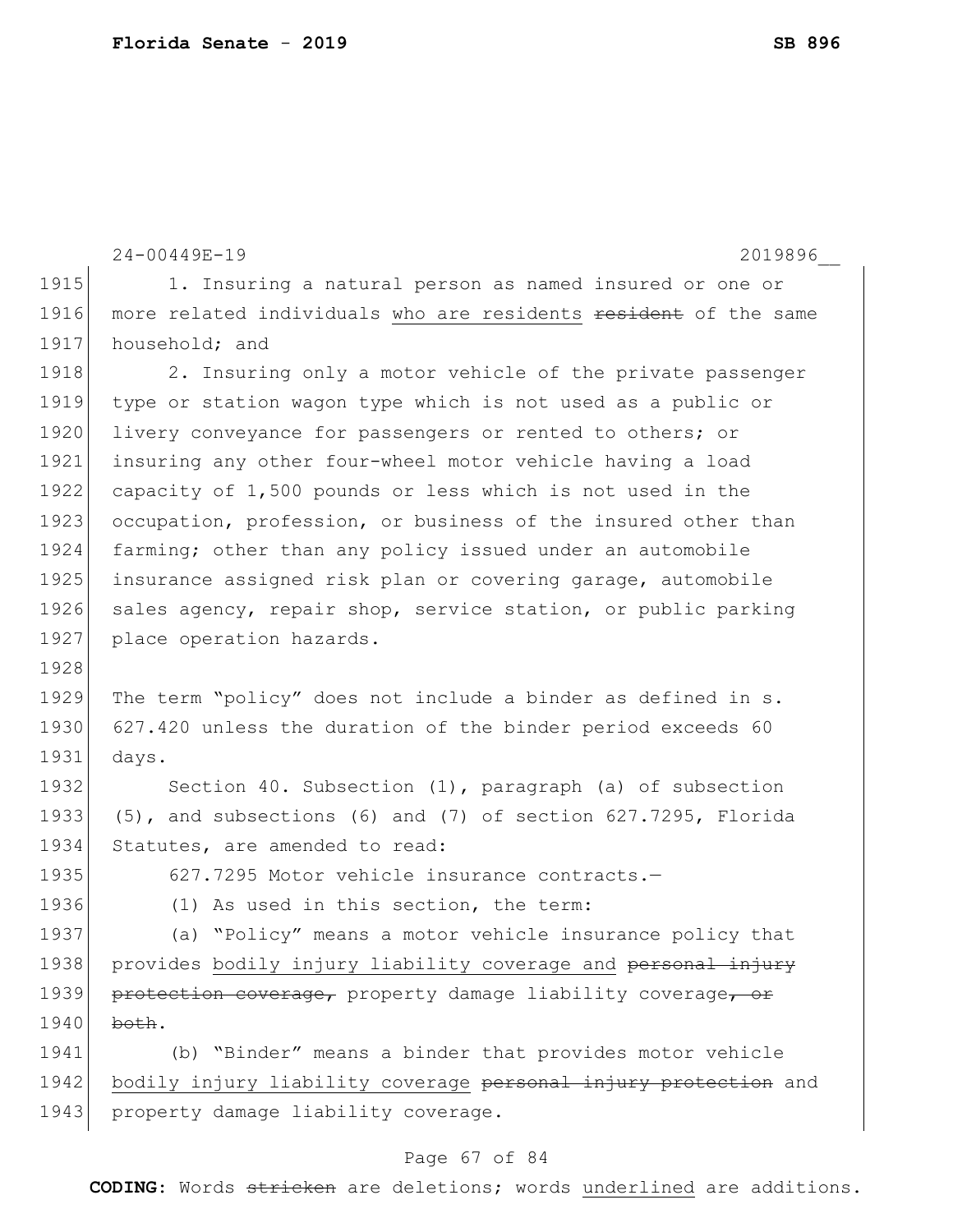1. Insuring a natural person as named insured or one or more related individuals <u>who are residents</u> ~~resident~~ of the same household; and

2. Insuring only a motor vehicle of the private passenger type or station wagon type which is not used as a public or livery conveyance for passengers or rented to others; or insuring any other four-wheel motor vehicle having a load capacity of 1,500 pounds or less which is not used in the occupation, profession, or business of the insured other than farming; other than any policy issued under an automobile insurance assigned risk plan or covering garage, automobile sales agency, repair shop, service station, or public parking place operation hazards.

The term "policy" does not include a binder as defined in s. 627.420 unless the duration of the binder period exceeds 60 days.

Section 40. Subsection (1), paragraph (a) of subsection (5), and subsections (6) and (7) of section 627.7295, Florida Statutes, are amended to read:

627.7295 Motor vehicle insurance contracts.—

(1) As used in this section, the term:

(a) "Policy" means a motor vehicle insurance policy that provides <u>bodily injury liability coverage and</u> ~~personal injury protection coverage,~~ property damage liability coverage~~, or both~~.

(b) "Binder" means a binder that provides motor vehicle <u>bodily injury liability coverage</u> ~~personal injury protection~~ and property damage liability coverage.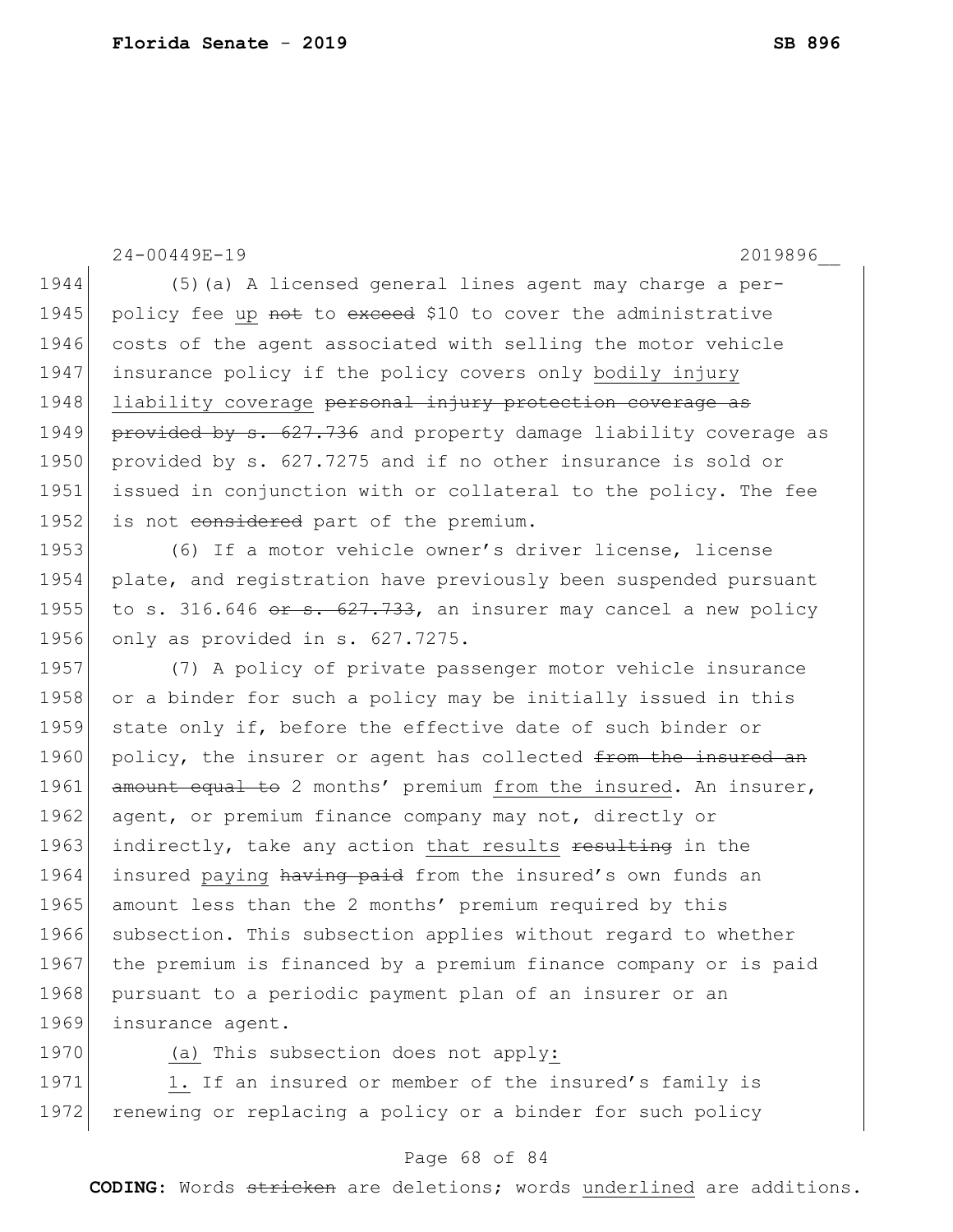24-00449E-19 2019896__

1944 (5)(a) A licensed general lines agent may charge a per-
1945 policy fee <u>up</u> ~~not~~ to ~~exceed~~ $10 to cover the administrative
1946 costs of the agent associated with selling the motor vehicle
1947 insurance policy if the policy covers only <u>bodily injury</u>
1948 <u>liability coverage</u> ~~personal injury protection coverage as~~
1949 ~~provided by s. 627.736~~ and property damage liability coverage as
1950 provided by s. 627.7275 and if no other insurance is sold or
1951 issued in conjunction with or collateral to the policy. The fee
1952 is not ~~considered~~ part of the premium.

1953 (6) If a motor vehicle owner's driver license, license
1954 plate, and registration have previously been suspended pursuant
1955 to s. 316.646 ~~or s. 627.733~~, an insurer may cancel a new policy
1956 only as provided in s. 627.7275.

1957 (7) A policy of private passenger motor vehicle insurance
1958 or a binder for such a policy may be initially issued in this
1959 state only if, before the effective date of such binder or
1960 policy, the insurer or agent has collected ~~from the insured an~~
1961 ~~amount equal to~~ 2 months' premium <u>from the insured</u>. An insurer,
1962 agent, or premium finance company may not, directly or
1963 indirectly, take any action <u>that results</u> ~~resulting~~ in the
1964 insured <u>paying</u> ~~having paid~~ from the insured's own funds an
1965 amount less than the 2 months' premium required by this
1966 subsection. This subsection applies without regard to whether
1967 the premium is financed by a premium finance company or is paid
1968 pursuant to a periodic payment plan of an insurer or an
1969 insurance agent.

1970 <u>(a)</u> This subsection does not apply<u>:</u>

1971 <u>1.</u> If an insured or member of the insured's family is
1972 renewing or replacing a policy or a binder for such policy

**CODING:** Words ~~stricken~~ are deletions; words <u>underlined</u> are additions.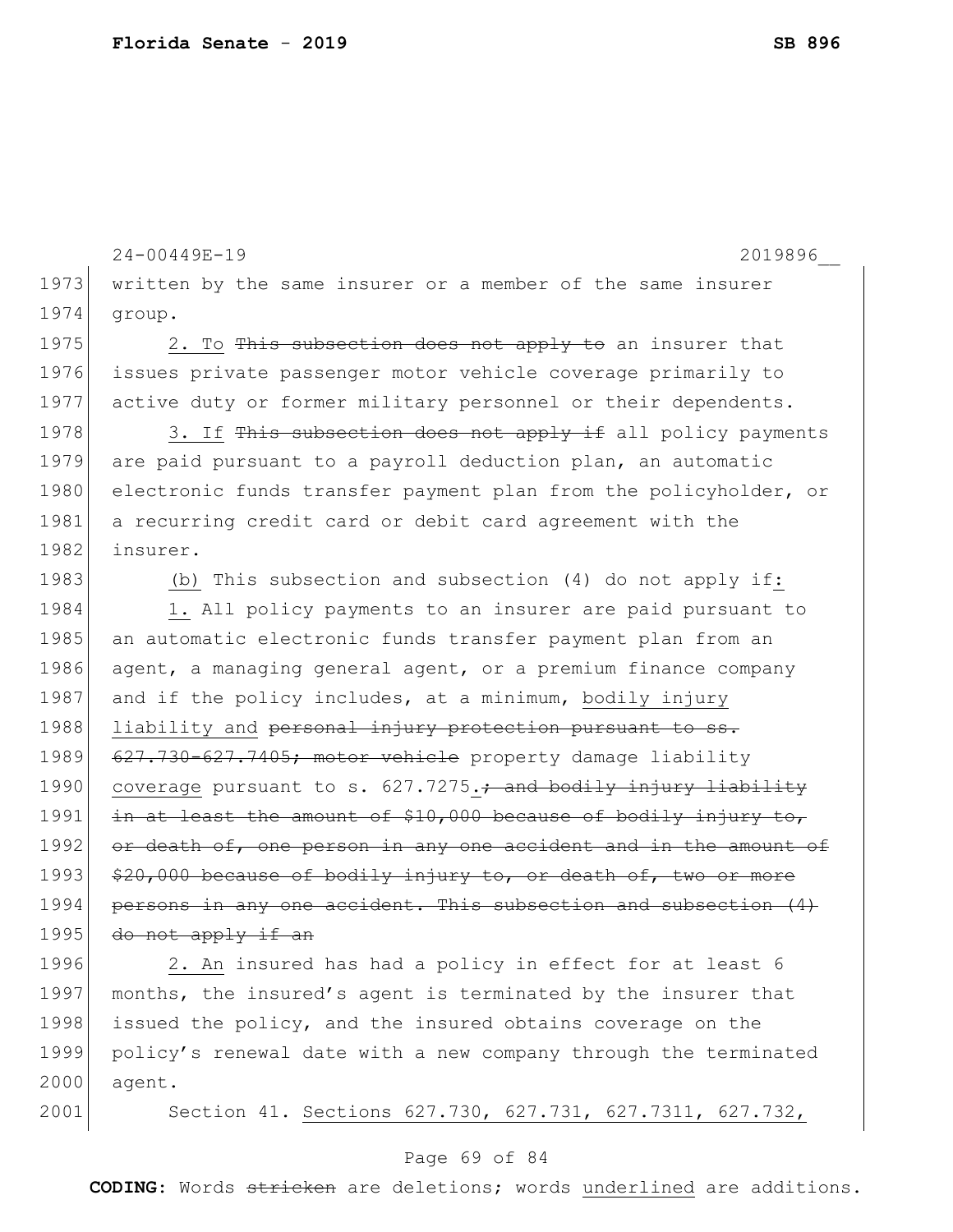24-00449E-19 2019896__

written by the same insurer or a member of the same insurer group.

2. To ~~This subsection does not apply to~~ an insurer that issues private passenger motor vehicle coverage primarily to active duty or former military personnel or their dependents.

3. If ~~This subsection does not apply if~~ all policy payments are paid pursuant to a payroll deduction plan, an automatic electronic funds transfer payment plan from the policyholder, or a recurring credit card or debit card agreement with the insurer.

(b) This subsection and subsection (4) do not apply if:

1. All policy payments to an insurer are paid pursuant to an automatic electronic funds transfer payment plan from an agent, a managing general agent, or a premium finance company and if the policy includes, at a minimum, bodily injury liability and ~~personal injury protection pursuant to ss. 627.730-627.7405; motor vehicle~~ property damage liability coverage pursuant to s. 627.7275.~~; and bodily injury liability in at least the amount of $10,000 because of bodily injury to, or death of, one person in any one accident and in the amount of $20,000 because of bodily injury to, or death of, two or more persons in any one accident. This subsection and subsection (4) do not apply if an~~

2. An insured has had a policy in effect for at least 6 months, the insured's agent is terminated by the insurer that issued the policy, and the insured obtains coverage on the policy's renewal date with a new company through the terminated agent.

Section 41. Sections 627.730, 627.731, 627.7311, 627.732,

**CODING:** Words ~~stricken~~ are deletions; words underlined are additions.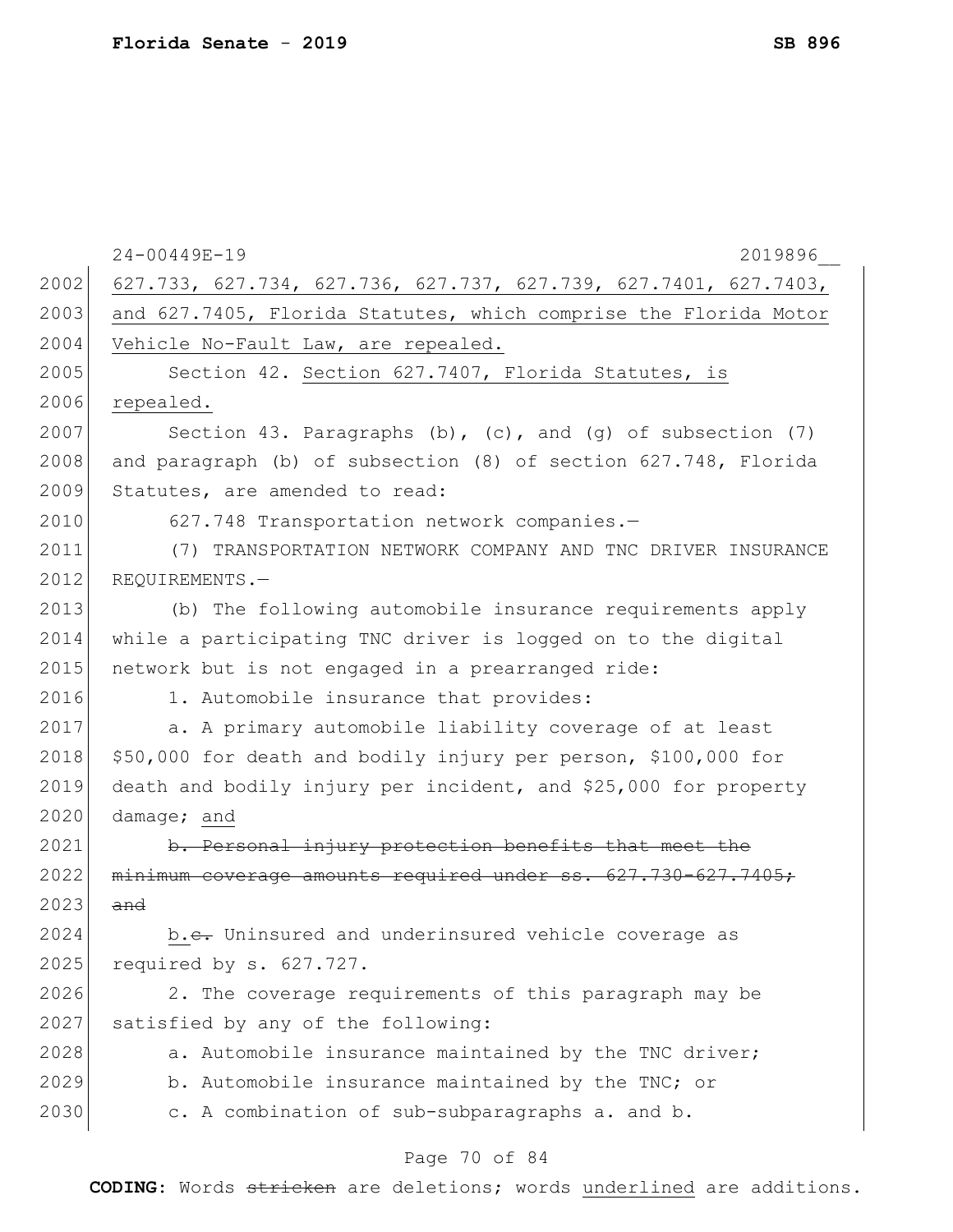627.733, 627.734, 627.736, 627.737, 627.739, 627.7401, 627.7403, and 627.7405, Florida Statutes, which comprise the Florida Motor Vehicle No-Fault Law, are repealed.

Section 42. Section 627.7407, Florida Statutes, is repealed.

Section 43. Paragraphs (b), (c), and (g) of subsection (7) and paragraph (b) of subsection (8) of section 627.748, Florida Statutes, are amended to read:

627.748 Transportation network companies.—

(7) TRANSPORTATION NETWORK COMPANY AND TNC DRIVER INSURANCE REQUIREMENTS.—

(b) The following automobile insurance requirements apply while a participating TNC driver is logged on to the digital network but is not engaged in a prearranged ride:

1. Automobile insurance that provides:

a. A primary automobile liability coverage of at least $50,000 for death and bodily injury per person, $100,000 for death and bodily injury per incident, and $25,000 for property damage; and

~~b. Personal injury protection benefits that meet the minimum coverage amounts required under ss. 627.730-627.7405; and~~

b.~~c.~~ Uninsured and underinsured vehicle coverage as required by s. 627.727.

2. The coverage requirements of this paragraph may be satisfied by any of the following:

a. Automobile insurance maintained by the TNC driver;

b. Automobile insurance maintained by the TNC; or

c. A combination of sub-subparagraphs a. and b.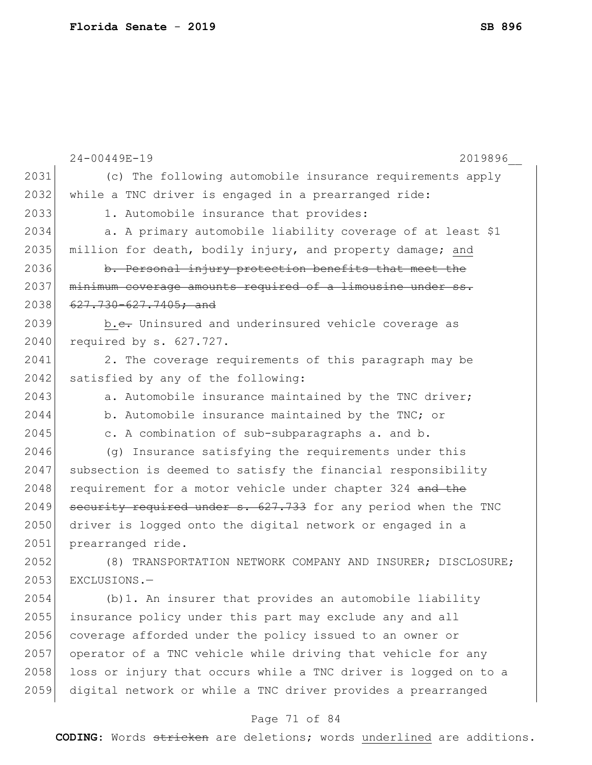(c) The following automobile insurance requirements apply while a TNC driver is engaged in a prearranged ride:

1. Automobile insurance that provides:

a. A primary automobile liability coverage of at least $1 million for death, bodily injury, and property damage; <u>and</u>

~~b. Personal injury protection benefits that meet the minimum coverage amounts required of a limousine under ss. 627.730-627.7405; and~~

<u>b.</u>~~c.~~ Uninsured and underinsured vehicle coverage as required by s. 627.727.

2. The coverage requirements of this paragraph may be satisfied by any of the following:

a. Automobile insurance maintained by the TNC driver;

b. Automobile insurance maintained by the TNC; or

c. A combination of sub-subparagraphs a. and b.

(g) Insurance satisfying the requirements under this subsection is deemed to satisfy the financial responsibility requirement for a motor vehicle under chapter 324 ~~and the security required under s. 627.733~~ for any period when the TNC driver is logged onto the digital network or engaged in a prearranged ride.

(8) TRANSPORTATION NETWORK COMPANY AND INSURER; DISCLOSURE; EXCLUSIONS.—

(b)1. An insurer that provides an automobile liability insurance policy under this part may exclude any and all coverage afforded under the policy issued to an owner or operator of a TNC vehicle while driving that vehicle for any loss or injury that occurs while a TNC driver is logged on to a digital network or while a TNC driver provides a prearranged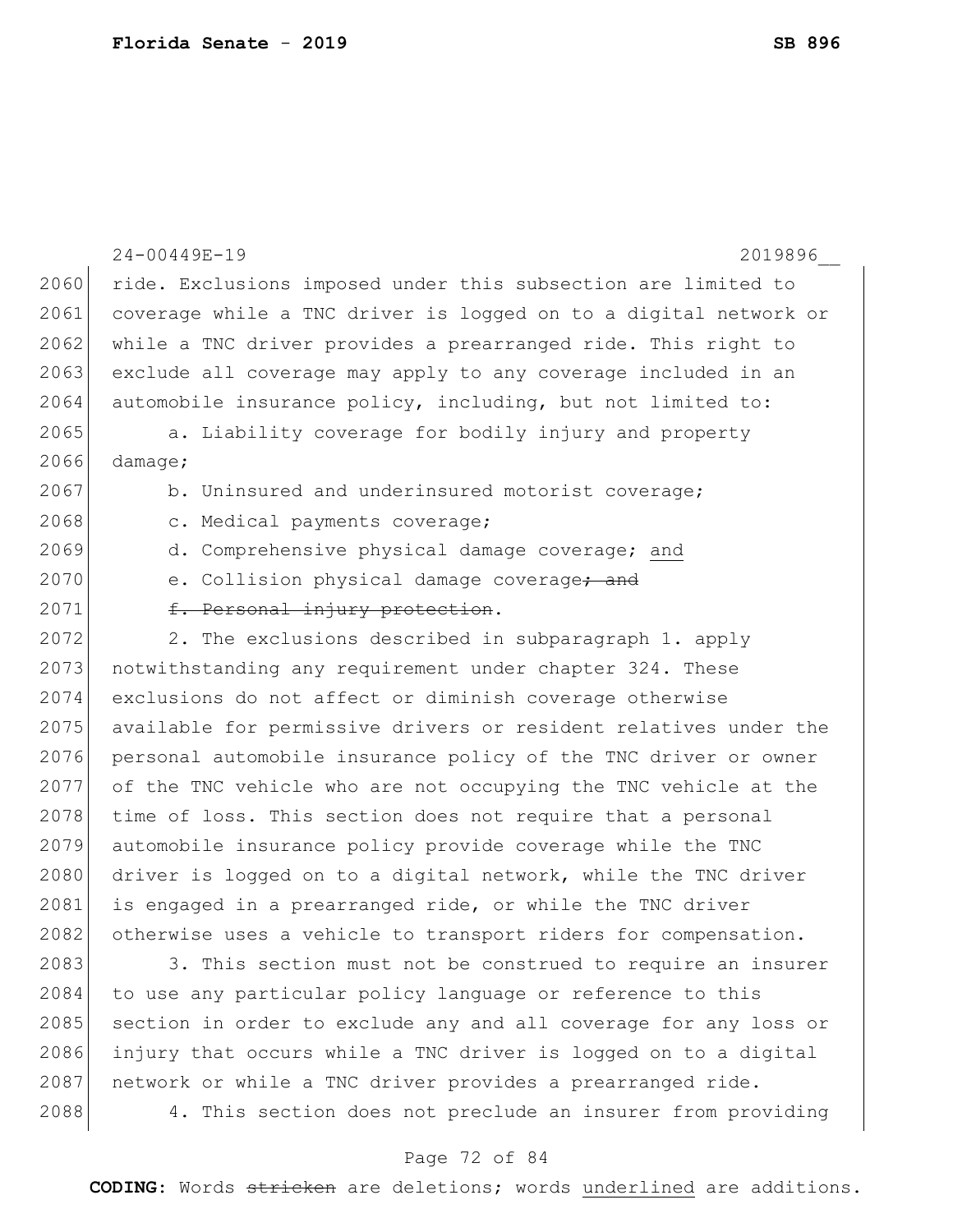ride. Exclusions imposed under this subsection are limited to coverage while a TNC driver is logged on to a digital network or while a TNC driver provides a prearranged ride. This right to exclude all coverage may apply to any coverage included in an automobile insurance policy, including, but not limited to:

a. Liability coverage for bodily injury and property damage;

b. Uninsured and underinsured motorist coverage;

c. Medical payments coverage;

d. Comprehensive physical damage coverage; <u>and</u>

e. Collision physical damage coverage~~; and~~

~~f. Personal injury protection~~.

2. The exclusions described in subparagraph 1. apply notwithstanding any requirement under chapter 324. These exclusions do not affect or diminish coverage otherwise available for permissive drivers or resident relatives under the personal automobile insurance policy of the TNC driver or owner of the TNC vehicle who are not occupying the TNC vehicle at the time of loss. This section does not require that a personal automobile insurance policy provide coverage while the TNC driver is logged on to a digital network, while the TNC driver is engaged in a prearranged ride, or while the TNC driver otherwise uses a vehicle to transport riders for compensation.

3. This section must not be construed to require an insurer to use any particular policy language or reference to this section in order to exclude any and all coverage for any loss or injury that occurs while a TNC driver is logged on to a digital network or while a TNC driver provides a prearranged ride.

4. This section does not preclude an insurer from providing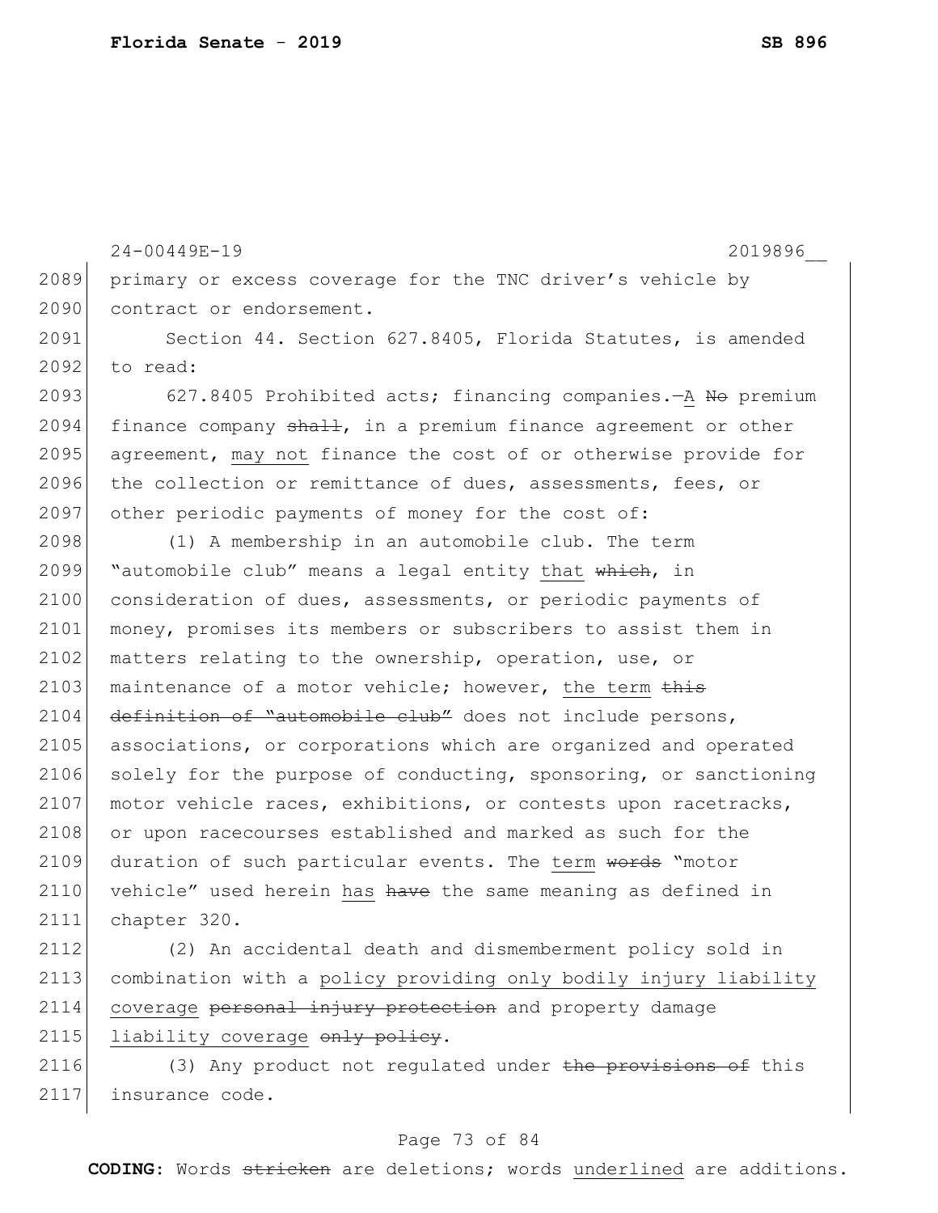24-00449E-19 2019896__

primary or excess coverage for the TNC driver's vehicle by contract or endorsement.

Section 44. Section 627.8405, Florida Statutes, is amended to read:

627.8405 Prohibited acts; financing companies.—A ~~No~~ premium finance company ~~shall~~, in a premium finance agreement or other agreement, may not finance the cost of or otherwise provide for the collection or remittance of dues, assessments, fees, or other periodic payments of money for the cost of:

(1) A membership in an automobile club. The term "automobile club" means a legal entity that ~~which~~, in consideration of dues, assessments, or periodic payments of money, promises its members or subscribers to assist them in matters relating to the ownership, operation, use, or maintenance of a motor vehicle; however, the term ~~this definition of "automobile club"~~ does not include persons, associations, or corporations which are organized and operated solely for the purpose of conducting, sponsoring, or sanctioning motor vehicle races, exhibitions, or contests upon racetracks, or upon racecourses established and marked as such for the duration of such particular events. The term ~~words~~ "motor vehicle" used herein has ~~have~~ the same meaning as defined in chapter 320.

(2) An accidental death and dismemberment policy sold in combination with a policy providing only bodily injury liability coverage ~~personal injury protection~~ and property damage liability coverage ~~only policy~~.

(3) Any product not regulated under ~~the provisions of~~ this insurance code.

**CODING:** Words ~~stricken~~ are deletions; words underlined are additions.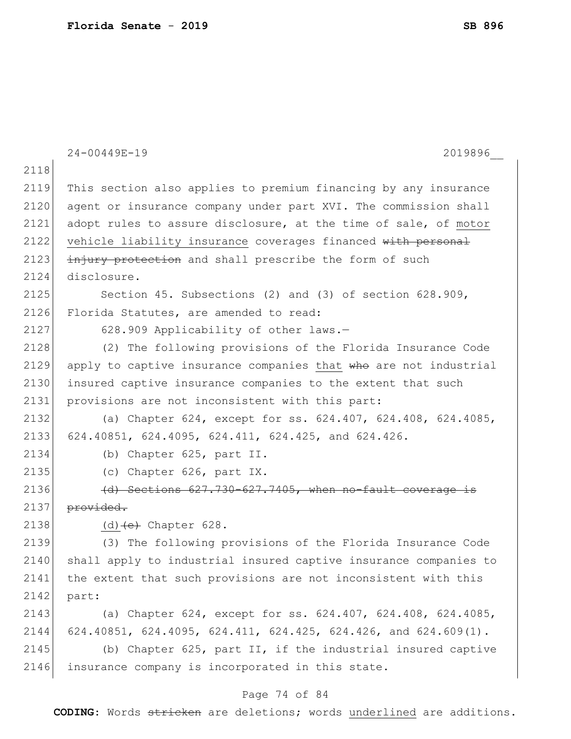This section also applies to premium financing by any insurance agent or insurance company under part XVI. The commission shall adopt rules to assure disclosure, at the time of sale, of <u>motor vehicle liability insurance</u> coverages financed ~~with personal injury protection~~ and shall prescribe the form of such disclosure.

Section 45. Subsections (2) and (3) of section 628.909, Florida Statutes, are amended to read:

628.909 Applicability of other laws.—

(2) The following provisions of the Florida Insurance Code apply to captive insurance companies <u>that</u> ~~who~~ are not industrial insured captive insurance companies to the extent that such provisions are not inconsistent with this part:

(a) Chapter 624, except for ss. 624.407, 624.408, 624.4085, 624.40851, 624.4095, 624.411, 624.425, and 624.426.

(b) Chapter 625, part II.

(c) Chapter 626, part IX.

~~(d) Sections 627.730-627.7405, when no-fault coverage is provided.~~

<u>(d)</u>~~(e)~~ Chapter 628.

(3) The following provisions of the Florida Insurance Code shall apply to industrial insured captive insurance companies to the extent that such provisions are not inconsistent with this part:

(a) Chapter 624, except for ss. 624.407, 624.408, 624.4085, 624.40851, 624.4095, 624.411, 624.425, 624.426, and 624.609(1).

(b) Chapter 625, part II, if the industrial insured captive insurance company is incorporated in this state.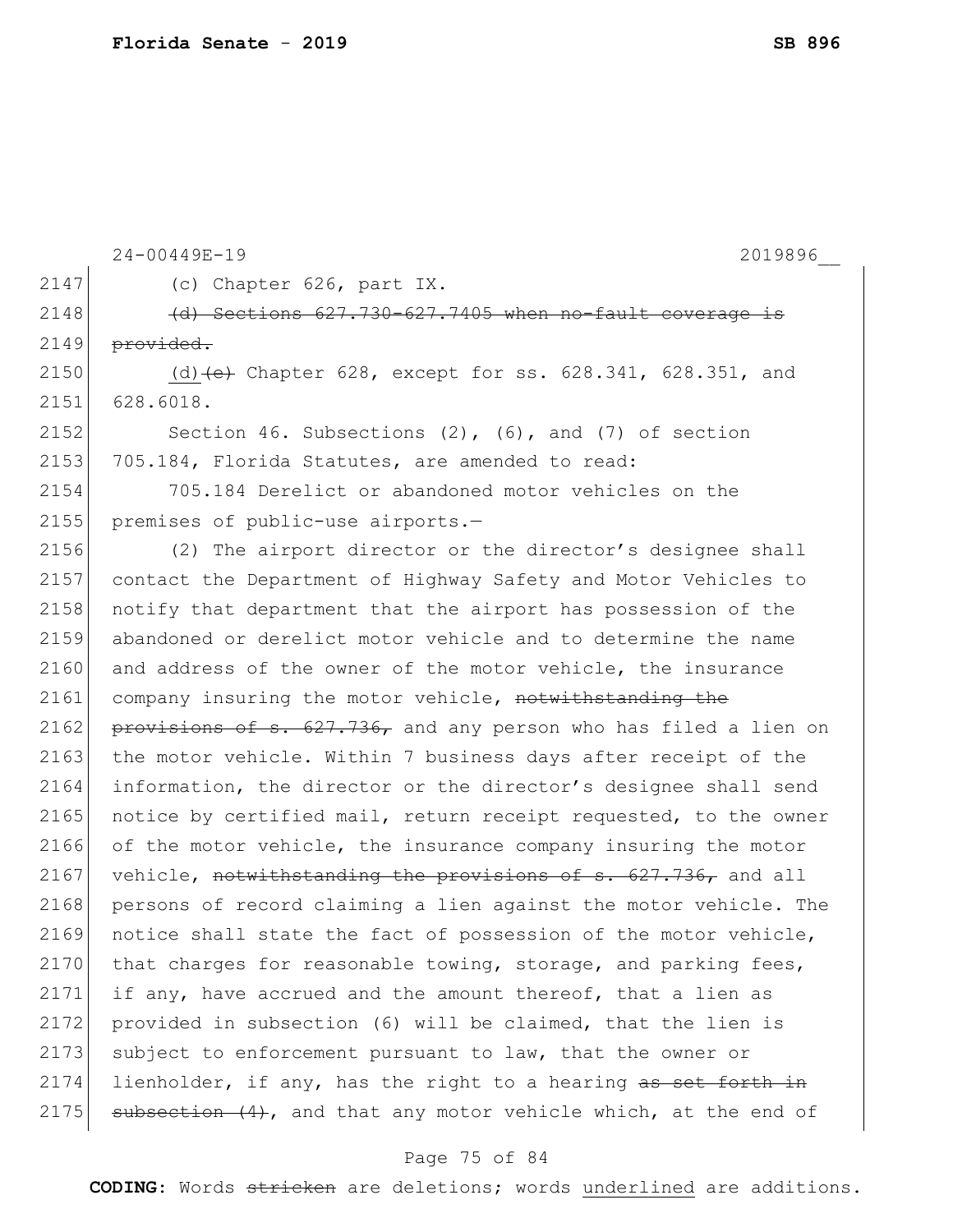(c) Chapter 626, part IX.

~~(d) Sections 627.730-627.7405 when no-fault coverage is provided.~~

<u>(d)</u>~~(e)~~ Chapter 628, except for ss. 628.341, 628.351, and 628.6018.

Section 46. Subsections (2), (6), and (7) of section 705.184, Florida Statutes, are amended to read:

705.184 Derelict or abandoned motor vehicles on the premises of public-use airports.—

(2) The airport director or the director's designee shall contact the Department of Highway Safety and Motor Vehicles to notify that department that the airport has possession of the abandoned or derelict motor vehicle and to determine the name and address of the owner of the motor vehicle, the insurance company insuring the motor vehicle, ~~notwithstanding the provisions of s. 627.736,~~ and any person who has filed a lien on the motor vehicle. Within 7 business days after receipt of the information, the director or the director's designee shall send notice by certified mail, return receipt requested, to the owner of the motor vehicle, the insurance company insuring the motor vehicle, ~~notwithstanding the provisions of s. 627.736,~~ and all persons of record claiming a lien against the motor vehicle. The notice shall state the fact of possession of the motor vehicle, that charges for reasonable towing, storage, and parking fees, if any, have accrued and the amount thereof, that a lien as provided in subsection (6) will be claimed, that the lien is subject to enforcement pursuant to law, that the owner or lienholder, if any, has the right to a hearing ~~as set forth in subsection (4)~~, and that any motor vehicle which, at the end of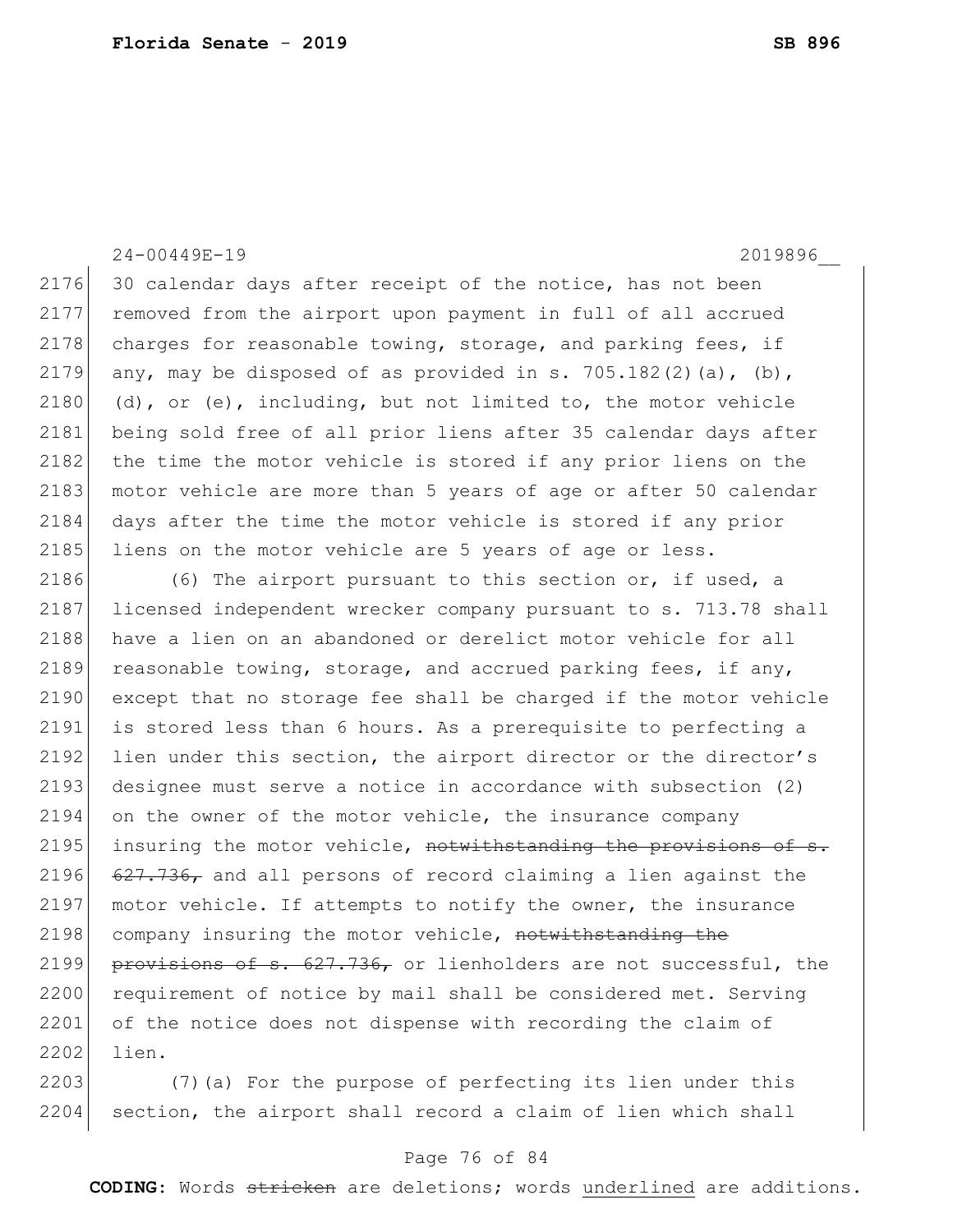30 calendar days after receipt of the notice, has not been removed from the airport upon payment in full of all accrued charges for reasonable towing, storage, and parking fees, if any, may be disposed of as provided in s. 705.182(2)(a), (b), (d), or (e), including, but not limited to, the motor vehicle being sold free of all prior liens after 35 calendar days after the time the motor vehicle is stored if any prior liens on the motor vehicle are more than 5 years of age or after 50 calendar days after the time the motor vehicle is stored if any prior liens on the motor vehicle are 5 years of age or less.

(6) The airport pursuant to this section or, if used, a licensed independent wrecker company pursuant to s. 713.78 shall have a lien on an abandoned or derelict motor vehicle for all reasonable towing, storage, and accrued parking fees, if any, except that no storage fee shall be charged if the motor vehicle is stored less than 6 hours. As a prerequisite to perfecting a lien under this section, the airport director or the director's designee must serve a notice in accordance with subsection (2) on the owner of the motor vehicle, the insurance company insuring the motor vehicle, ~~notwithstanding the provisions of s. 627.736,~~ and all persons of record claiming a lien against the motor vehicle. If attempts to notify the owner, the insurance company insuring the motor vehicle, ~~notwithstanding the provisions of s. 627.736,~~ or lienholders are not successful, the requirement of notice by mail shall be considered met. Serving of the notice does not dispense with recording the claim of lien.

(7)(a) For the purpose of perfecting its lien under this section, the airport shall record a claim of lien which shall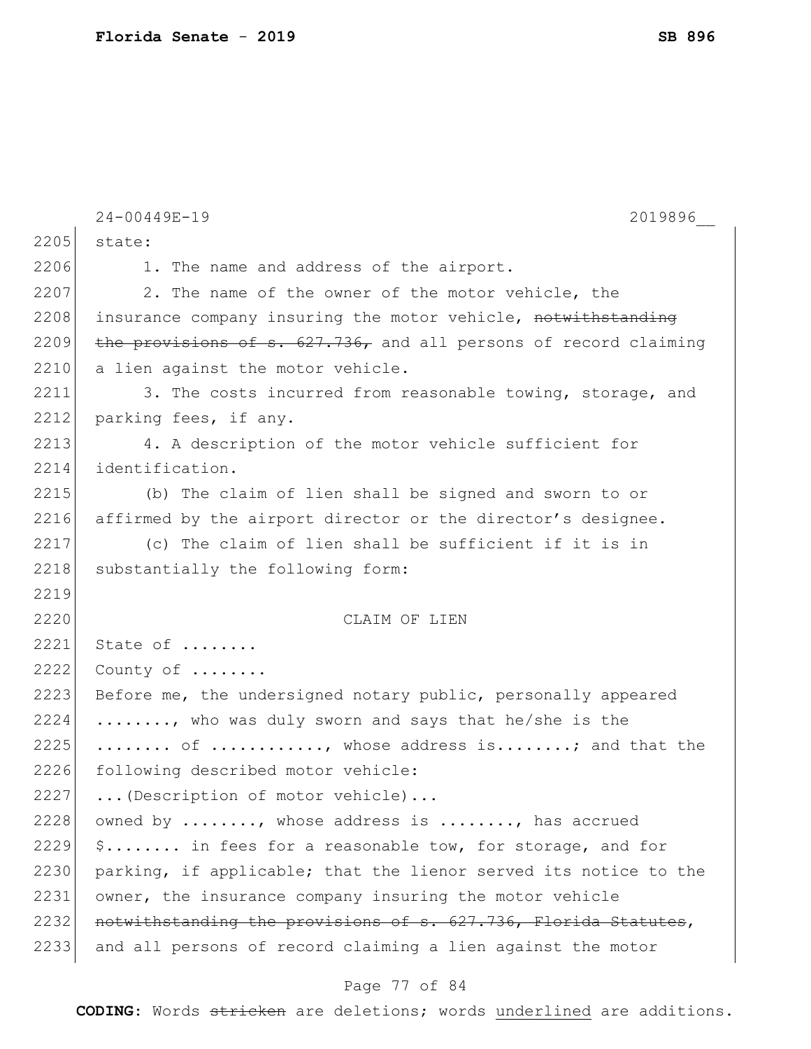state:

1. The name and address of the airport.

2. The name of the owner of the motor vehicle, the insurance company insuring the motor vehicle, ~~notwithstanding the provisions of s. 627.736,~~ and all persons of record claiming a lien against the motor vehicle.

3. The costs incurred from reasonable towing, storage, and parking fees, if any.

4. A description of the motor vehicle sufficient for identification.

(b) The claim of lien shall be signed and sworn to or affirmed by the airport director or the director's designee.

(c) The claim of lien shall be sufficient if it is in substantially the following form:

CLAIM OF LIEN

State of ........

County of ........

Before me, the undersigned notary public, personally appeared ........, who was duly sworn and says that he/she is the ........ of ..........., whose address is........; and that the following described motor vehicle:

...(Description of motor vehicle)...

owned by ........, whose address is ........, has accrued $........ in fees for a reasonable tow, for storage, and for parking, if applicable; that the lienor served its notice to the owner, the insurance company insuring the motor vehicle ~~notwithstanding the provisions of s. 627.736, Florida Statutes~~, and all persons of record claiming a lien against the motor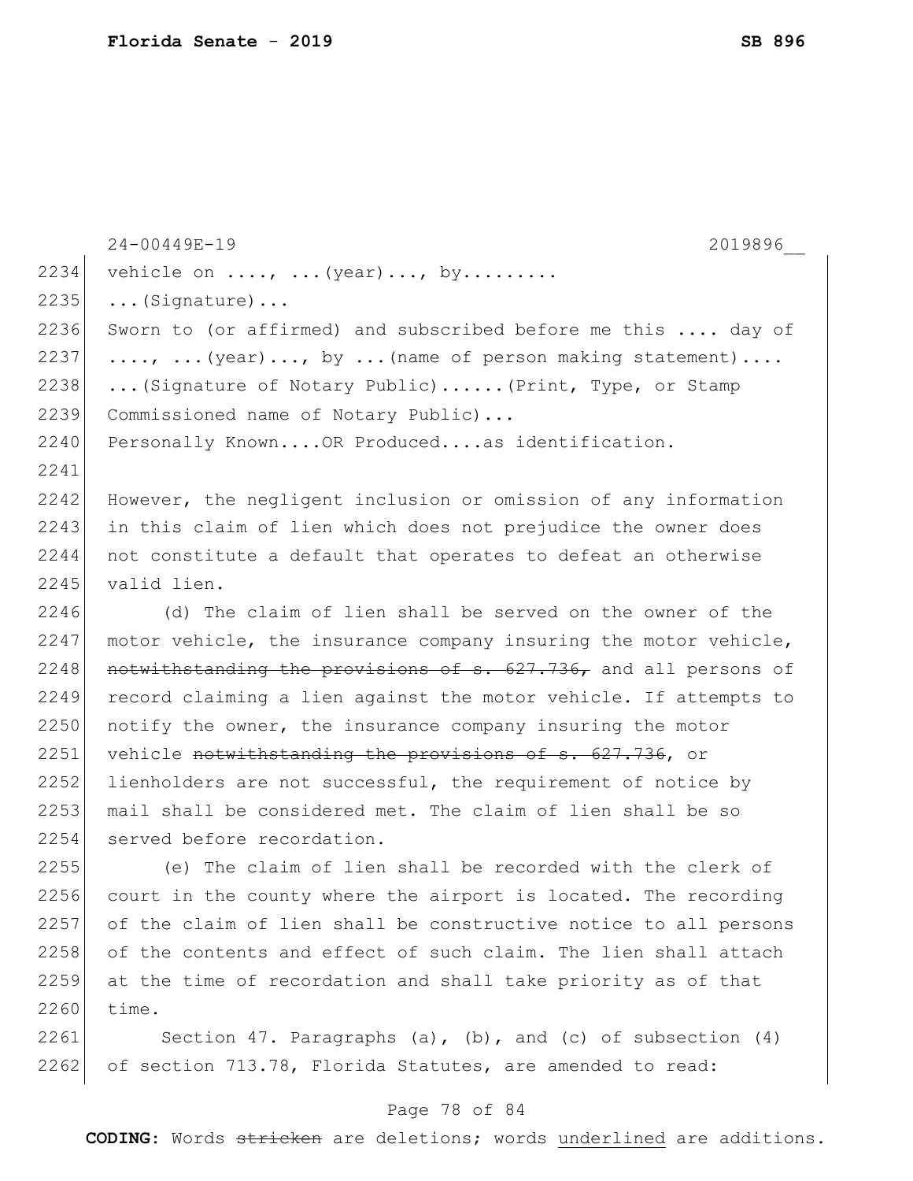24-00449E-19 2019896__

vehicle on ...., ...(year)..., by.........
...(Signature)...
Sworn to (or affirmed) and subscribed before me this .... day of
...., ...(year)..., by ...(name of person making statement)....
...(Signature of Notary Public)......(Print, Type, or Stamp
Commissioned name of Notary Public)...
Personally Known....OR Produced....as identification.

However, the negligent inclusion or omission of any information in this claim of lien which does not prejudice the owner does not constitute a default that operates to defeat an otherwise valid lien.

(d) The claim of lien shall be served on the owner of the motor vehicle, the insurance company insuring the motor vehicle, ~~notwithstanding the provisions of s. 627.736,~~ and all persons of record claiming a lien against the motor vehicle. If attempts to notify the owner, the insurance company insuring the motor vehicle ~~notwithstanding the provisions of s. 627.736~~, or lienholders are not successful, the requirement of notice by mail shall be considered met. The claim of lien shall be so served before recordation.

(e) The claim of lien shall be recorded with the clerk of court in the county where the airport is located. The recording of the claim of lien shall be constructive notice to all persons of the contents and effect of such claim. The lien shall attach at the time of recordation and shall take priority as of that time.

Section 47. Paragraphs (a), (b), and (c) of subsection (4) of section 713.78, Florida Statutes, are amended to read: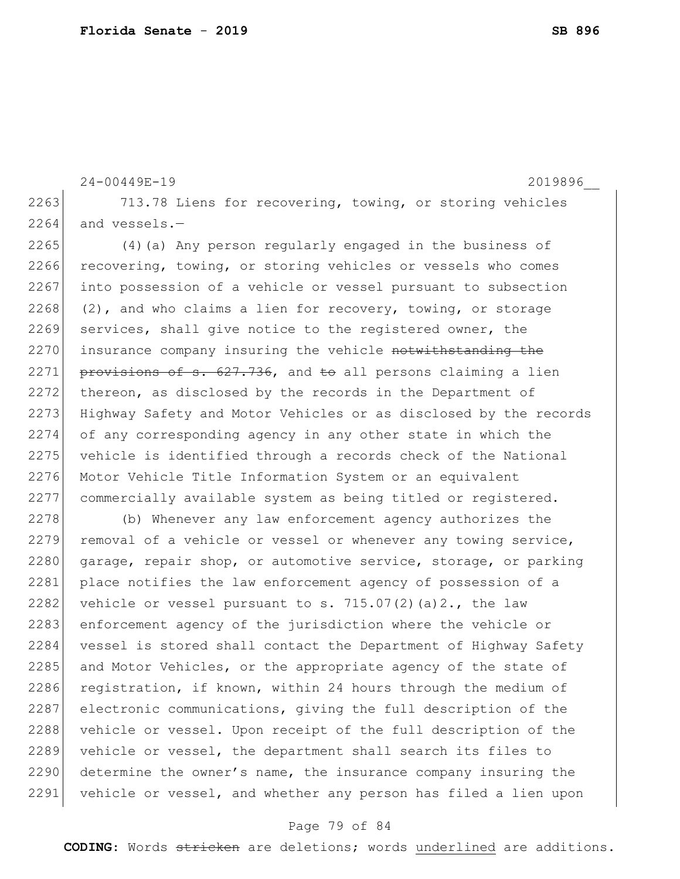713.78 Liens for recovering, towing, or storing vehicles and vessels.—

(4)(a) Any person regularly engaged in the business of recovering, towing, or storing vehicles or vessels who comes into possession of a vehicle or vessel pursuant to subsection (2), and who claims a lien for recovery, towing, or storage services, shall give notice to the registered owner, the insurance company insuring the vehicle ~~notwithstanding the provisions of s. 627.736~~, and ~~to~~ all persons claiming a lien thereon, as disclosed by the records in the Department of Highway Safety and Motor Vehicles or as disclosed by the records of any corresponding agency in any other state in which the vehicle is identified through a records check of the National Motor Vehicle Title Information System or an equivalent commercially available system as being titled or registered.

(b) Whenever any law enforcement agency authorizes the removal of a vehicle or vessel or whenever any towing service, garage, repair shop, or automotive service, storage, or parking place notifies the law enforcement agency of possession of a vehicle or vessel pursuant to s. 715.07(2)(a)2., the law enforcement agency of the jurisdiction where the vehicle or vessel is stored shall contact the Department of Highway Safety and Motor Vehicles, or the appropriate agency of the state of registration, if known, within 24 hours through the medium of electronic communications, giving the full description of the vehicle or vessel. Upon receipt of the full description of the vehicle or vessel, the department shall search its files to determine the owner's name, the insurance company insuring the vehicle or vessel, and whether any person has filed a lien upon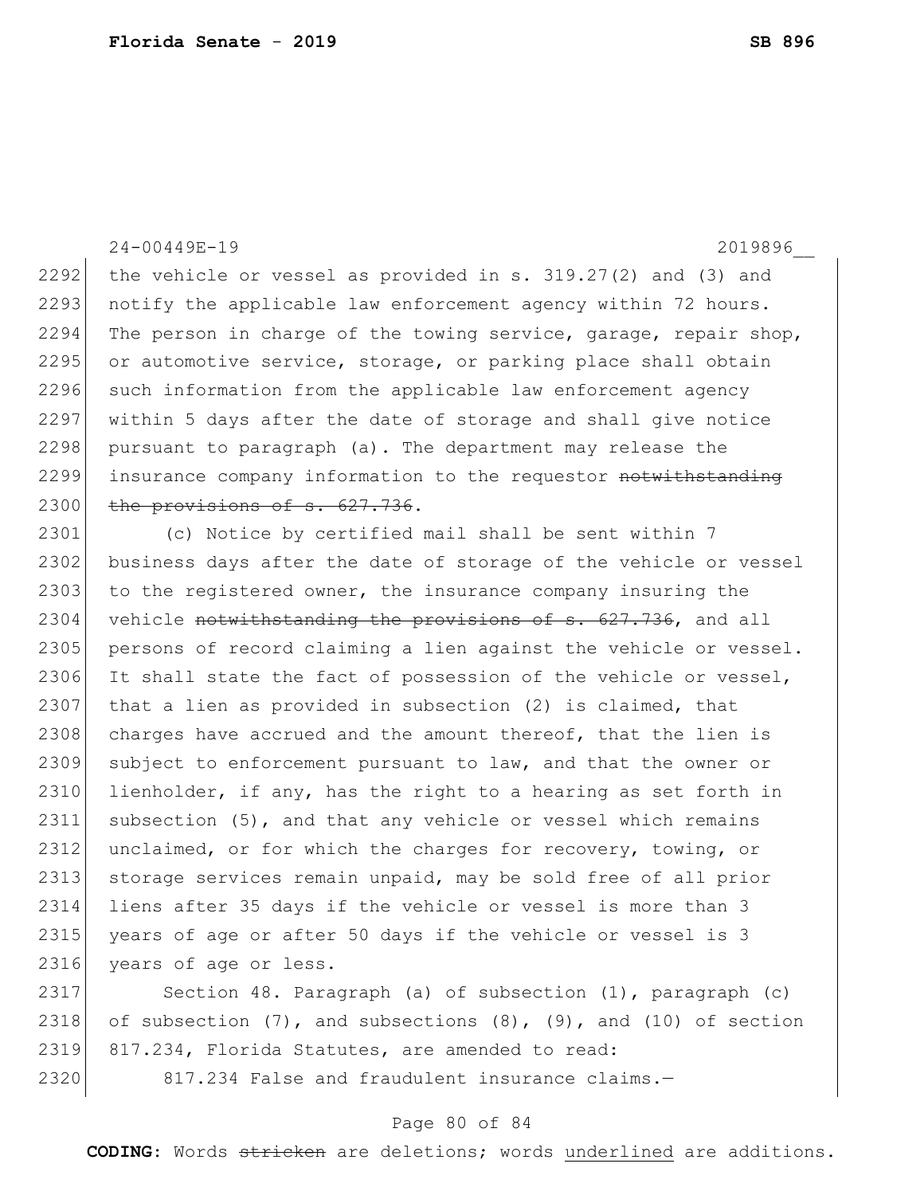the vehicle or vessel as provided in s. 319.27(2) and (3) and notify the applicable law enforcement agency within 72 hours. The person in charge of the towing service, garage, repair shop, or automotive service, storage, or parking place shall obtain such information from the applicable law enforcement agency within 5 days after the date of storage and shall give notice pursuant to paragraph (a). The department may release the insurance company information to the requestor ~~notwithstanding the provisions of s. 627.736~~.

(c) Notice by certified mail shall be sent within 7 business days after the date of storage of the vehicle or vessel to the registered owner, the insurance company insuring the vehicle ~~notwithstanding the provisions of s. 627.736~~, and all persons of record claiming a lien against the vehicle or vessel. It shall state the fact of possession of the vehicle or vessel, that a lien as provided in subsection (2) is claimed, that charges have accrued and the amount thereof, that the lien is subject to enforcement pursuant to law, and that the owner or lienholder, if any, has the right to a hearing as set forth in subsection (5), and that any vehicle or vessel which remains unclaimed, or for which the charges for recovery, towing, or storage services remain unpaid, may be sold free of all prior liens after 35 days if the vehicle or vessel is more than 3 years of age or after 50 days if the vehicle or vessel is 3 years of age or less.

Section 48. Paragraph (a) of subsection (1), paragraph (c) of subsection (7), and subsections (8), (9), and (10) of section 817.234, Florida Statutes, are amended to read:

817.234 False and fraudulent insurance claims.—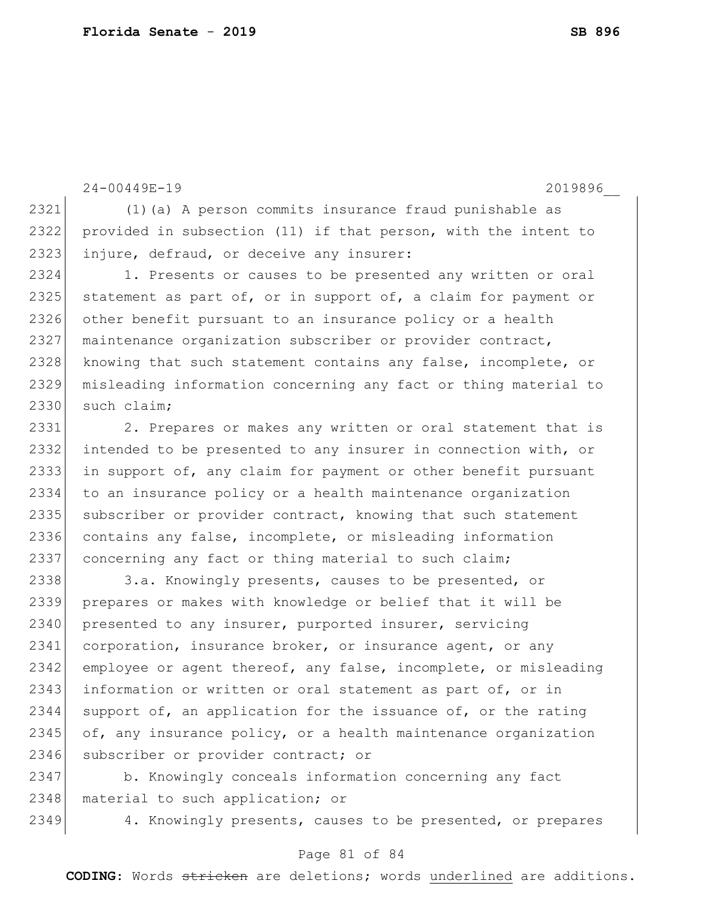(1)(a) A person commits insurance fraud punishable as provided in subsection (11) if that person, with the intent to injure, defraud, or deceive any insurer:

1. Presents or causes to be presented any written or oral statement as part of, or in support of, a claim for payment or other benefit pursuant to an insurance policy or a health maintenance organization subscriber or provider contract, knowing that such statement contains any false, incomplete, or misleading information concerning any fact or thing material to such claim;

2. Prepares or makes any written or oral statement that is intended to be presented to any insurer in connection with, or in support of, any claim for payment or other benefit pursuant to an insurance policy or a health maintenance organization subscriber or provider contract, knowing that such statement contains any false, incomplete, or misleading information concerning any fact or thing material to such claim;

3.a. Knowingly presents, causes to be presented, or prepares or makes with knowledge or belief that it will be presented to any insurer, purported insurer, servicing corporation, insurance broker, or insurance agent, or any employee or agent thereof, any false, incomplete, or misleading information or written or oral statement as part of, or in support of, an application for the issuance of, or the rating of, any insurance policy, or a health maintenance organization subscriber or provider contract; or

b. Knowingly conceals information concerning any fact material to such application; or

4. Knowingly presents, causes to be presented, or prepares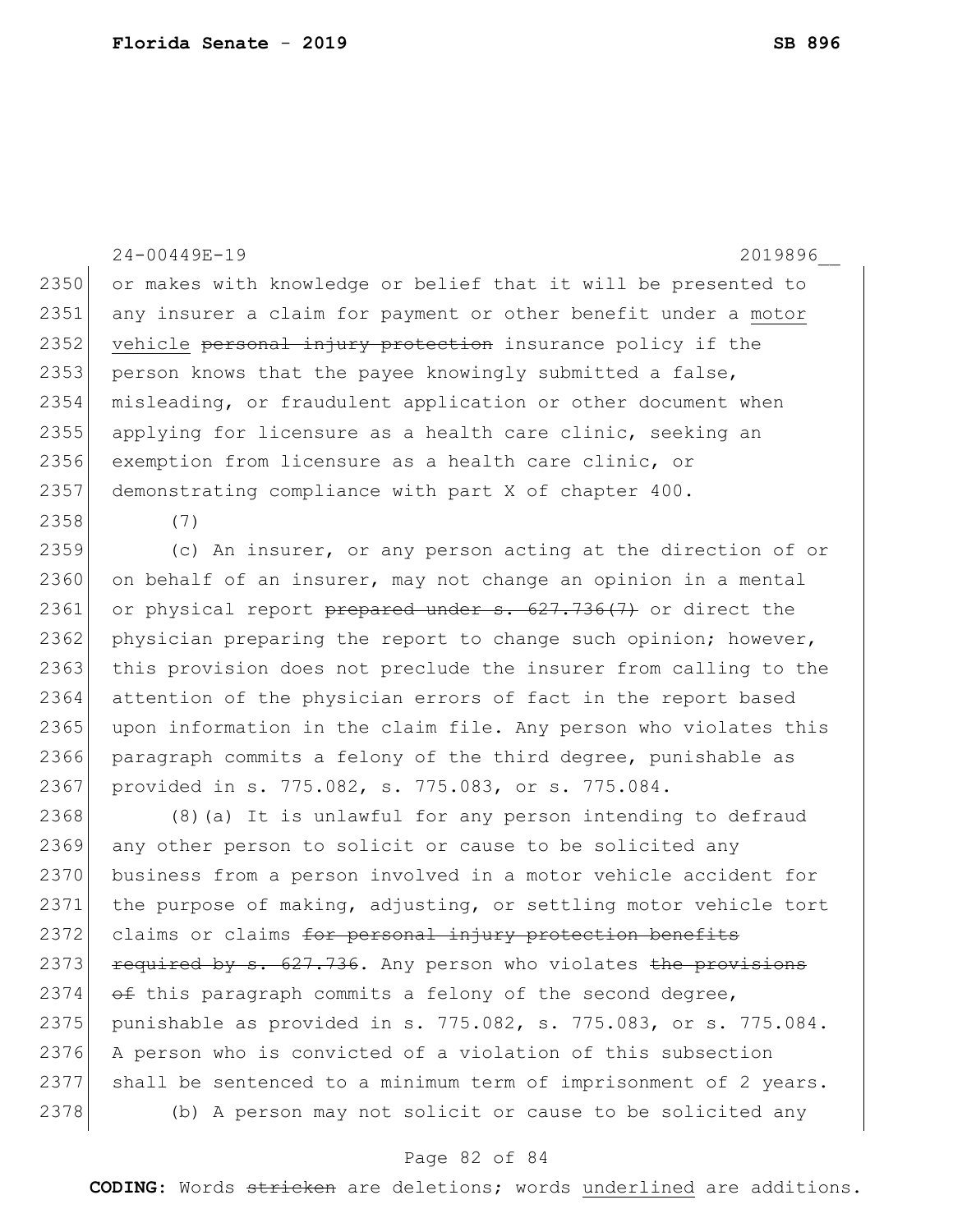24-00449E-19 2019896__

or makes with knowledge or belief that it will be presented to any insurer a claim for payment or other benefit under a <u>motor vehicle</u> ~~personal injury protection~~ insurance policy if the person knows that the payee knowingly submitted a false, misleading, or fraudulent application or other document when applying for licensure as a health care clinic, seeking an exemption from licensure as a health care clinic, or demonstrating compliance with part X of chapter 400.

(7)

(c) An insurer, or any person acting at the direction of or on behalf of an insurer, may not change an opinion in a mental or physical report ~~prepared under s. 627.736(7)~~ or direct the physician preparing the report to change such opinion; however, this provision does not preclude the insurer from calling to the attention of the physician errors of fact in the report based upon information in the claim file. Any person who violates this paragraph commits a felony of the third degree, punishable as provided in s. 775.082, s. 775.083, or s. 775.084.

(8)(a) It is unlawful for any person intending to defraud any other person to solicit or cause to be solicited any business from a person involved in a motor vehicle accident for the purpose of making, adjusting, or settling motor vehicle tort claims or claims ~~for personal injury protection benefits required by s. 627.736~~. Any person who violates ~~the provisions of~~ this paragraph commits a felony of the second degree, punishable as provided in s. 775.082, s. 775.083, or s. 775.084. A person who is convicted of a violation of this subsection shall be sentenced to a minimum term of imprisonment of 2 years.

(b) A person may not solicit or cause to be solicited any

**CODING:** Words ~~stricken~~ are deletions; words <u>underlined</u> are additions.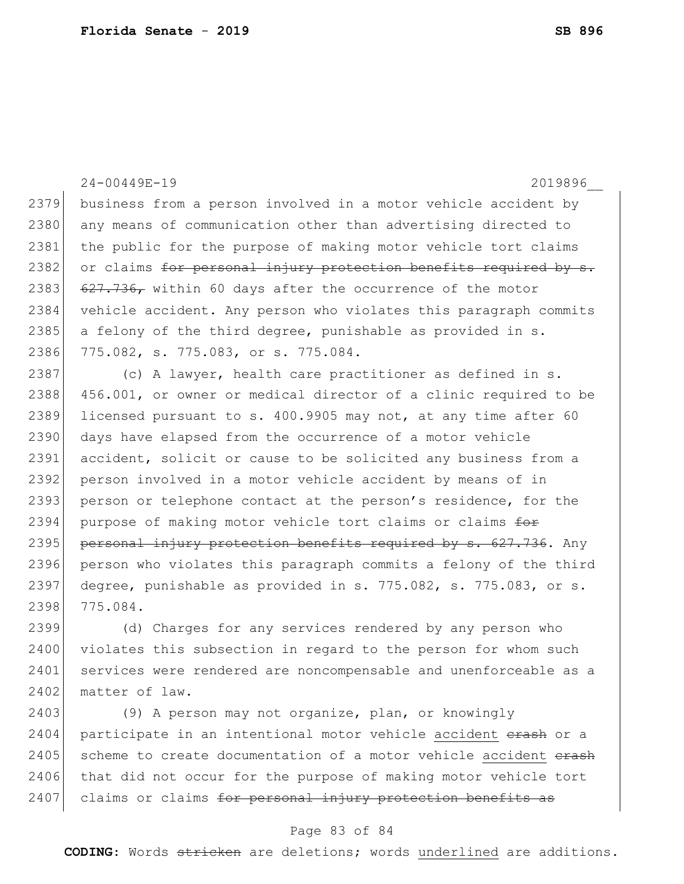business from a person involved in a motor vehicle accident by any means of communication other than advertising directed to the public for the purpose of making motor vehicle tort claims or claims ~~for personal injury protection benefits required by s. 627.736,~~ within 60 days after the occurrence of the motor vehicle accident. Any person who violates this paragraph commits a felony of the third degree, punishable as provided in s. 775.082, s. 775.083, or s. 775.084.

(c) A lawyer, health care practitioner as defined in s. 456.001, or owner or medical director of a clinic required to be licensed pursuant to s. 400.9905 may not, at any time after 60 days have elapsed from the occurrence of a motor vehicle accident, solicit or cause to be solicited any business from a person involved in a motor vehicle accident by means of in person or telephone contact at the person's residence, for the purpose of making motor vehicle tort claims or claims ~~for personal injury protection benefits required by s. 627.736~~. Any person who violates this paragraph commits a felony of the third degree, punishable as provided in s. 775.082, s. 775.083, or s. 775.084.

(d) Charges for any services rendered by any person who violates this subsection in regard to the person for whom such services were rendered are noncompensable and unenforceable as a matter of law.

(9) A person may not organize, plan, or knowingly participate in an intentional motor vehicle <u>accident</u> ~~crash~~ or a scheme to create documentation of a motor vehicle <u>accident</u> ~~crash~~ that did not occur for the purpose of making motor vehicle tort claims or claims ~~for personal injury protection benefits as~~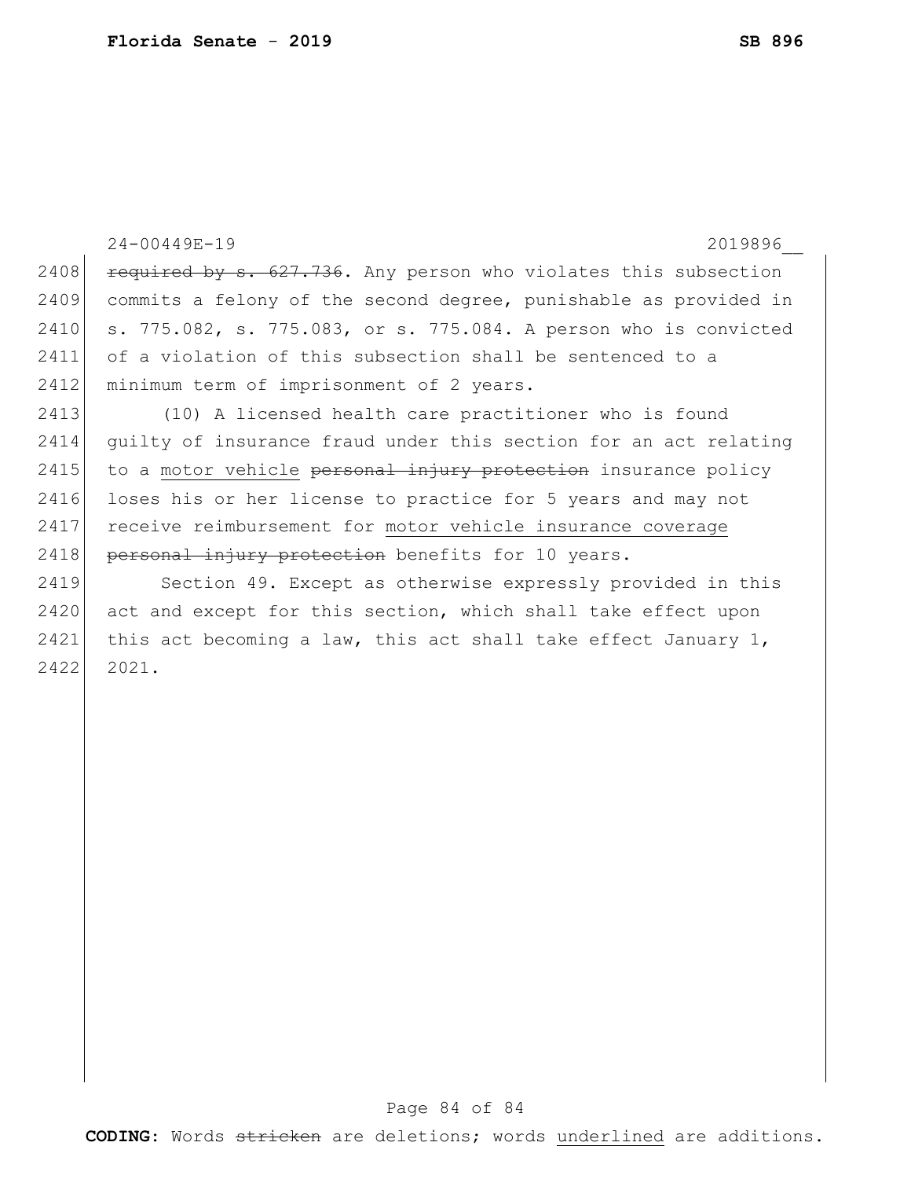~~required by s. 627.736~~. Any person who violates this subsection commits a felony of the second degree, punishable as provided in s. 775.082, s. 775.083, or s. 775.084. A person who is convicted of a violation of this subsection shall be sentenced to a minimum term of imprisonment of 2 years.

(10) A licensed health care practitioner who is found guilty of insurance fraud under this section for an act relating to a <u>motor vehicle</u> ~~personal injury protection~~ insurance policy loses his or her license to practice for 5 years and may not receive reimbursement for <u>motor vehicle insurance coverage</u> ~~personal injury protection~~ benefits for 10 years.

Section 49. Except as otherwise expressly provided in this act and except for this section, which shall take effect upon this act becoming a law, this act shall take effect January 1, 2021.